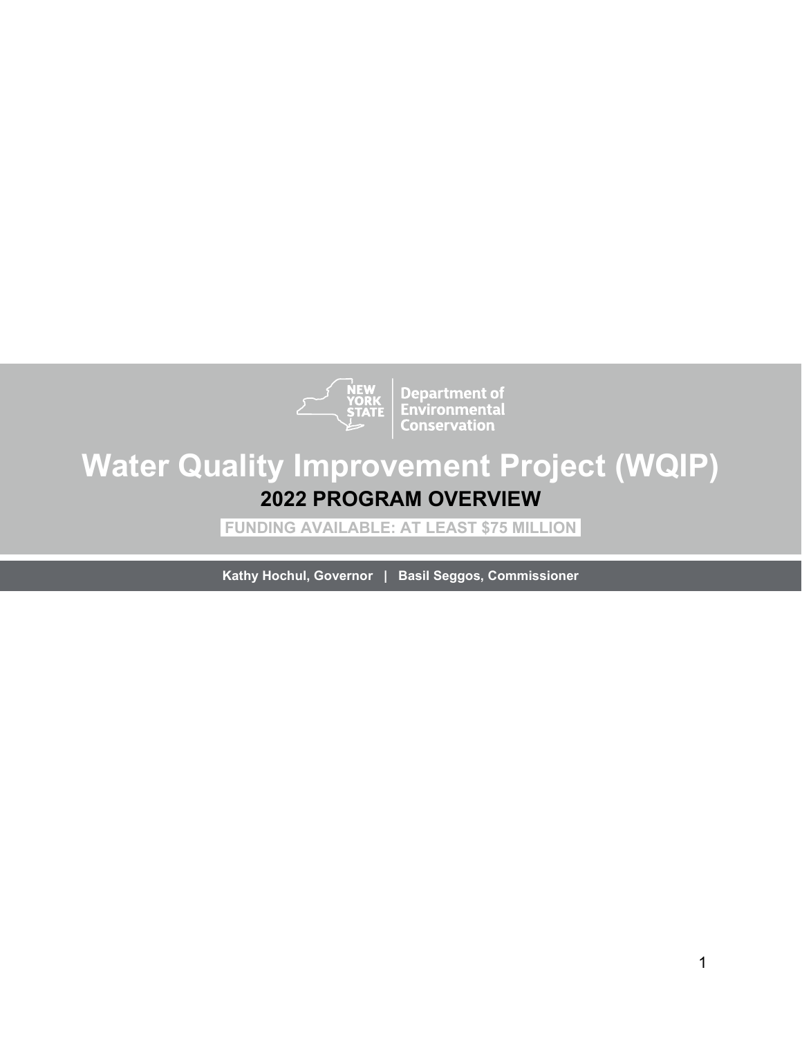New York State Department of Environmental Conservation

# Water Quality Improvement Project (WQIP)

## 2022 PROGRAM OVERVIEW

**FUNDING AVAILABLE: AT LEAST $75 MILLION**

**Kathy Hochul, Governor | Basil Seggos, Commissioner**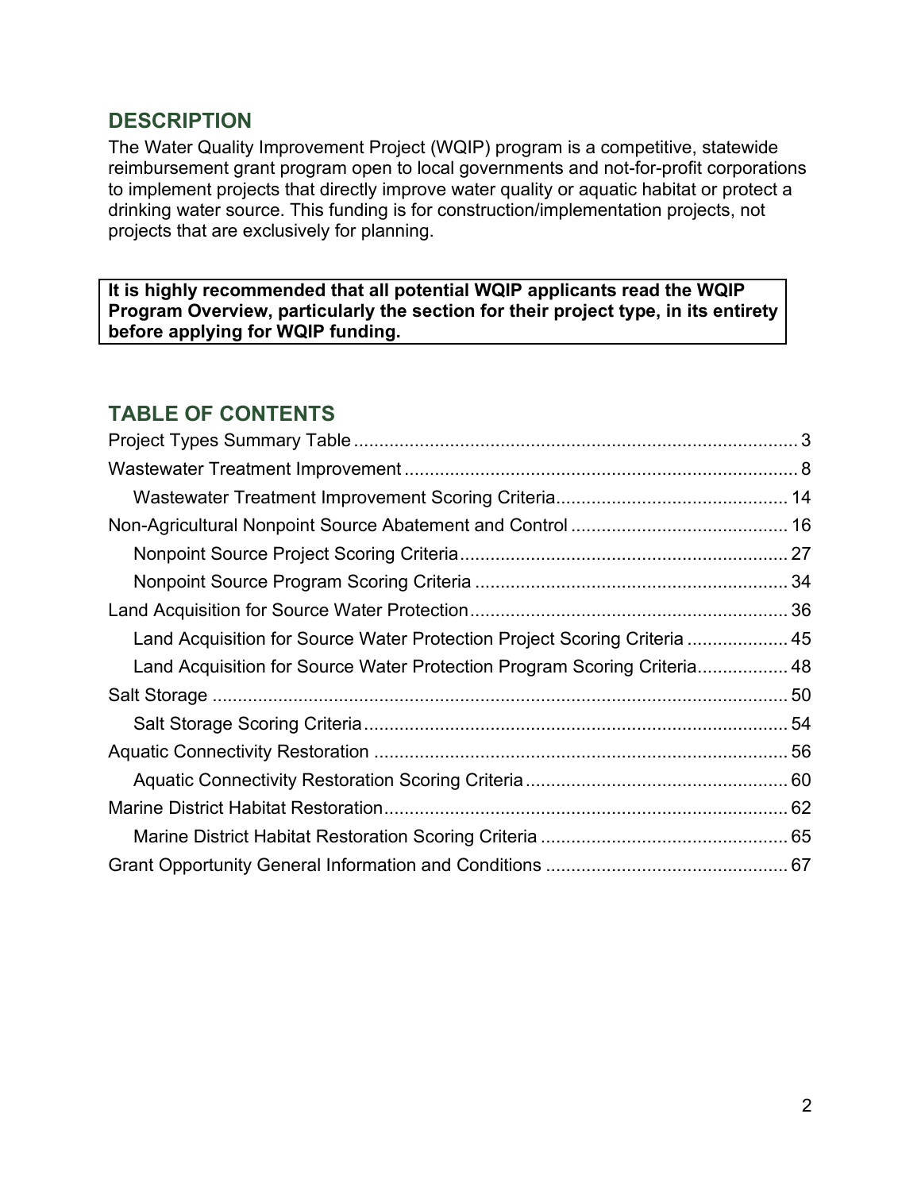## DESCRIPTION

The Water Quality Improvement Project (WQIP) program is a competitive, statewide reimbursement grant program open to local governments and not-for-profit corporations to implement projects that directly improve water quality or aquatic habitat or protect a drinking water source. This funding is for construction/implementation projects, not projects that are exclusively for planning.

**It is highly recommended that all potential WQIP applicants read the WQIP Program Overview, particularly the section for their project type, in its entirety before applying for WQIP funding.**

## TABLE OF CONTENTS

- Project Types Summary Table ..... 3
- Wastewater Treatment Improvement ..... 8
  - Wastewater Treatment Improvement Scoring Criteria ..... 14
- Non-Agricultural Nonpoint Source Abatement and Control ..... 16
  - Nonpoint Source Project Scoring Criteria ..... 27
  - Nonpoint Source Program Scoring Criteria ..... 34
- Land Acquisition for Source Water Protection ..... 36
  - Land Acquisition for Source Water Protection Project Scoring Criteria ..... 45
  - Land Acquisition for Source Water Protection Program Scoring Criteria ..... 48
- Salt Storage ..... 50
  - Salt Storage Scoring Criteria ..... 54
- Aquatic Connectivity Restoration ..... 56
  - Aquatic Connectivity Restoration Scoring Criteria ..... 60
- Marine District Habitat Restoration ..... 62
  - Marine District Habitat Restoration Scoring Criteria ..... 65
- Grant Opportunity General Information and Conditions ..... 67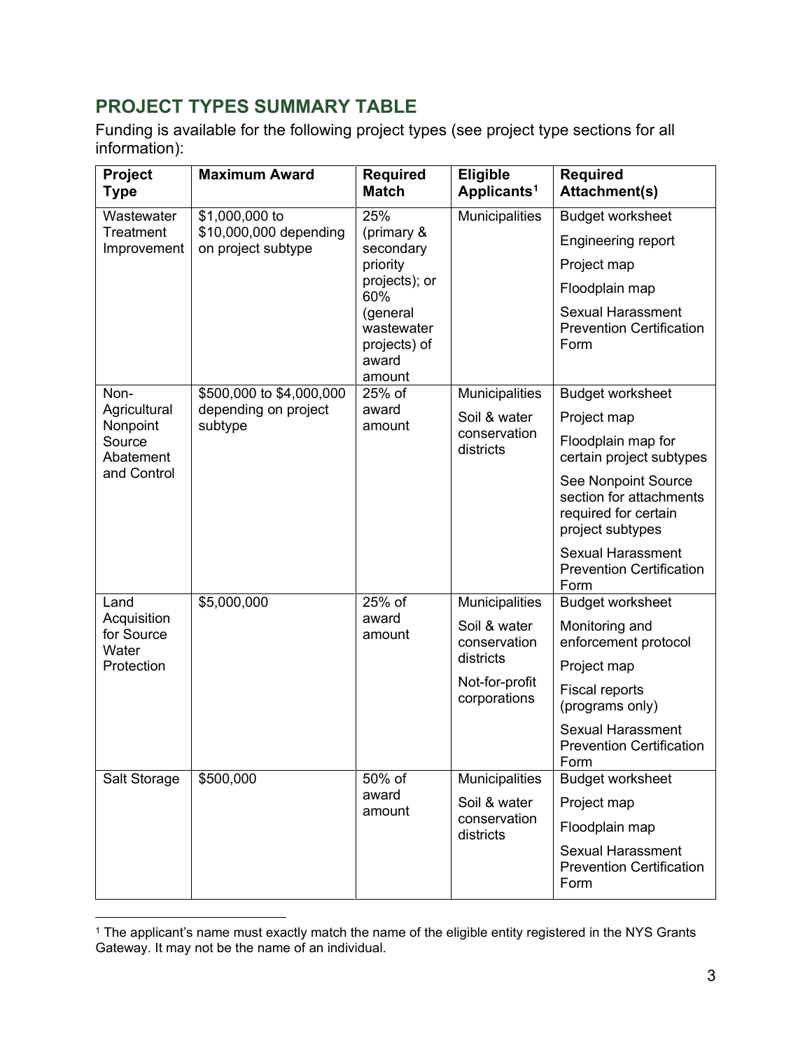## PROJECT TYPES SUMMARY TABLE

Funding is available for the following project types (see project type sections for all information):

| Project Type | Maximum Award | Required Match | Eligible Applicants[1] | Required Attachment(s) |
|---|---|---|---|---|
| Wastewater Treatment Improvement | $1,000,000 to $10,000,000 depending on project subtype | 25% (primary & secondary priority projects); or 60% (general wastewater projects) of award amount | Municipalities | Budget worksheet<br>Engineering report<br>Project map<br>Floodplain map<br>Sexual Harassment Prevention Certification Form |
| Non-Agricultural Nonpoint Source Abatement and Control | $500,000 to $4,000,000 depending on project subtype | 25% of award amount | Municipalities<br>Soil & water conservation districts | Budget worksheet<br>Project map<br>Floodplain map for certain project subtypes<br>See Nonpoint Source section for attachments required for certain project subtypes<br>Sexual Harassment Prevention Certification Form |
| Land Acquisition for Source Water Protection | $5,000,000 | 25% of award amount | Municipalities<br>Soil & water conservation districts<br>Not-for-profit corporations | Budget worksheet<br>Monitoring and enforcement protocol<br>Project map<br>Fiscal reports (programs only)<br>Sexual Harassment Prevention Certification Form |
| Salt Storage | $500,000 | 50% of award amount | Municipalities<br>Soil & water conservation districts | Budget worksheet<br>Project map<br>Floodplain map<br>Sexual Harassment Prevention Certification Form |

[1] The applicant's name must exactly match the name of the eligible entity registered in the NYS Grants Gateway. It may not be the name of an individual.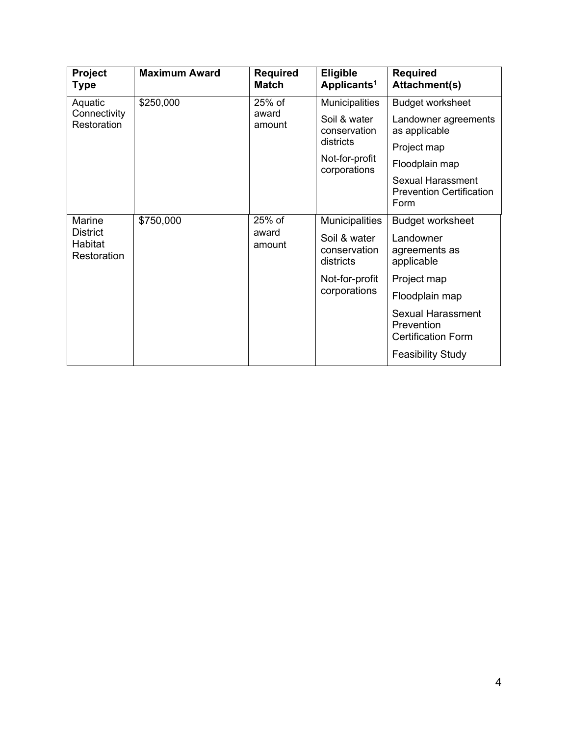| Project Type | Maximum Award | Required Match | Eligible Applicants[1] | Required Attachment(s) |
|---|---|---|---|---|
| Aquatic Connectivity Restoration | $250,000 | 25% of award amount | Municipalities<br>Soil & water conservation districts<br>Not-for-profit corporations | Budget worksheet<br>Landowner agreements as applicable<br>Project map<br>Floodplain map<br>Sexual Harassment Prevention Certification Form |
| Marine District Habitat Restoration | $750,000 | 25% of award amount | Municipalities<br>Soil & water conservation districts<br>Not-for-profit corporations | Budget worksheet<br>Landowner agreements as applicable<br>Project map<br>Floodplain map<br>Sexual Harassment Prevention Certification Form<br>Feasibility Study |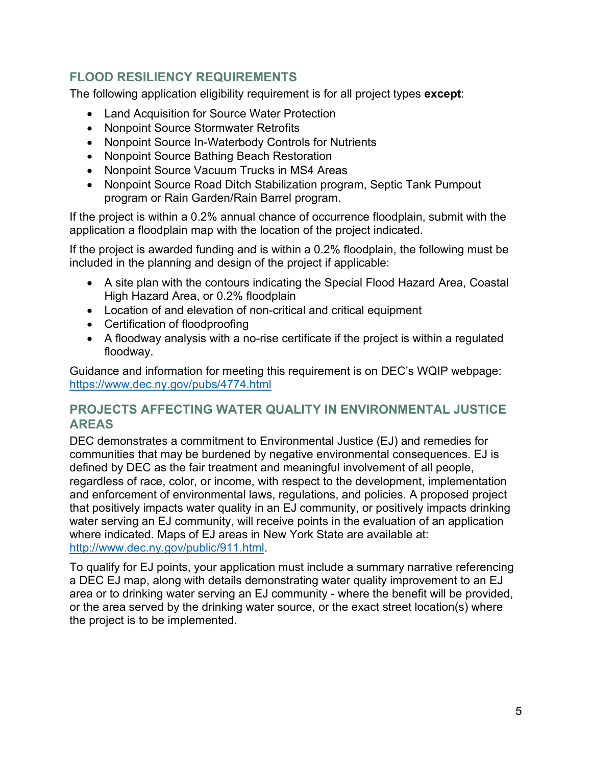## FLOOD RESILIENCY REQUIREMENTS

The following application eligibility requirement is for all project types **except**:

- Land Acquisition for Source Water Protection
- Nonpoint Source Stormwater Retrofits
- Nonpoint Source In-Waterbody Controls for Nutrients
- Nonpoint Source Bathing Beach Restoration
- Nonpoint Source Vacuum Trucks in MS4 Areas
- Nonpoint Source Road Ditch Stabilization program, Septic Tank Pumpout program or Rain Garden/Rain Barrel program.

If the project is within a 0.2% annual chance of occurrence floodplain, submit with the application a floodplain map with the location of the project indicated.

If the project is awarded funding and is within a 0.2% floodplain, the following must be included in the planning and design of the project if applicable:

- A site plan with the contours indicating the Special Flood Hazard Area, Coastal High Hazard Area, or 0.2% floodplain
- Location of and elevation of non-critical and critical equipment
- Certification of floodproofing
- A floodway analysis with a no-rise certificate if the project is within a regulated floodway.

Guidance and information for meeting this requirement is on DEC's WQIP webpage: https://www.dec.ny.gov/pubs/4774.html

## PROJECTS AFFECTING WATER QUALITY IN ENVIRONMENTAL JUSTICE AREAS

DEC demonstrates a commitment to Environmental Justice (EJ) and remedies for communities that may be burdened by negative environmental consequences. EJ is defined by DEC as the fair treatment and meaningful involvement of all people, regardless of race, color, or income, with respect to the development, implementation and enforcement of environmental laws, regulations, and policies. A proposed project that positively impacts water quality in an EJ community, or positively impacts drinking water serving an EJ community, will receive points in the evaluation of an application where indicated. Maps of EJ areas in New York State are available at: http://www.dec.ny.gov/public/911.html.

To qualify for EJ points, your application must include a summary narrative referencing a DEC EJ map, along with details demonstrating water quality improvement to an EJ area or to drinking water serving an EJ community - where the benefit will be provided, or the area served by the drinking water source, or the exact street location(s) where the project is to be implemented.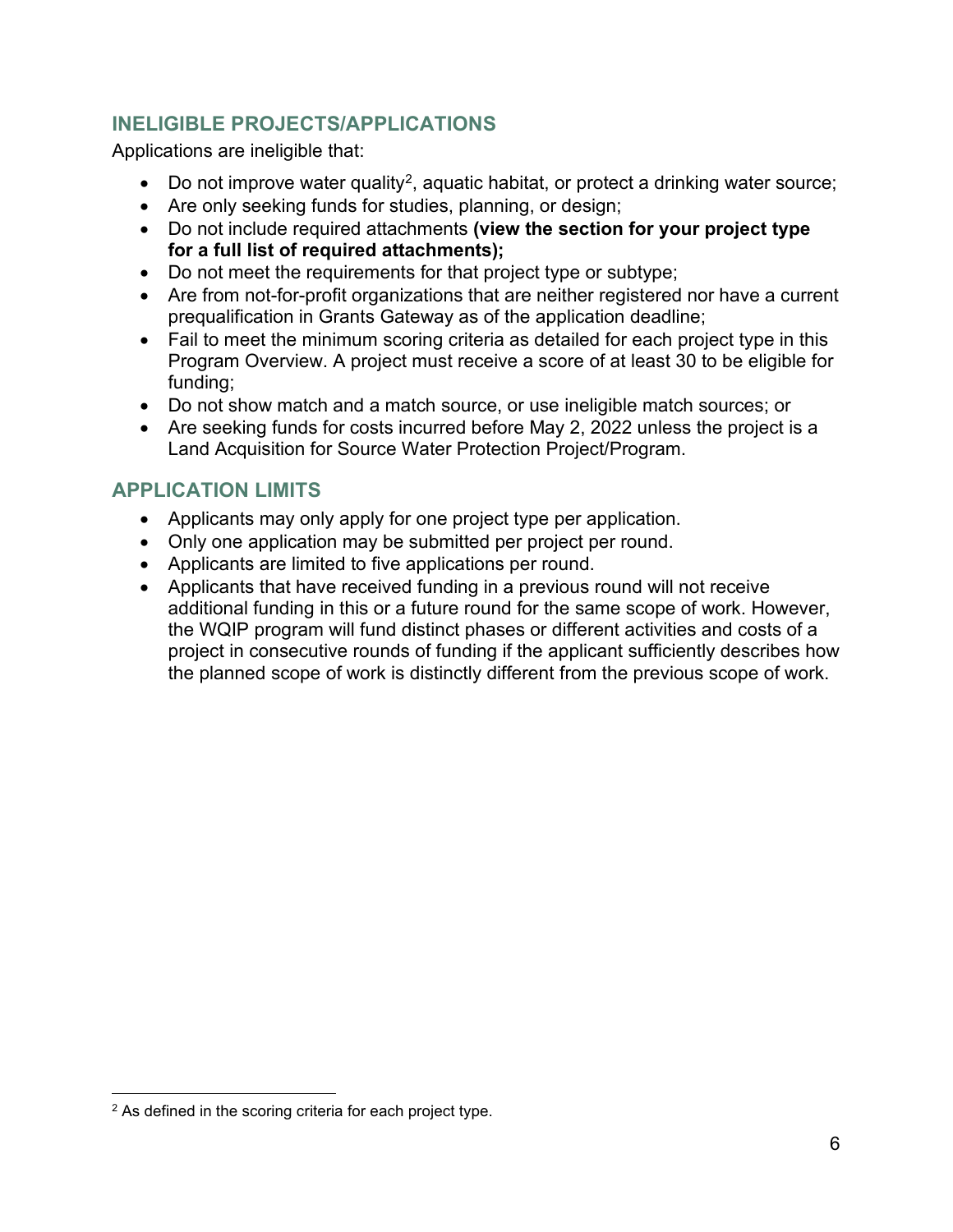## INELIGIBLE PROJECTS/APPLICATIONS

Applications are ineligible that:

- Do not improve water quality[2], aquatic habitat, or protect a drinking water source;
- Are only seeking funds for studies, planning, or design;
- Do not include required attachments **(view the section for your project type for a full list of required attachments);**
- Do not meet the requirements for that project type or subtype;
- Are from not-for-profit organizations that are neither registered nor have a current prequalification in Grants Gateway as of the application deadline;
- Fail to meet the minimum scoring criteria as detailed for each project type in this Program Overview. A project must receive a score of at least 30 to be eligible for funding;
- Do not show match and a match source, or use ineligible match sources; or
- Are seeking funds for costs incurred before May 2, 2022 unless the project is a Land Acquisition for Source Water Protection Project/Program.

## APPLICATION LIMITS

- Applicants may only apply for one project type per application.
- Only one application may be submitted per project per round.
- Applicants are limited to five applications per round.
- Applicants that have received funding in a previous round will not receive additional funding in this or a future round for the same scope of work. However, the WQIP program will fund distinct phases or different activities and costs of a project in consecutive rounds of funding if the applicant sufficiently describes how the planned scope of work is distinctly different from the previous scope of work.

[2] As defined in the scoring criteria for each project type.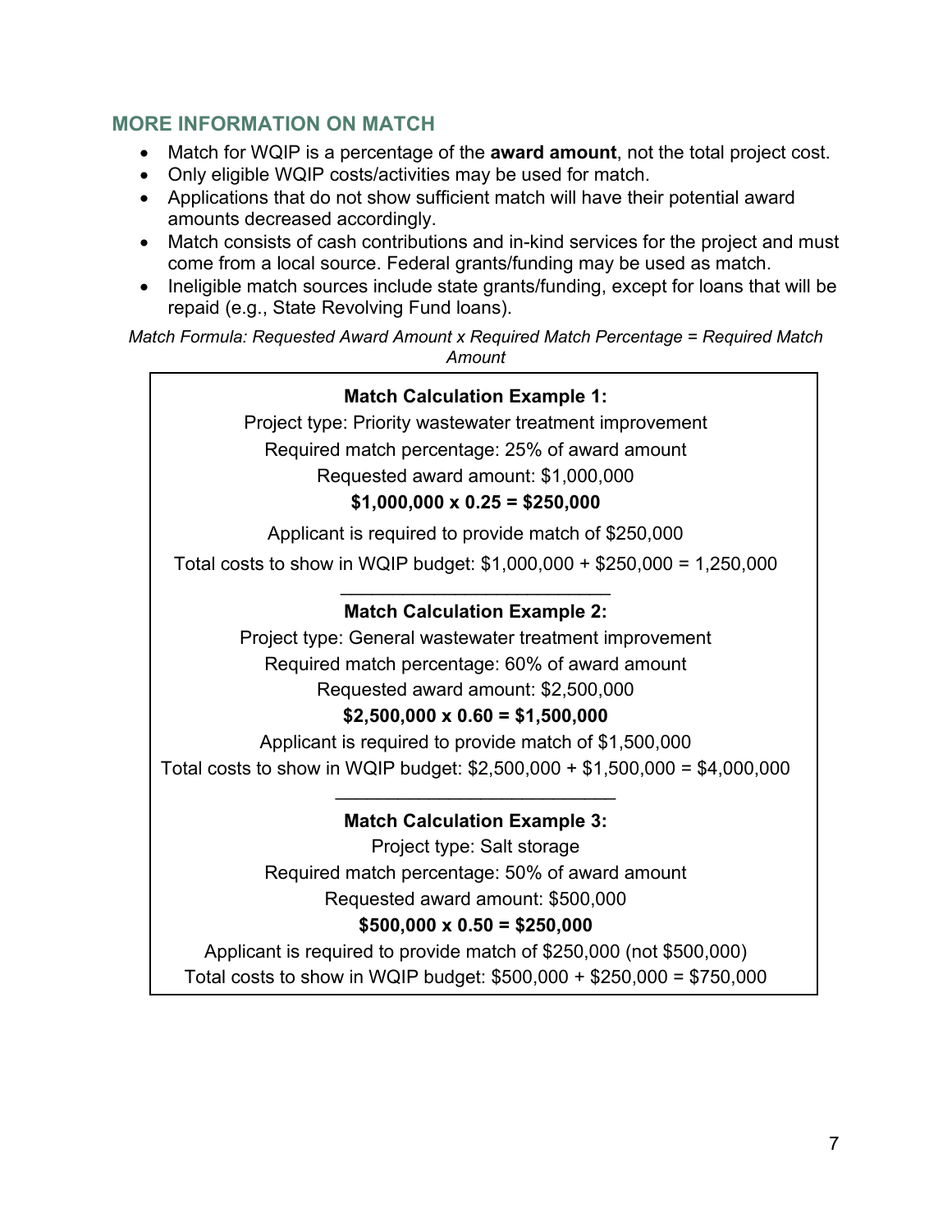## MORE INFORMATION ON MATCH

- Match for WQIP is a percentage of the **award amount**, not the total project cost.
- Only eligible WQIP costs/activities may be used for match.
- Applications that do not show sufficient match will have their potential award amounts decreased accordingly.
- Match consists of cash contributions and in-kind services for the project and must come from a local source. Federal grants/funding may be used as match.
- Ineligible match sources include state grants/funding, except for loans that will be repaid (e.g., State Revolving Fund loans).

*Match Formula: Requested Award Amount x Required Match Percentage = Required Match Amount*

**Match Calculation Example 1:**

Project type: Priority wastewater treatment improvement

Required match percentage: 25% of award amount

Requested award amount: $1,000,000

**$1,000,000 x 0.25 = $250,000**

Applicant is required to provide match of $250,000

Total costs to show in WQIP budget: $1,000,000 + $250,000 = 1,250,000

---

**Match Calculation Example 2:**

Project type: General wastewater treatment improvement

Required match percentage: 60% of award amount

Requested award amount: $2,500,000

**$2,500,000 x 0.60 = $1,500,000**

Applicant is required to provide match of $1,500,000

Total costs to show in WQIP budget: $2,500,000 + $1,500,000 = $4,000,000

---

**Match Calculation Example 3:**

Project type: Salt storage

Required match percentage: 50% of award amount

Requested award amount: $500,000

**$500,000 x 0.50 = $250,000**

Applicant is required to provide match of $250,000 (not $500,000)

Total costs to show in WQIP budget: $500,000 + $250,000 = $750,000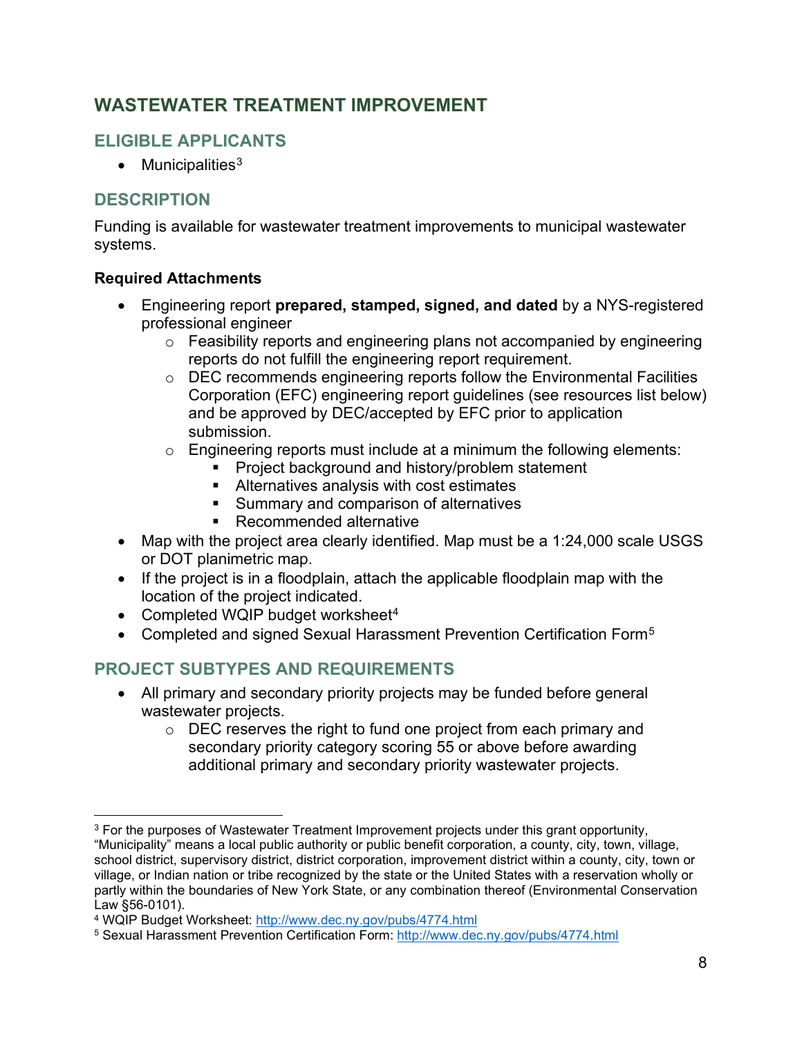## WASTEWATER TREATMENT IMPROVEMENT

### ELIGIBLE APPLICANTS

- Municipalities[3]

### DESCRIPTION

Funding is available for wastewater treatment improvements to municipal wastewater systems.

**Required Attachments**

- Engineering report **prepared, stamped, signed, and dated** by a NYS-registered professional engineer
  - Feasibility reports and engineering plans not accompanied by engineering reports do not fulfill the engineering report requirement.
  - DEC recommends engineering reports follow the Environmental Facilities Corporation (EFC) engineering report guidelines (see resources list below) and be approved by DEC/accepted by EFC prior to application submission.
  - Engineering reports must include at a minimum the following elements:
    - Project background and history/problem statement
    - Alternatives analysis with cost estimates
    - Summary and comparison of alternatives
    - Recommended alternative
- Map with the project area clearly identified. Map must be a 1:24,000 scale USGS or DOT planimetric map.
- If the project is in a floodplain, attach the applicable floodplain map with the location of the project indicated.
- Completed WQIP budget worksheet[4]
- Completed and signed Sexual Harassment Prevention Certification Form[5]

### PROJECT SUBTYPES AND REQUIREMENTS

- All primary and secondary priority projects may be funded before general wastewater projects.
  - DEC reserves the right to fund one project from each primary and secondary priority category scoring 55 or above before awarding additional primary and secondary priority wastewater projects.

---

[3] For the purposes of Wastewater Treatment Improvement projects under this grant opportunity, "Municipality" means a local public authority or public benefit corporation, a county, city, town, village, school district, supervisory district, district corporation, improvement district within a county, city, town or village, or Indian nation or tribe recognized by the state or the United States with a reservation wholly or partly within the boundaries of New York State, or any combination thereof (Environmental Conservation Law §56-0101).

[4] WQIP Budget Worksheet: http://www.dec.ny.gov/pubs/4774.html

[5] Sexual Harassment Prevention Certification Form: http://www.dec.ny.gov/pubs/4774.html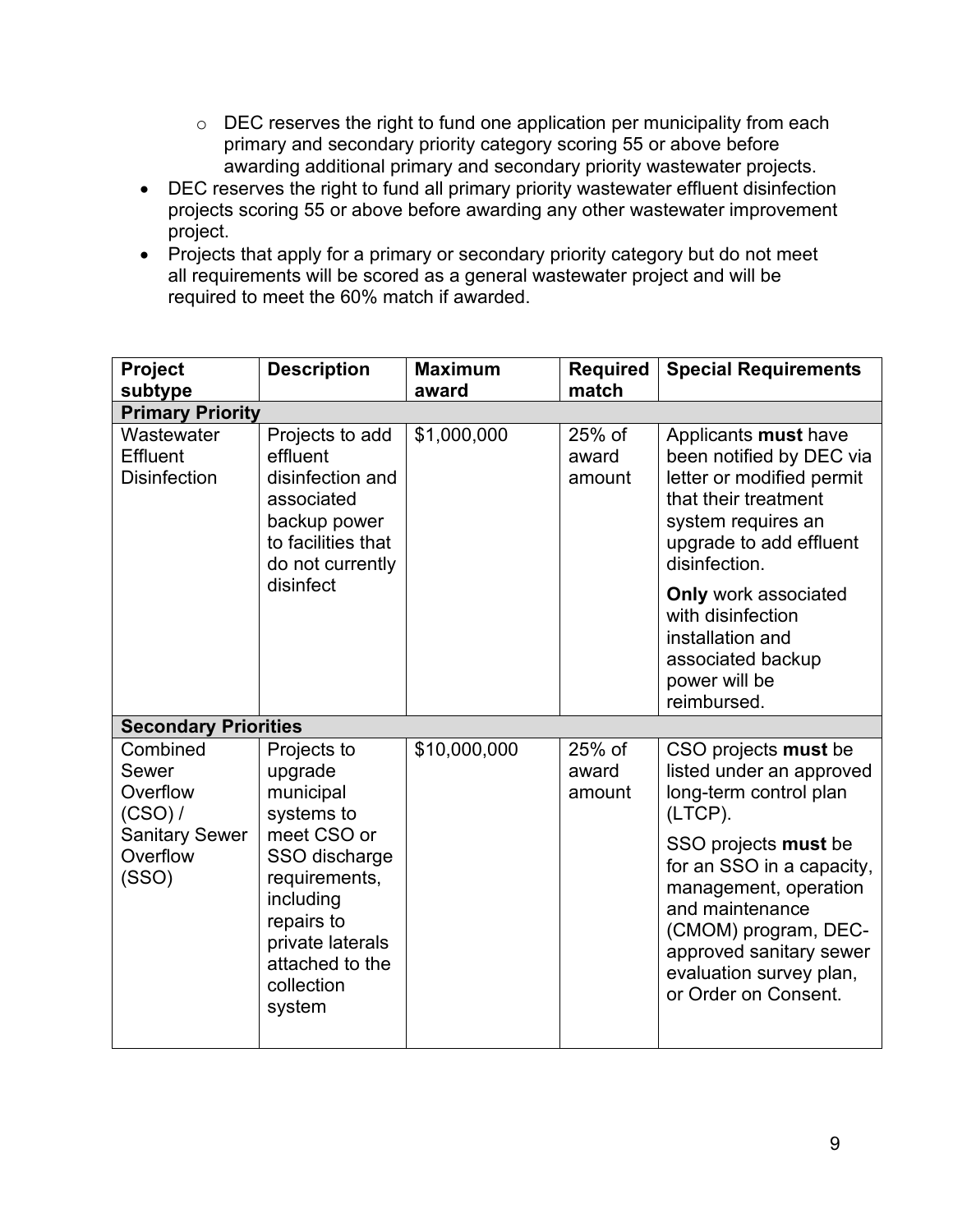- DEC reserves the right to fund one application per municipality from each primary and secondary priority category scoring 55 or above before awarding additional primary and secondary priority wastewater projects.
- DEC reserves the right to fund all primary priority wastewater effluent disinfection projects scoring 55 or above before awarding any other wastewater improvement project.
- Projects that apply for a primary or secondary priority category but do not meet all requirements will be scored as a general wastewater project and will be required to meet the 60% match if awarded.

| Project subtype | Description | Maximum award | Required match | Special Requirements |
|---|---|---|---|---|
| **Primary Priority** | | | | |
| Wastewater Effluent Disinfection | Projects to add effluent disinfection and associated backup power to facilities that do not currently disinfect | $1,000,000 | 25% of award amount | Applicants **must** have been notified by DEC via letter or modified permit that their treatment system requires an upgrade to add effluent disinfection.<br><br>**Only** work associated with disinfection installation and associated backup power will be reimbursed. |
| **Secondary Priorities** | | | | |
| Combined Sewer Overflow (CSO) / Sanitary Sewer Overflow (SSO) | Projects to upgrade municipal systems to meet CSO or SSO discharge requirements, including repairs to private laterals attached to the collection system | $10,000,000 | 25% of award amount | CSO projects **must** be listed under an approved long-term control plan (LTCP).<br><br>SSO projects **must** be for an SSO in a capacity, management, operation and maintenance (CMOM) program, DEC-approved sanitary sewer evaluation survey plan, or Order on Consent. |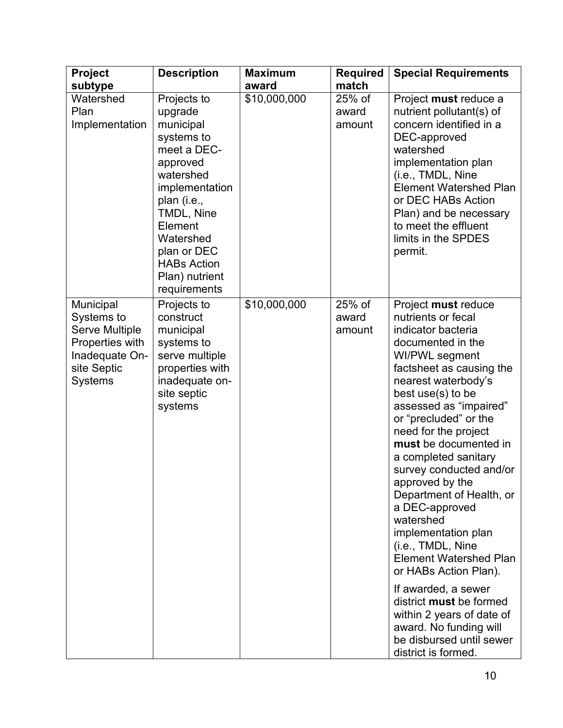| Project subtype | Description | Maximum award | Required match | Special Requirements |
|---|---|---|---|---|
| Watershed Plan Implementation | Projects to upgrade municipal systems to meet a DEC-approved watershed implementation plan (i.e., TMDL, Nine Element Watershed plan or DEC HABs Action Plan) nutrient requirements | \$10,000,000 | 25% of award amount | Project **must** reduce a nutrient pollutant(s) of concern identified in a DEC-approved watershed implementation plan (i.e., TMDL, Nine Element Watershed Plan or DEC HABs Action Plan) and be necessary to meet the effluent limits in the SPDES permit. |
| Municipal Systems to Serve Multiple Properties with Inadequate On-site Septic Systems | Projects to construct municipal systems to serve multiple properties with inadequate on-site septic systems | \$10,000,000 | 25% of award amount | Project **must** reduce nutrients or fecal indicator bacteria documented in the WI/PWL segment factsheet as causing the nearest waterbody's best use(s) to be assessed as "impaired" or "precluded" or the need for the project **must** be documented in a completed sanitary survey conducted and/or approved by the Department of Health, or a DEC-approved watershed implementation plan (i.e., TMDL, Nine Element Watershed Plan or HABs Action Plan).<br><br>If awarded, a sewer district **must** be formed within 2 years of date of award. No funding will be disbursed until sewer district is formed. |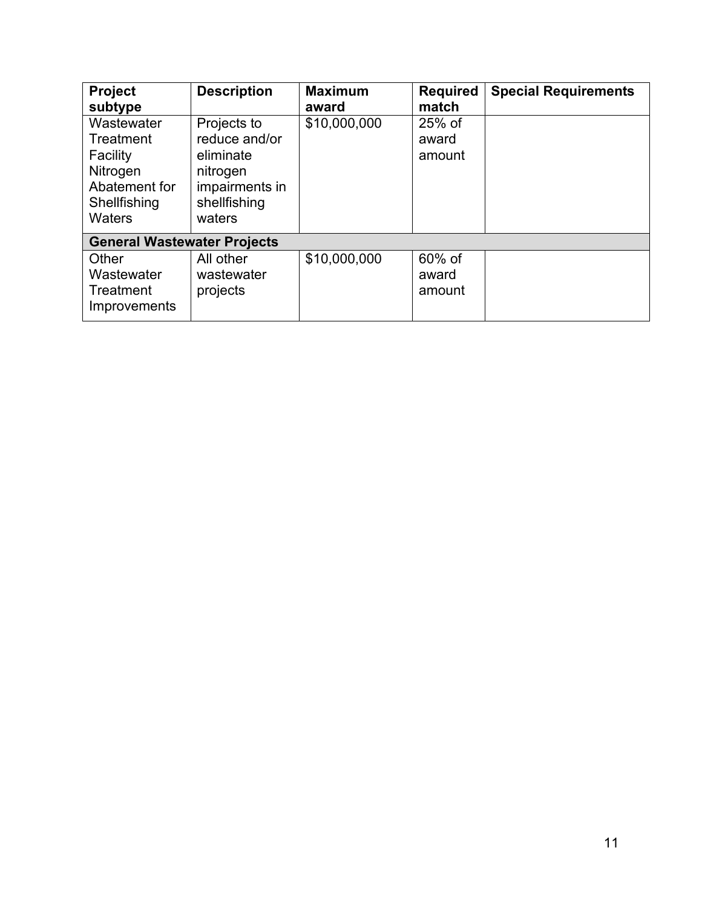| Project subtype | Description | Maximum award | Required match | Special Requirements |
| --- | --- | --- | --- | --- |
| Wastewater Treatment Facility Nitrogen Abatement for Shellfishing Waters | Projects to reduce and/or eliminate nitrogen impairments in shellfishing waters | $10,000,000 | 25% of award amount | |
| **General Wastewater Projects** | | | | |
| Other Wastewater Treatment Improvements | All other wastewater projects | $10,000,000 | 60% of award amount | |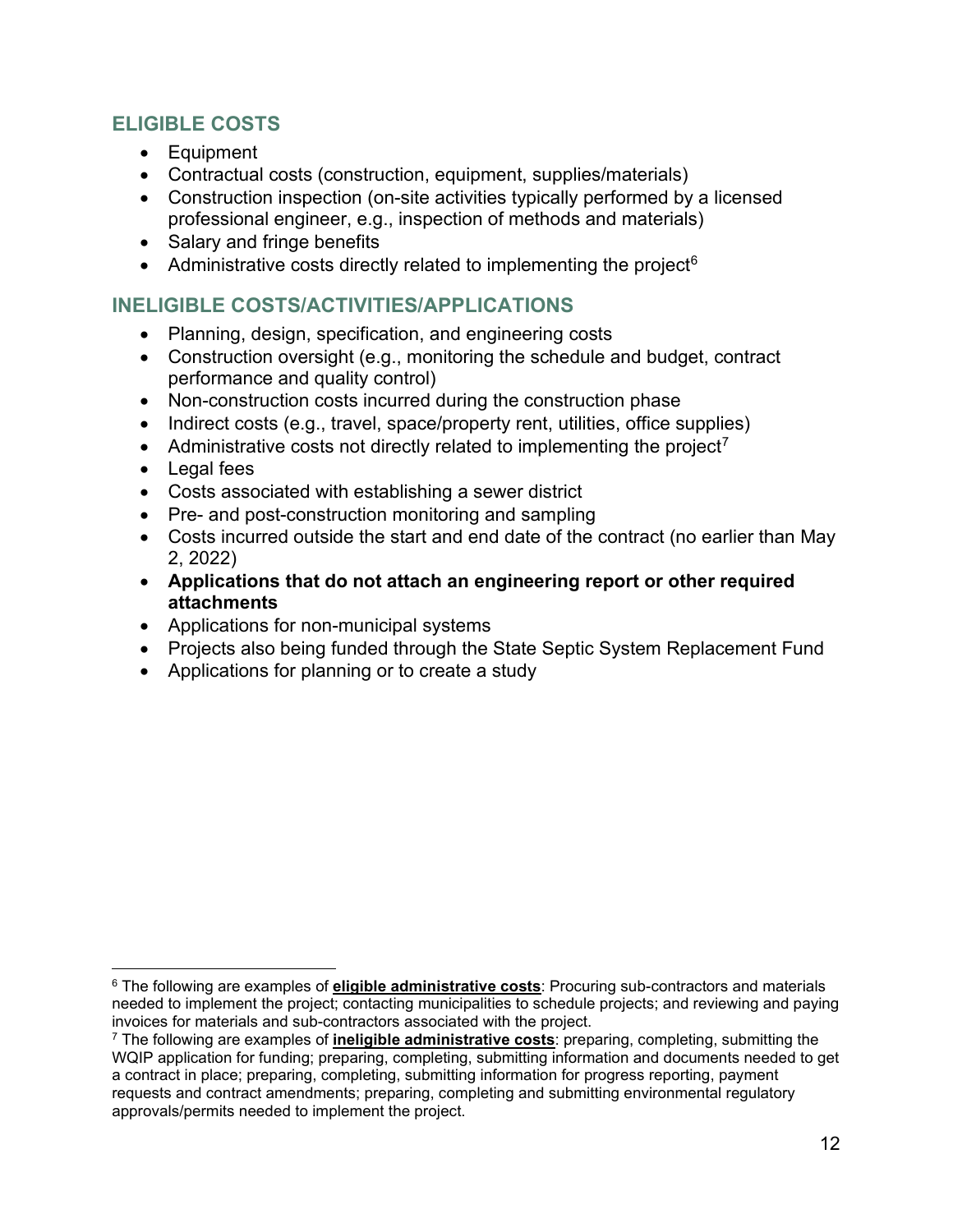## ELIGIBLE COSTS

- Equipment
- Contractual costs (construction, equipment, supplies/materials)
- Construction inspection (on-site activities typically performed by a licensed professional engineer, e.g., inspection of methods and materials)
- Salary and fringe benefits
- Administrative costs directly related to implementing the project[6]

## INELIGIBLE COSTS/ACTIVITIES/APPLICATIONS

- Planning, design, specification, and engineering costs
- Construction oversight (e.g., monitoring the schedule and budget, contract performance and quality control)
- Non-construction costs incurred during the construction phase
- Indirect costs (e.g., travel, space/property rent, utilities, office supplies)
- Administrative costs not directly related to implementing the project[7]
- Legal fees
- Costs associated with establishing a sewer district
- Pre- and post-construction monitoring and sampling
- Costs incurred outside the start and end date of the contract (no earlier than May 2, 2022)
- **Applications that do not attach an engineering report or other required attachments**
- Applications for non-municipal systems
- Projects also being funded through the State Septic System Replacement Fund
- Applications for planning or to create a study

---

[6] The following are examples of **eligible administrative costs**: Procuring sub-contractors and materials needed to implement the project; contacting municipalities to schedule projects; and reviewing and paying invoices for materials and sub-contractors associated with the project.

[7] The following are examples of **ineligible administrative costs**: preparing, completing, submitting the WQIP application for funding; preparing, completing, submitting information and documents needed to get a contract in place; preparing, completing, submitting information for progress reporting, payment requests and contract amendments; preparing, completing and submitting environmental regulatory approvals/permits needed to implement the project.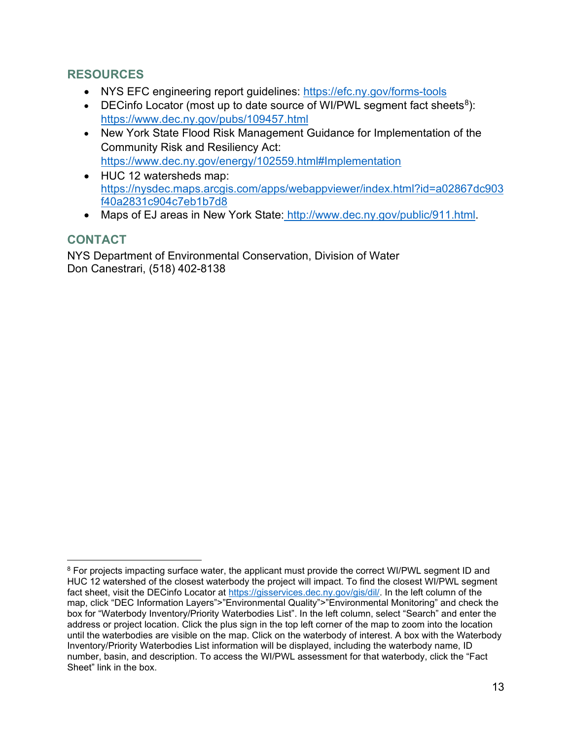## RESOURCES

- NYS EFC engineering report guidelines: https://efc.ny.gov/forms-tools
- DECinfo Locator (most up to date source of WI/PWL segment fact sheets[8]): https://www.dec.ny.gov/pubs/109457.html
- New York State Flood Risk Management Guidance for Implementation of the Community Risk and Resiliency Act: https://www.dec.ny.gov/energy/102559.html#Implementation
- HUC 12 watersheds map: https://nysdec.maps.arcgis.com/apps/webappviewer/index.html?id=a02867dc903f40a2831c904c7eb1b7d8
- Maps of EJ areas in New York State: http://www.dec.ny.gov/public/911.html.

## CONTACT

NYS Department of Environmental Conservation, Division of Water
Don Canestrari, (518) 402-8138

---

[8] For projects impacting surface water, the applicant must provide the correct WI/PWL segment ID and HUC 12 watershed of the closest waterbody the project will impact. To find the closest WI/PWL segment fact sheet, visit the DECinfo Locator at https://gisservices.dec.ny.gov/gis/dil/. In the left column of the map, click "DEC Information Layers">"Environmental Quality">"Environmental Monitoring" and check the box for "Waterbody Inventory/Priority Waterbodies List". In the left column, select "Search" and enter the address or project location. Click the plus sign in the top left corner of the map to zoom into the location until the waterbodies are visible on the map. Click on the waterbody of interest. A box with the Waterbody Inventory/Priority Waterbodies List information will be displayed, including the waterbody name, ID number, basin, and description. To access the WI/PWL assessment for that waterbody, click the "Fact Sheet" link in the box.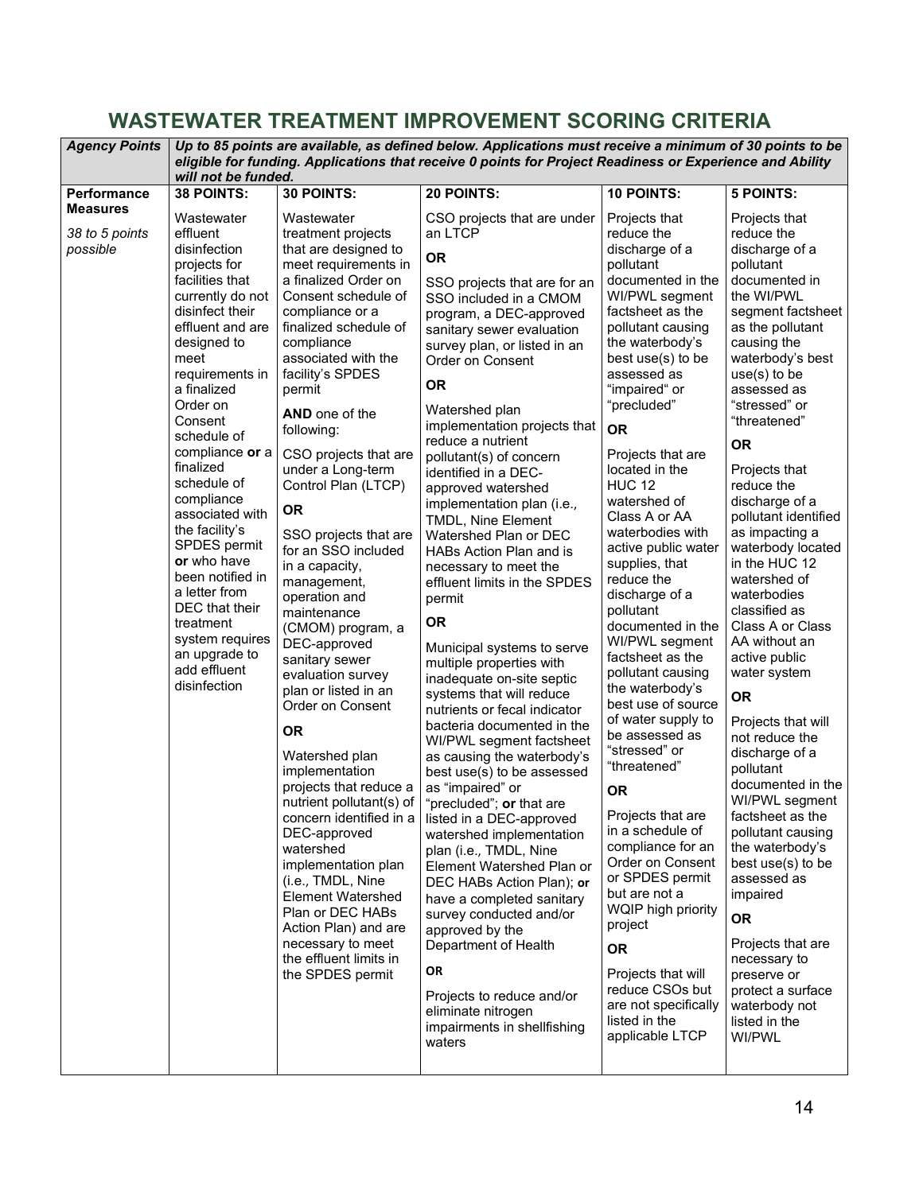## WASTEWATER TREATMENT IMPROVEMENT SCORING CRITERIA

| *Agency Points* | ***Up to 85 points are available, as defined below. Applications must receive a minimum of 30 points to be eligible for funding. Applications that receive 0 points for Project Readiness or Experience and Ability will not be funded.*** | | | | |
|---|---|---|---|---|---|
| **Performance Measures**<br><br>*38 to 5 points possible* | **38 POINTS:**<br><br>Wastewater effluent disinfection projects for facilities that currently do not disinfect their effluent and are designed to meet requirements in a finalized Order on Consent schedule of compliance **or** a finalized schedule of compliance associated with the facility's SPDES permit **or** who have been notified in a letter from DEC that their treatment system requires an upgrade to add effluent disinfection | **30 POINTS:**<br><br>Wastewater treatment projects that are designed to meet requirements in a finalized Order on Consent schedule of compliance or a finalized schedule of compliance associated with the facility's SPDES permit<br><br>**AND** one of the following:<br><br>CSO projects that are under a Long-term Control Plan (LTCP)<br><br>**OR**<br><br>SSO projects that are for an SSO included in a capacity, management, operation and maintenance (CMOM) program, a DEC-approved sanitary sewer evaluation survey plan or listed in an Order on Consent<br><br>**OR**<br><br>Watershed plan implementation projects that reduce a nutrient pollutant(s) of concern identified in a DEC-approved watershed implementation plan (i.e., TMDL, Nine Element Watershed Plan or DEC HABs Action Plan) and are necessary to meet the effluent limits in the SPDES permit | **20 POINTS:**<br><br>CSO projects that are under an LTCP<br><br>**OR**<br><br>SSO projects that are for an SSO included in a CMOM program, a DEC-approved sanitary sewer evaluation survey plan, or listed in an Order on Consent<br><br>**OR**<br><br>Watershed plan implementation projects that reduce a nutrient pollutant(s) of concern identified in a DEC-approved watershed implementation plan (i.e., TMDL, Nine Element Watershed Plan or DEC HABs Action Plan and is necessary to meet the effluent limits in the SPDES permit<br><br>**OR**<br><br>Municipal systems to serve multiple properties with inadequate on-site septic systems that will reduce nutrients or fecal indicator bacteria documented in the WI/PWL segment factsheet as causing the waterbody's best use(s) to be assessed as "impaired" or "precluded"; **or** that are listed in a DEC-approved watershed implementation plan (i.e., TMDL, Nine Element Watershed Plan or DEC HABs Action Plan); **or** have a completed sanitary survey conducted and/or approved by the Department of Health<br><br>**OR**<br><br>Projects to reduce and/or eliminate nitrogen impairments in shellfishing waters | **10 POINTS:**<br><br>Projects that reduce the discharge of a pollutant documented in the WI/PWL segment factsheet as the pollutant causing the waterbody's best use(s) to be assessed as "impaired" or "precluded"<br><br>**OR**<br><br>Projects that are located in the HUC 12 watershed of Class A or AA waterbodies with active public water supplies, that reduce the discharge of a pollutant documented in the WI/PWL segment factsheet as the pollutant causing the waterbody's best use of source of water supply to be assessed as "stressed" or "threatened"<br><br>**OR**<br><br>Projects that are in a schedule of compliance for an Order on Consent or SPDES permit but are not a WQIP high priority project<br><br>**OR**<br><br>Projects that will reduce CSOs but are not specifically listed in the applicable LTCP | **5 POINTS:**<br><br>Projects that reduce the discharge of a pollutant documented in the WI/PWL segment factsheet as the pollutant causing the waterbody's best use(s) to be assessed as "stressed" or "threatened"<br><br>**OR**<br><br>Projects that reduce the discharge of a pollutant identified as impacting a waterbody located in the HUC 12 watershed of waterbodies classified as Class A or Class AA without an active public water system<br><br>**OR**<br><br>Projects that will not reduce the discharge of a pollutant documented in the WI/PWL segment factsheet as the pollutant causing the waterbody's best use(s) to be assessed as impaired<br><br>**OR**<br><br>Projects that are necessary to preserve or protect a surface waterbody not listed in the WI/PWL |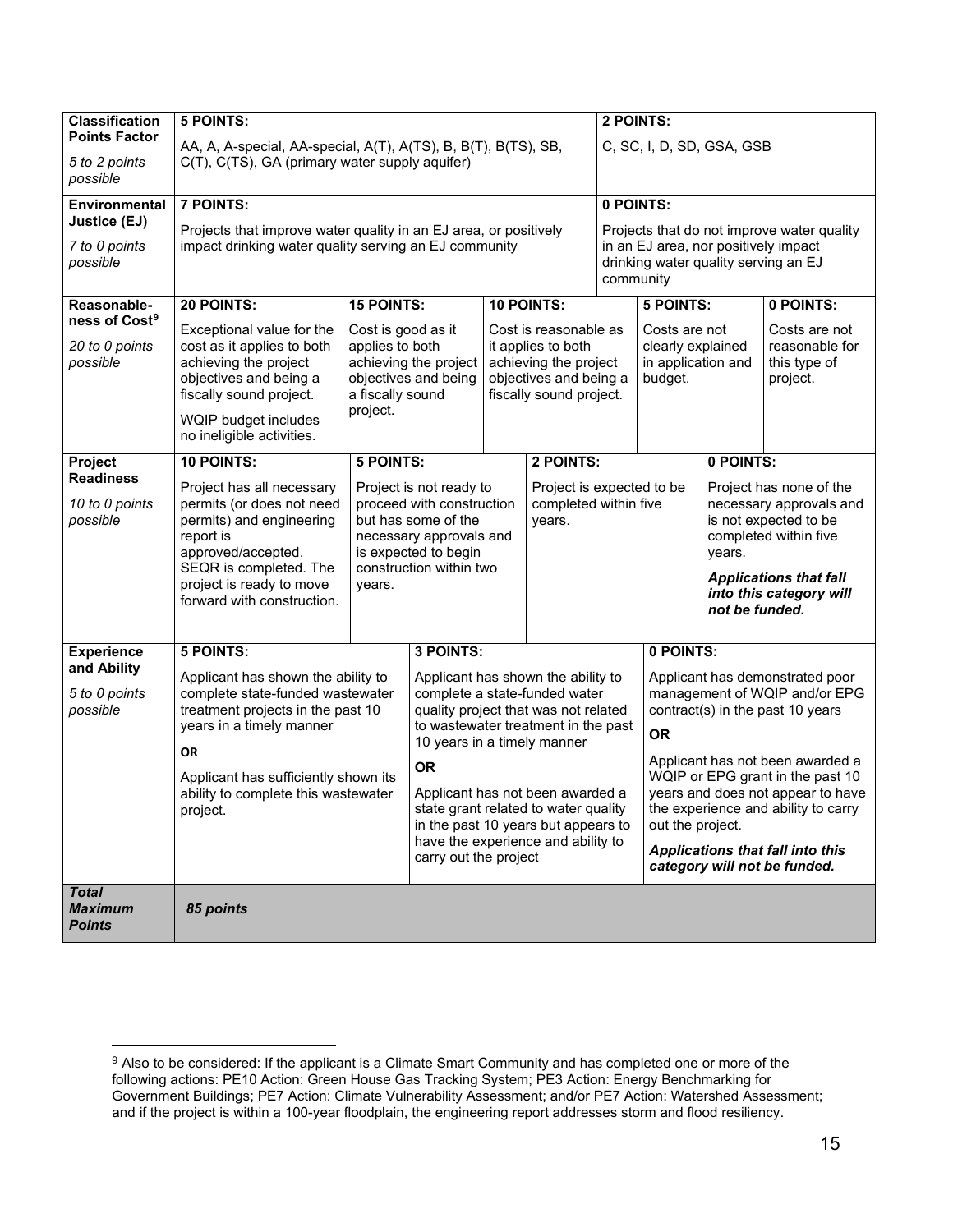| Factor | Points | | | | |
|---|---|---|---|---|---|
| **Classification Points Factor**<br>*5 to 2 points possible* | **5 POINTS:**<br>AA, A, A-special, AA-special, A(T), A(TS), B, B(T), B(TS), SB, C(T), C(TS), GA (primary water supply aquifer) | | | **2 POINTS:**<br>C, SC, I, D, SD, GSA, GSB | |
| **Environmental Justice (EJ)**<br>*7 to 0 points possible* | **7 POINTS:**<br>Projects that improve water quality in an EJ area, or positively impact drinking water quality serving an EJ community | | | **0 POINTS:**<br>Projects that do not improve water quality in an EJ area, nor positively impact drinking water quality serving an EJ community | |
| **Reasonable-ness of Cost**[9]<br>*20 to 0 points possible* | **20 POINTS:**<br>Exceptional value for the cost as it applies to both achieving the project objectives and being a fiscally sound project.<br>WQIP budget includes no ineligible activities. | **15 POINTS:**<br>Cost is good as it applies to both achieving the project objectives and being a fiscally sound project. | **10 POINTS:**<br>Cost is reasonable as it applies to both achieving the project objectives and being a fiscally sound project. | **5 POINTS:**<br>Costs are not clearly explained in application and budget. | **0 POINTS:**<br>Costs are not reasonable for this type of project. |
| **Project Readiness**<br>*10 to 0 points possible* | **10 POINTS:**<br>Project has all necessary permits (or does not need permits) and engineering report is approved/accepted. SEQR is completed. The project is ready to move forward with construction. | **5 POINTS:**<br>Project is not ready to proceed with construction but has some of the necessary approvals and is expected to begin construction within two years. | **2 POINTS:**<br>Project is expected to be completed within five years. | **0 POINTS:**<br>Project has none of the necessary approvals and is not expected to be completed within five years.<br>***Applications that fall into this category will not be funded.*** | |
| **Experience and Ability**<br>*5 to 0 points possible* | **5 POINTS:**<br>Applicant has shown the ability to complete state-funded wastewater treatment projects in the past 10 years in a timely manner<br>**OR**<br>Applicant has sufficiently shown its ability to complete this wastewater project. | **3 POINTS:**<br>Applicant has shown the ability to complete a state-funded water quality project that was not related to wastewater treatment in the past 10 years in a timely manner<br>**OR**<br>Applicant has not been awarded a state grant related to water quality in the past 10 years but appears to have the experience and ability to carry out the project | | **0 POINTS:**<br>Applicant has demonstrated poor management of WQIP and/or EPG contract(s) in the past 10 years<br>**OR**<br>Applicant has not been awarded a WQIP or EPG grant in the past 10 years and does not appear to have the experience and ability to carry out the project.<br>***Applications that fall into this category will not be funded.*** | |
| ***Total Maximum Points*** | ***85 points*** | | | | |

[9] Also to be considered: If the applicant is a Climate Smart Community and has completed one or more of the following actions: PE10 Action: Green House Gas Tracking System; PE3 Action: Energy Benchmarking for Government Buildings; PE7 Action: Climate Vulnerability Assessment; and/or PE7 Action: Watershed Assessment; and if the project is within a 100-year floodplain, the engineering report addresses storm and flood resiliency.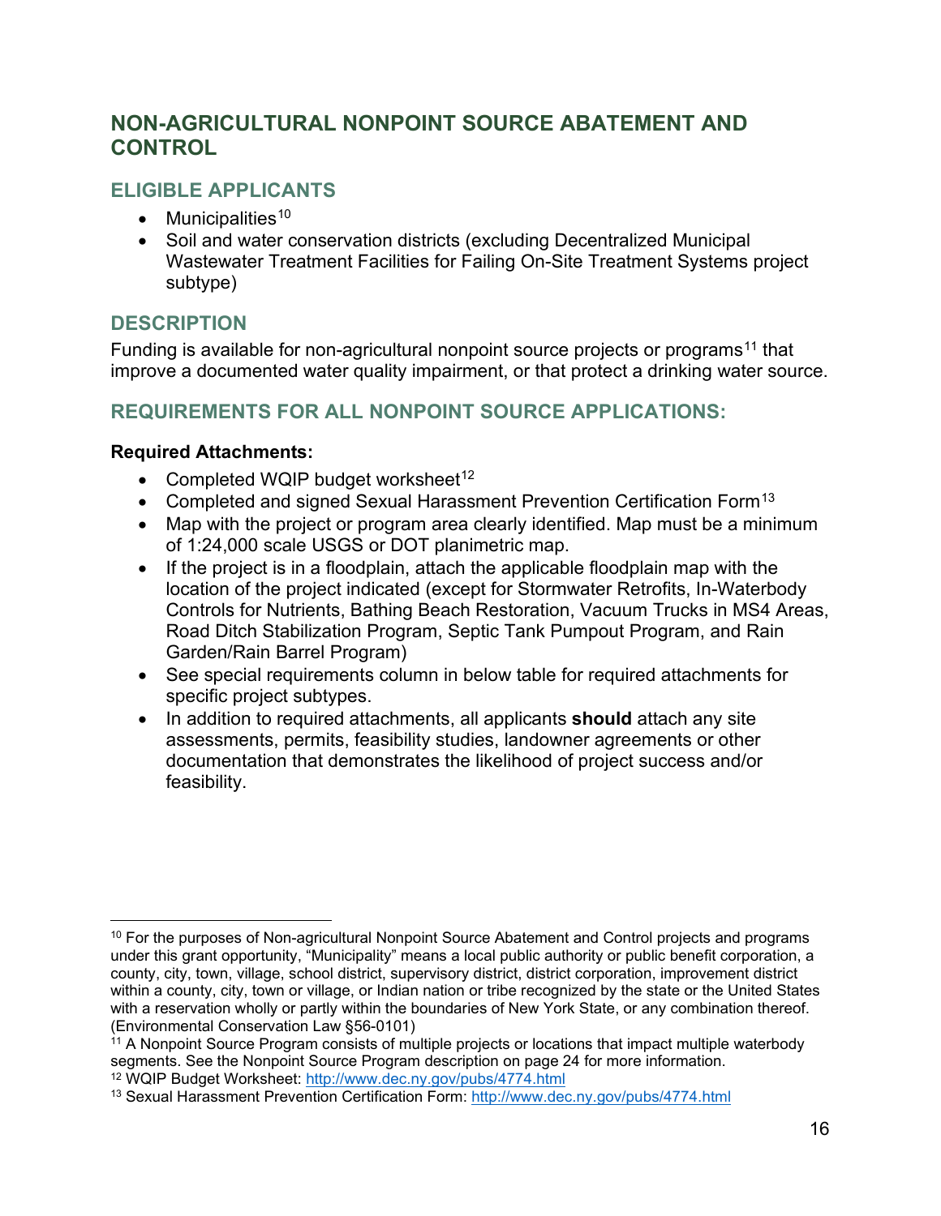## NON-AGRICULTURAL NONPOINT SOURCE ABATEMENT AND CONTROL

### ELIGIBLE APPLICANTS

- Municipalities[10]
- Soil and water conservation districts (excluding Decentralized Municipal Wastewater Treatment Facilities for Failing On-Site Treatment Systems project subtype)

### DESCRIPTION

Funding is available for non-agricultural nonpoint source projects or programs[11] that improve a documented water quality impairment, or that protect a drinking water source.

### REQUIREMENTS FOR ALL NONPOINT SOURCE APPLICATIONS:

**Required Attachments:**

- Completed WQIP budget worksheet[12]
- Completed and signed Sexual Harassment Prevention Certification Form[13]
- Map with the project or program area clearly identified. Map must be a minimum of 1:24,000 scale USGS or DOT planimetric map.
- If the project is in a floodplain, attach the applicable floodplain map with the location of the project indicated (except for Stormwater Retrofits, In-Waterbody Controls for Nutrients, Bathing Beach Restoration, Vacuum Trucks in MS4 Areas, Road Ditch Stabilization Program, Septic Tank Pumpout Program, and Rain Garden/Rain Barrel Program)
- See special requirements column in below table for required attachments for specific project subtypes.
- In addition to required attachments, all applicants **should** attach any site assessments, permits, feasibility studies, landowner agreements or other documentation that demonstrates the likelihood of project success and/or feasibility.

---

[10] For the purposes of Non-agricultural Nonpoint Source Abatement and Control projects and programs under this grant opportunity, "Municipality" means a local public authority or public benefit corporation, a county, city, town, village, school district, supervisory district, district corporation, improvement district within a county, city, town or village, or Indian nation or tribe recognized by the state or the United States with a reservation wholly or partly within the boundaries of New York State, or any combination thereof. (Environmental Conservation Law §56-0101)

[11] A Nonpoint Source Program consists of multiple projects or locations that impact multiple waterbody segments. See the Nonpoint Source Program description on page 24 for more information.

[12] WQIP Budget Worksheet: http://www.dec.ny.gov/pubs/4774.html

[13] Sexual Harassment Prevention Certification Form: http://www.dec.ny.gov/pubs/4774.html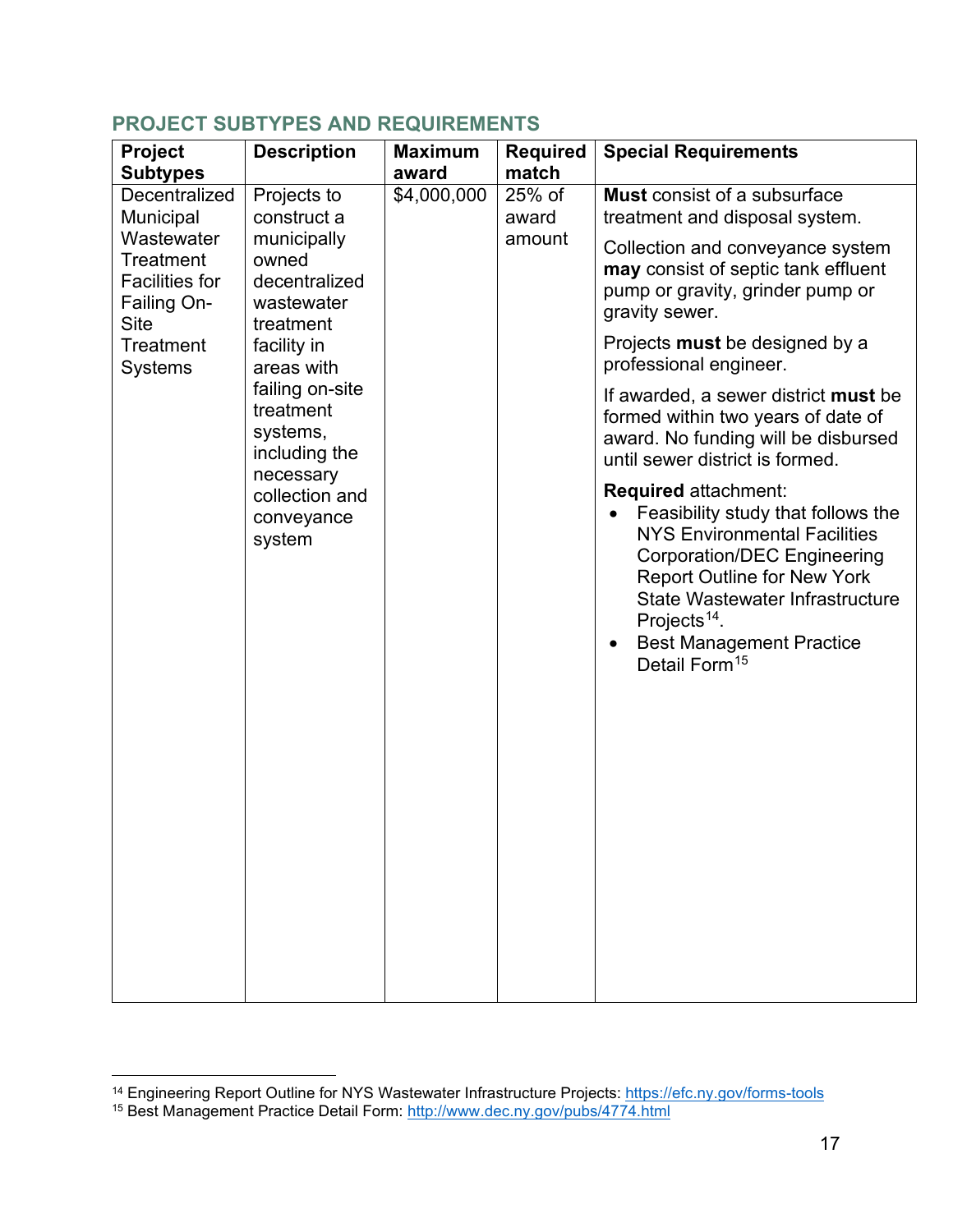## PROJECT SUBTYPES AND REQUIREMENTS

| Project Subtypes | Description | Maximum award | Required match | Special Requirements |
|---|---|---|---|---|
| Decentralized Municipal Wastewater Treatment Facilities for Failing On-Site Treatment Systems | Projects to construct a municipally owned decentralized wastewater treatment facility in areas with failing on-site treatment systems, including the necessary collection and conveyance system | $4,000,000 | 25% of award amount | **Must** consist of a subsurface treatment and disposal system.<br><br>Collection and conveyance system **may** consist of septic tank effluent pump or gravity, grinder pump or gravity sewer.<br><br>Projects **must** be designed by a professional engineer.<br><br>If awarded, a sewer district **must** be formed within two years of date of award. No funding will be disbursed until sewer district is formed.<br><br>**Required** attachment:<br>• Feasibility study that follows the NYS Environmental Facilities Corporation/DEC Engineering Report Outline for New York State Wastewater Infrastructure Projects[14].<br>• Best Management Practice Detail Form[15] |

[14] Engineering Report Outline for NYS Wastewater Infrastructure Projects: https://efc.ny.gov/forms-tools

[15] Best Management Practice Detail Form: http://www.dec.ny.gov/pubs/4774.html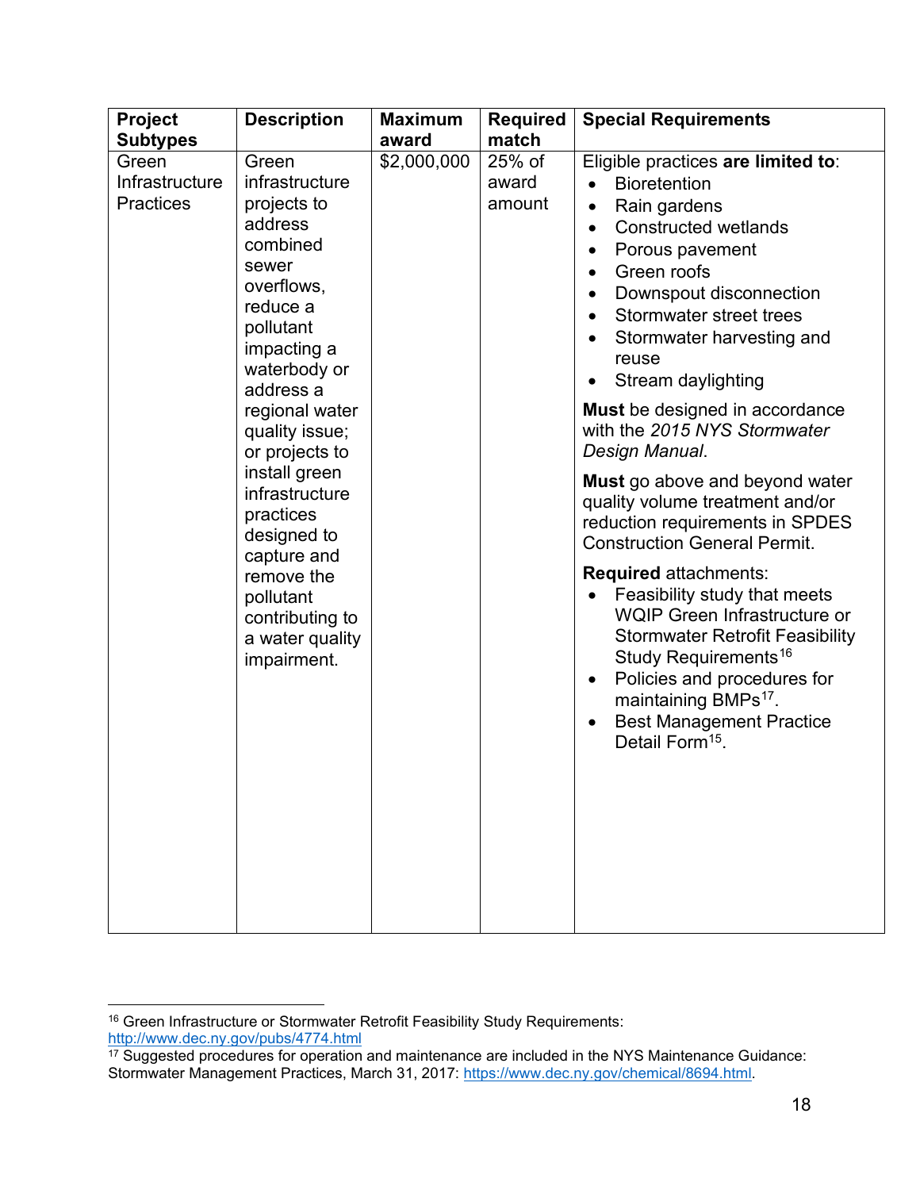| Project Subtypes | Description | Maximum award | Required match | Special Requirements |
|---|---|---|---|---|
| Green Infrastructure Practices | Green infrastructure projects to address combined sewer overflows, reduce a pollutant impacting a waterbody or address a regional water quality issue; or projects to install green infrastructure practices designed to capture and remove the pollutant contributing to a water quality impairment. | $2,000,000 | 25% of award amount | Eligible practices **are limited to**:<br>• Bioretention<br>• Rain gardens<br>• Constructed wetlands<br>• Porous pavement<br>• Green roofs<br>• Downspout disconnection<br>• Stormwater street trees<br>• Stormwater harvesting and reuse<br>• Stream daylighting<br><br>**Must** be designed in accordance with the *2015 NYS Stormwater Design Manual*.<br><br>**Must** go above and beyond water quality volume treatment and/or reduction requirements in SPDES Construction General Permit.<br><br>**Required** attachments:<br>• Feasibility study that meets WQIP Green Infrastructure or Stormwater Retrofit Feasibility Study Requirements[16]<br>• Policies and procedures for maintaining BMPs[17].<br>• Best Management Practice Detail Form[15]. |

---

[16] Green Infrastructure or Stormwater Retrofit Feasibility Study Requirements: http://www.dec.ny.gov/pubs/4774.html

[17] Suggested procedures for operation and maintenance are included in the NYS Maintenance Guidance: Stormwater Management Practices, March 31, 2017: https://www.dec.ny.gov/chemical/8694.html.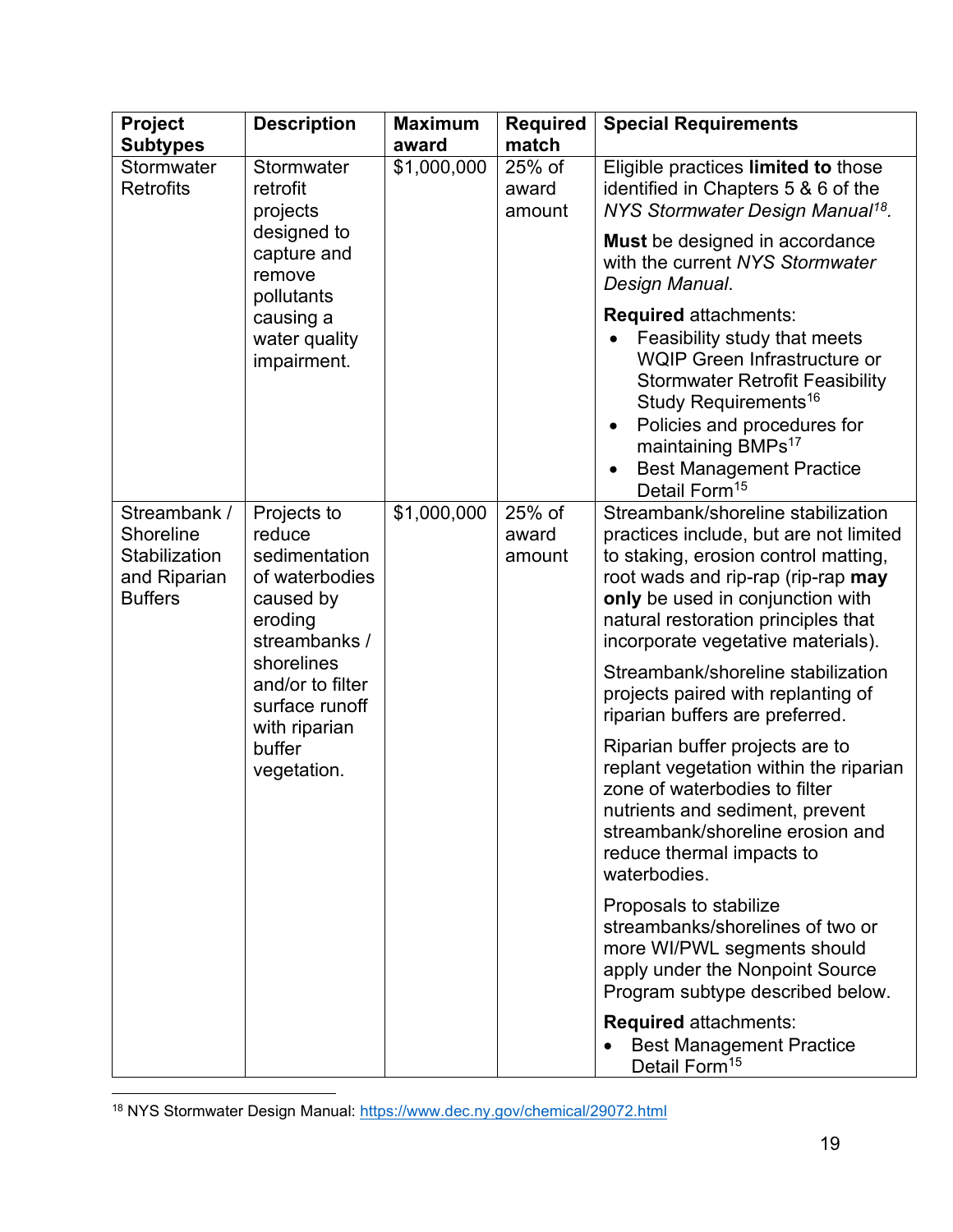| Project Subtypes | Description | Maximum award | Required match | Special Requirements |
|---|---|---|---|---|
| Stormwater Retrofits | Stormwater retrofit projects designed to capture and remove pollutants causing a water quality impairment. | $1,000,000 | 25% of award amount | Eligible practices **limited to** those identified in Chapters 5 & 6 of the *NYS Stormwater Design Manual*[18].<br><br>**Must** be designed in accordance with the current *NYS Stormwater Design Manual*.<br><br>**Required** attachments:<br>• Feasibility study that meets WQIP Green Infrastructure or Stormwater Retrofit Feasibility Study Requirements[16]<br>• Policies and procedures for maintaining BMPs[17]<br>• Best Management Practice Detail Form[15] |
| Streambank / Shoreline Stabilization and Riparian Buffers | Projects to reduce sedimentation of waterbodies caused by eroding streambanks / shorelines and/or to filter surface runoff with riparian buffer vegetation. | $1,000,000 | 25% of award amount | Streambank/shoreline stabilization practices include, but are not limited to staking, erosion control matting, root wads and rip-rap (rip-rap **may only** be used in conjunction with natural restoration principles that incorporate vegetative materials).<br><br>Streambank/shoreline stabilization projects paired with replanting of riparian buffers are preferred.<br><br>Riparian buffer projects are to replant vegetation within the riparian zone of waterbodies to filter nutrients and sediment, prevent streambank/shoreline erosion and reduce thermal impacts to waterbodies.<br><br>Proposals to stabilize streambanks/shorelines of two or more WI/PWL segments should apply under the Nonpoint Source Program subtype described below.<br><br>**Required** attachments:<br>• Best Management Practice Detail Form[15] |

[18] NYS Stormwater Design Manual: https://www.dec.ny.gov/chemical/29072.html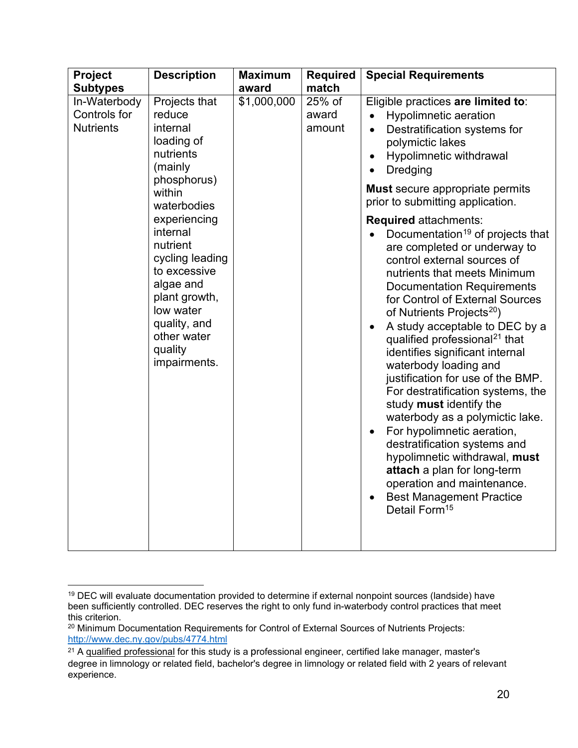| Project Subtypes | Description | Maximum award | Required match | Special Requirements |
|---|---|---|---|---|
| In-Waterbody Controls for Nutrients | Projects that reduce internal loading of nutrients (mainly phosphorus) within waterbodies experiencing internal nutrient cycling leading to excessive algae and plant growth, low water quality, and other water quality impairments. | $1,000,000 | 25% of award amount | Eligible practices **are limited to**: <br>• Hypolimnetic aeration <br>• Destratification systems for polymictic lakes <br>• Hypolimnetic withdrawal <br>• Dredging <br><br>**Must** secure appropriate permits prior to submitting application. <br><br>**Required** attachments: <br>• Documentation[19] of projects that are completed or underway to control external sources of nutrients that meets Minimum Documentation Requirements for Control of External Sources of Nutrients Projects[20]) <br>• A study acceptable to DEC by a qualified professional[21] that identifies significant internal waterbody loading and justification for use of the BMP. For destratification systems, the study **must** identify the waterbody as a polymictic lake. <br>• For hypolimnetic aeration, destratification systems and hypolimnetic withdrawal, **must attach** a plan for long-term operation and maintenance. <br>• Best Management Practice Detail Form[15] |

---

[19] DEC will evaluate documentation provided to determine if external nonpoint sources (landside) have been sufficiently controlled. DEC reserves the right to only fund in-waterbody control practices that meet this criterion.

[20] Minimum Documentation Requirements for Control of External Sources of Nutrients Projects: http://www.dec.ny.gov/pubs/4774.html

[21] A qualified professional for this study is a professional engineer, certified lake manager, master's degree in limnology or related field, bachelor's degree in limnology or related field with 2 years of relevant experience.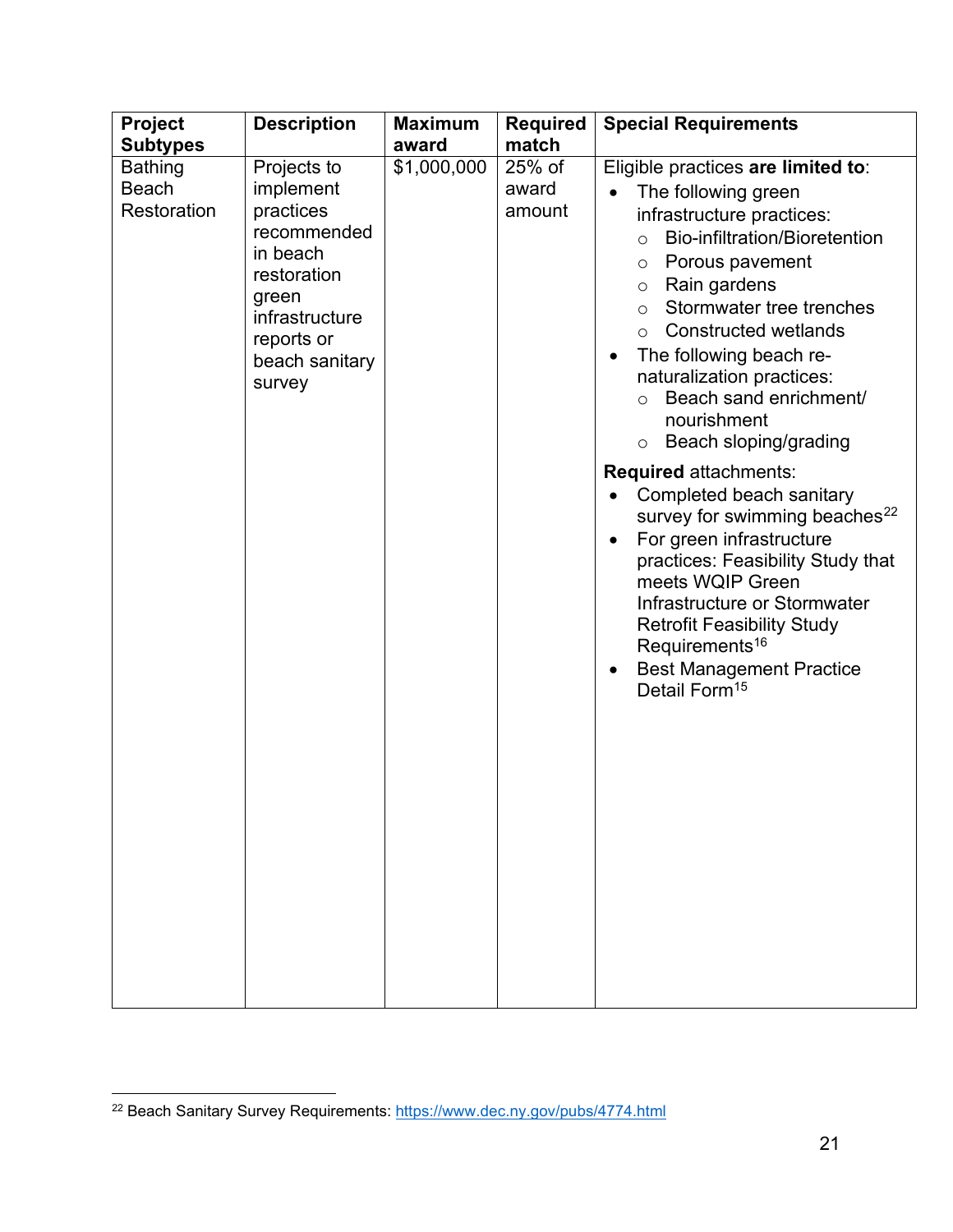| Project Subtypes | Description | Maximum award | Required match | Special Requirements |
|---|---|---|---|---|
| Bathing Beach Restoration | Projects to implement practices recommended in beach restoration green infrastructure reports or beach sanitary survey | $1,000,000 | 25% of award amount | Eligible practices **are limited to**:<br>• The following green infrastructure practices:<br>  ○ Bio-infiltration/Bioretention<br>  ○ Porous pavement<br>  ○ Rain gardens<br>  ○ Stormwater tree trenches<br>  ○ Constructed wetlands<br>• The following beach re-naturalization practices:<br>  ○ Beach sand enrichment/ nourishment<br>  ○ Beach sloping/grading<br><br>**Required** attachments:<br>• Completed beach sanitary survey for swimming beaches[22]<br>• For green infrastructure practices: Feasibility Study that meets WQIP Green Infrastructure or Stormwater Retrofit Feasibility Study Requirements[16]<br>• Best Management Practice Detail Form[15] |

[22] Beach Sanitary Survey Requirements: https://www.dec.ny.gov/pubs/4774.html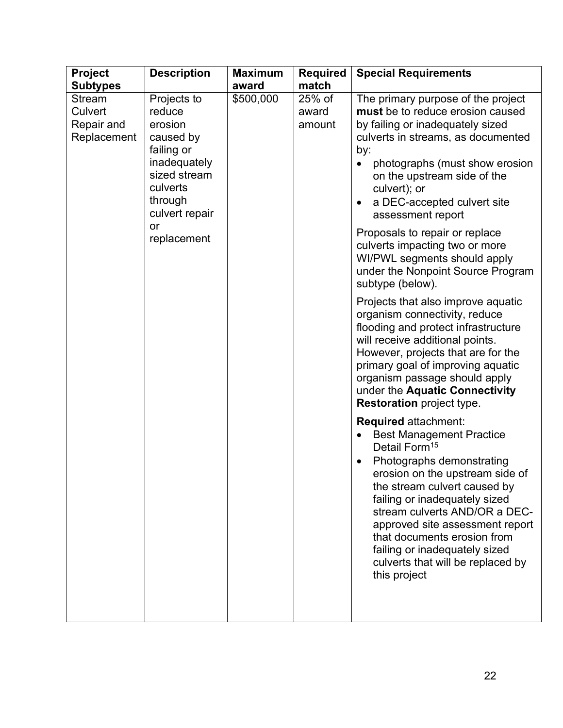| Project Subtypes | Description | Maximum award | Required match | Special Requirements |
| --- | --- | --- | --- | --- |
| Stream Culvert Repair and Replacement | Projects to reduce erosion caused by failing or inadequately sized stream culverts through culvert repair or replacement | \$500,000 | 25% of award amount | The primary purpose of the project **must** be to reduce erosion caused by failing or inadequately sized culverts in streams, as documented by:<br>• photographs (must show erosion on the upstream side of the culvert); or<br>• a DEC-accepted culvert site assessment report<br><br>Proposals to repair or replace culverts impacting two or more WI/PWL segments should apply under the Nonpoint Source Program subtype (below).<br><br>Projects that also improve aquatic organism connectivity, reduce flooding and protect infrastructure will receive additional points. However, projects that are for the primary goal of improving aquatic organism passage should apply under the **Aquatic Connectivity Restoration** project type.<br><br>**Required** attachment:<br>• Best Management Practice Detail Form[15]<br>• Photographs demonstrating erosion on the upstream side of the stream culvert caused by failing or inadequately sized stream culverts AND/OR a DEC-approved site assessment report that documents erosion from failing or inadequately sized culverts that will be replaced by this project |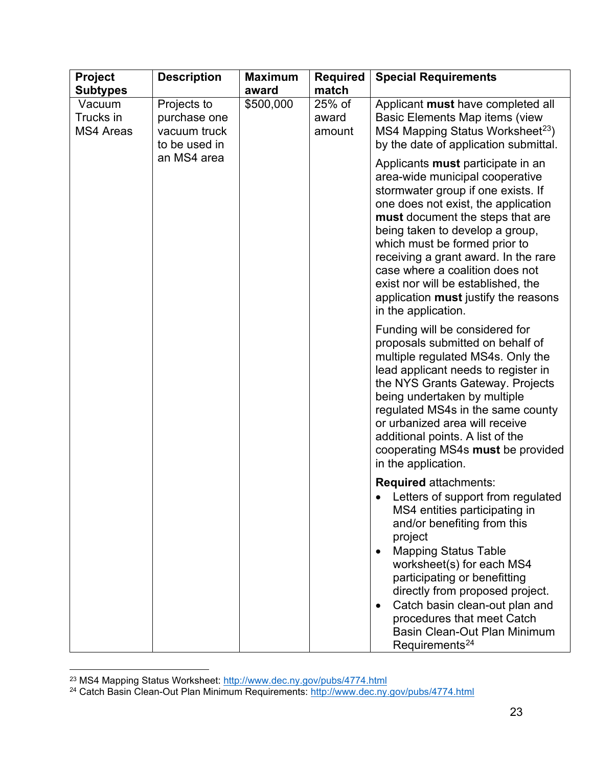| Project Subtypes | Description | Maximum award | Required match | Special Requirements |
|---|---|---|---|---|
| Vacuum Trucks in MS4 Areas | Projects to purchase one vacuum truck to be used in an MS4 area | $500,000 | 25% of award amount | Applicant **must** have completed all Basic Elements Map items (view MS4 Mapping Status Worksheet[23]) by the date of application submittal.<br><br>Applicants **must** participate in an area-wide municipal cooperative stormwater group if one exists. If one does not exist, the application **must** document the steps that are being taken to develop a group, which must be formed prior to receiving a grant award. In the rare case where a coalition does not exist nor will be established, the application **must** justify the reasons in the application.<br><br>Funding will be considered for proposals submitted on behalf of multiple regulated MS4s. Only the lead applicant needs to register in the NYS Grants Gateway. Projects being undertaken by multiple regulated MS4s in the same county or urbanized area will receive additional points. A list of the cooperating MS4s **must** be provided in the application.<br><br>**Required** attachments:<br>• Letters of support from regulated MS4 entities participating in and/or benefiting from this project<br>• Mapping Status Table worksheet(s) for each MS4 participating or benefitting directly from proposed project.<br>• Catch basin clean-out plan and procedures that meet Catch Basin Clean-Out Plan Minimum Requirements[24] |

[23] MS4 Mapping Status Worksheet: http://www.dec.ny.gov/pubs/4774.html
[24] Catch Basin Clean-Out Plan Minimum Requirements: http://www.dec.ny.gov/pubs/4774.html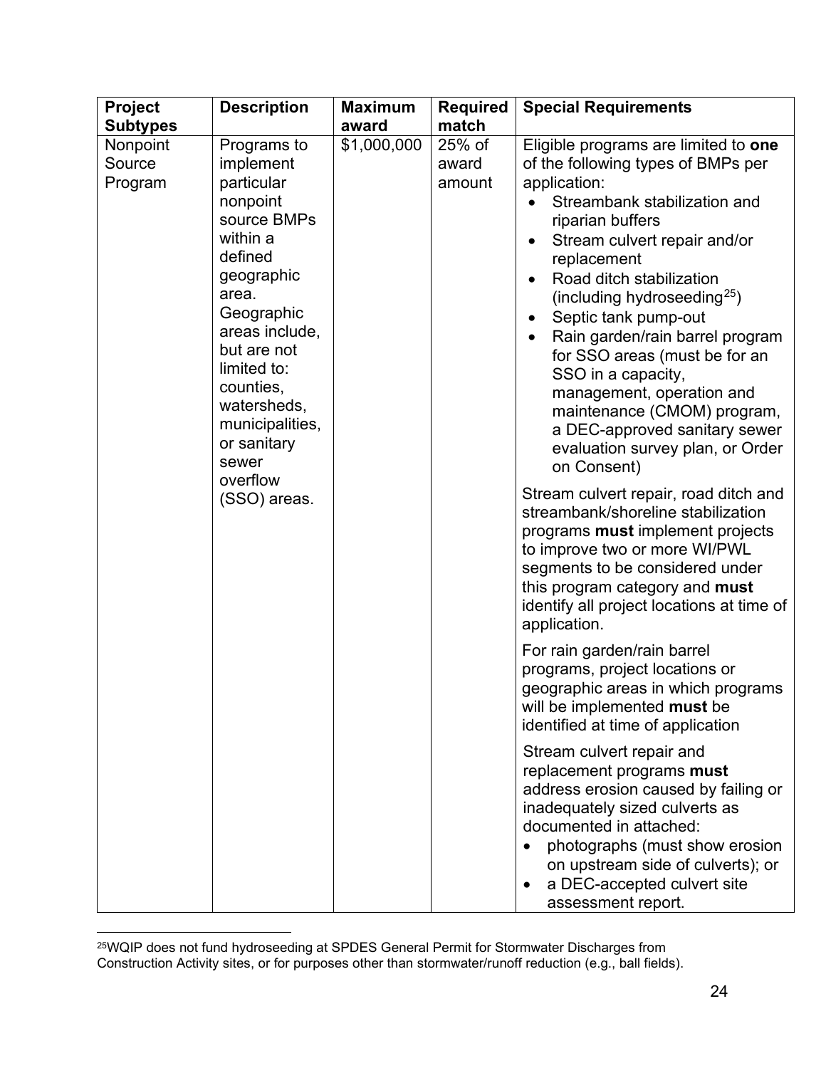| Project Subtypes | Description | Maximum award | Required match | Special Requirements |
|---|---|---|---|---|
| Nonpoint Source Program | Programs to implement particular nonpoint source BMPs within a defined geographic area. Geographic areas include, but are not limited to: counties, watersheds, municipalities, or sanitary sewer overflow (SSO) areas. | \$1,000,000 | 25% of award amount | Eligible programs are limited to **one** of the following types of BMPs per application:<br>• Streambank stabilization and riparian buffers<br>• Stream culvert repair and/or replacement<br>• Road ditch stabilization (including hydroseeding[25])<br>• Septic tank pump-out<br>• Rain garden/rain barrel program for SSO areas (must be for an SSO in a capacity, management, operation and maintenance (CMOM) program, a DEC-approved sanitary sewer evaluation survey plan, or Order on Consent)<br><br>Stream culvert repair, road ditch and streambank/shoreline stabilization programs **must** implement projects to improve two or more WI/PWL segments to be considered under this program category and **must** identify all project locations at time of application.<br><br>For rain garden/rain barrel programs, project locations or geographic areas in which programs will be implemented **must** be identified at time of application<br><br>Stream culvert repair and replacement programs **must** address erosion caused by failing or inadequately sized culverts as documented in attached:<br>• photographs (must show erosion on upstream side of culverts); or<br>• a DEC-accepted culvert site assessment report. |

[25]WQIP does not fund hydroseeding at SPDES General Permit for Stormwater Discharges from Construction Activity sites, or for purposes other than stormwater/runoff reduction (e.g., ball fields).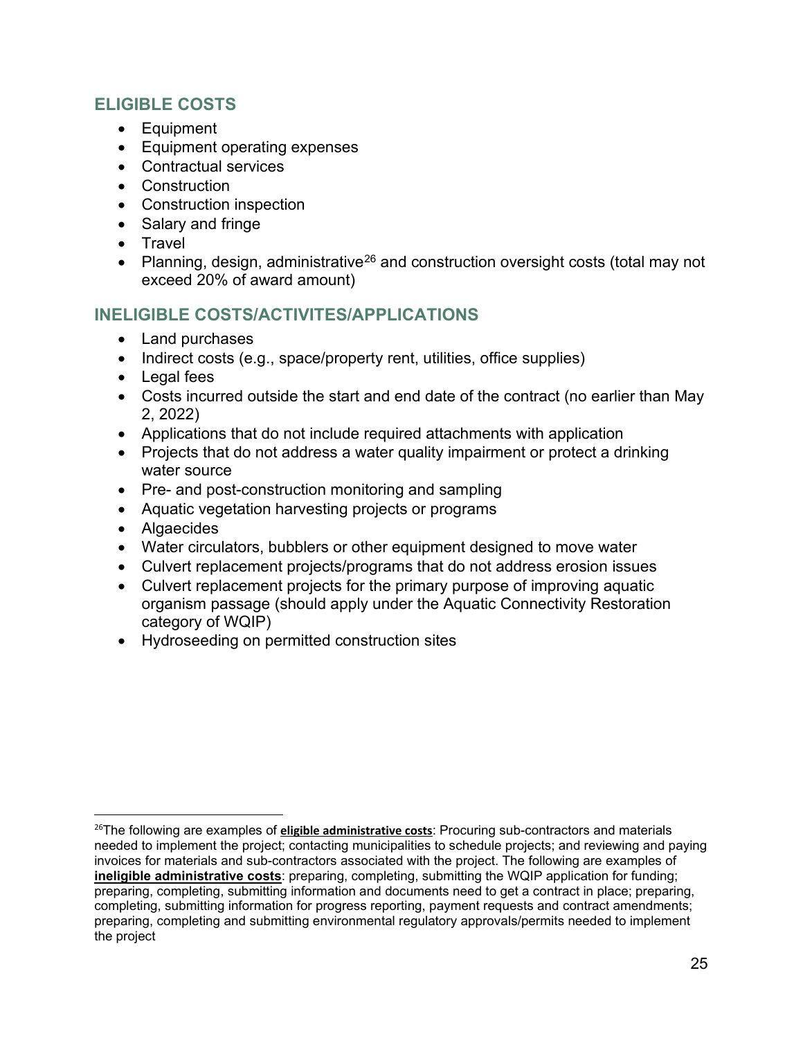## ELIGIBLE COSTS

- Equipment
- Equipment operating expenses
- Contractual services
- Construction
- Construction inspection
- Salary and fringe
- Travel
- Planning, design, administrative[26] and construction oversight costs (total may not exceed 20% of award amount)

## INELIGIBLE COSTS/ACTIVITES/APPLICATIONS

- Land purchases
- Indirect costs (e.g., space/property rent, utilities, office supplies)
- Legal fees
- Costs incurred outside the start and end date of the contract (no earlier than May 2, 2022)
- Applications that do not include required attachments with application
- Projects that do not address a water quality impairment or protect a drinking water source
- Pre- and post-construction monitoring and sampling
- Aquatic vegetation harvesting projects or programs
- Algaecides
- Water circulators, bubblers or other equipment designed to move water
- Culvert replacement projects/programs that do not address erosion issues
- Culvert replacement projects for the primary purpose of improving aquatic organism passage (should apply under the Aquatic Connectivity Restoration category of WQIP)
- Hydroseeding on permitted construction sites

---

[26] The following are examples of **eligible administrative costs**: Procuring sub-contractors and materials needed to implement the project; contacting municipalities to schedule projects; and reviewing and paying invoices for materials and sub-contractors associated with the project. The following are examples of **ineligible administrative costs**: preparing, completing, submitting the WQIP application for funding; preparing, completing, submitting information and documents need to get a contract in place; preparing, completing, submitting information for progress reporting, payment requests and contract amendments; preparing, completing and submitting environmental regulatory approvals/permits needed to implement the project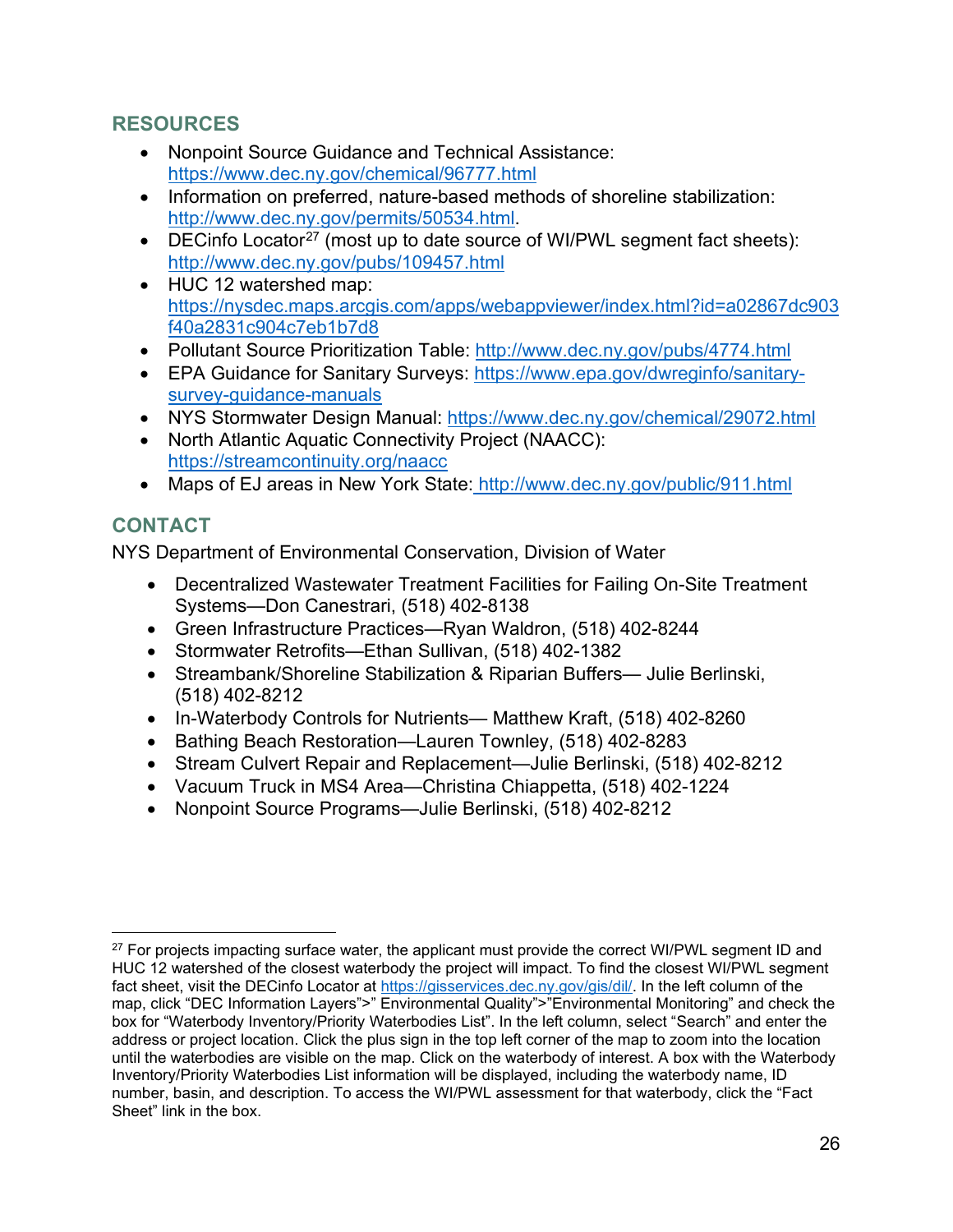## RESOURCES

- Nonpoint Source Guidance and Technical Assistance: https://www.dec.ny.gov/chemical/96777.html
- Information on preferred, nature-based methods of shoreline stabilization: http://www.dec.ny.gov/permits/50534.html.
- DECinfo Locator[27] (most up to date source of WI/PWL segment fact sheets): http://www.dec.ny.gov/pubs/109457.html
- HUC 12 watershed map: https://nysdec.maps.arcgis.com/apps/webappviewer/index.html?id=a02867dc903f40a2831c904c7eb1b7d8
- Pollutant Source Prioritization Table: http://www.dec.ny.gov/pubs/4774.html
- EPA Guidance for Sanitary Surveys: https://www.epa.gov/dwreginfo/sanitary-survey-guidance-manuals
- NYS Stormwater Design Manual: https://www.dec.ny.gov/chemical/29072.html
- North Atlantic Aquatic Connectivity Project (NAACC): https://streamcontinuity.org/naacc
- Maps of EJ areas in New York State: http://www.dec.ny.gov/public/911.html

## CONTACT

NYS Department of Environmental Conservation, Division of Water

- Decentralized Wastewater Treatment Facilities for Failing On-Site Treatment Systems—Don Canestrari, (518) 402-8138
- Green Infrastructure Practices—Ryan Waldron, (518) 402-8244
- Stormwater Retrofits—Ethan Sullivan, (518) 402-1382
- Streambank/Shoreline Stabilization & Riparian Buffers— Julie Berlinski, (518) 402-8212
- In-Waterbody Controls for Nutrients— Matthew Kraft, (518) 402-8260
- Bathing Beach Restoration—Lauren Townley, (518) 402-8283
- Stream Culvert Repair and Replacement—Julie Berlinski, (518) 402-8212
- Vacuum Truck in MS4 Area—Christina Chiappetta, (518) 402-1224
- Nonpoint Source Programs—Julie Berlinski, (518) 402-8212

---

[27] For projects impacting surface water, the applicant must provide the correct WI/PWL segment ID and HUC 12 watershed of the closest waterbody the project will impact. To find the closest WI/PWL segment fact sheet, visit the DECinfo Locator at https://gisservices.dec.ny.gov/gis/dil/. In the left column of the map, click "DEC Information Layers">" Environmental Quality">"Environmental Monitoring" and check the box for "Waterbody Inventory/Priority Waterbodies List". In the left column, select "Search" and enter the address or project location. Click the plus sign in the top left corner of the map to zoom into the location until the waterbodies are visible on the map. Click on the waterbody of interest. A box with the Waterbody Inventory/Priority Waterbodies List information will be displayed, including the waterbody name, ID number, basin, and description. To access the WI/PWL assessment for that waterbody, click the "Fact Sheet" link in the box.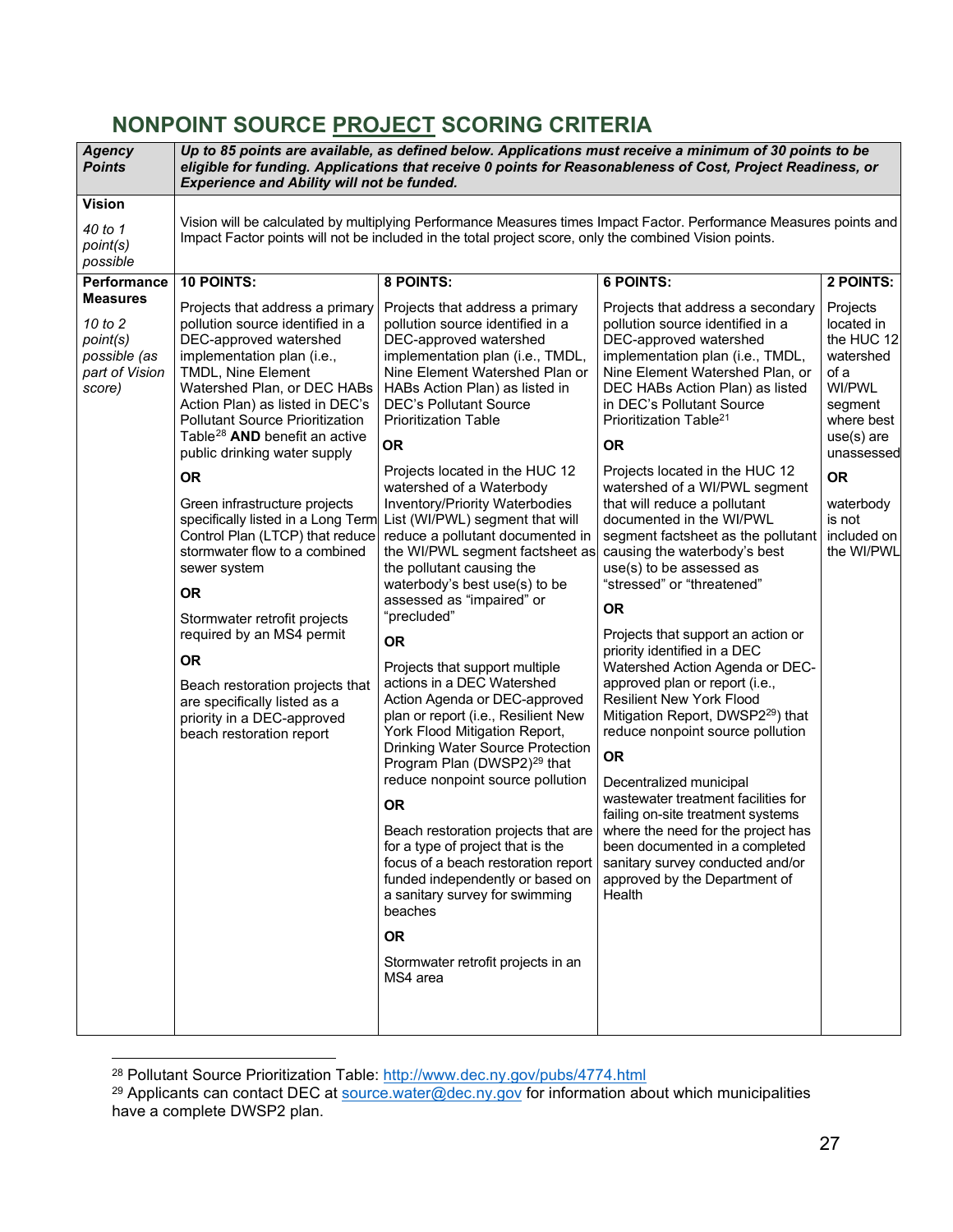## NONPOINT SOURCE PROJECT SCORING CRITERIA

| *Agency Points* | | | | |
|---|---|---|---|---|
| | ***Up to 85 points are available, as defined below. Applications must receive a minimum of 30 points to be eligible for funding. Applications that receive 0 points for Reasonableness of Cost, Project Readiness, or Experience and Ability will not be funded.*** | | | |
| **Vision**<br><br>*40 to 1 point(s) possible* | Vision will be calculated by multiplying Performance Measures times Impact Factor. Performance Measures points and Impact Factor points will not be included in the total project score, only the combined Vision points. | | | |
| **Performance Measures**<br><br>*10 to 2 point(s) possible (as part of Vision score)* | **10 POINTS:**<br><br>Projects that address a primary pollution source identified in a DEC-approved watershed implementation plan (i.e., TMDL, Nine Element Watershed Plan, or DEC HABs Action Plan) as listed in DEC's Pollutant Source Prioritization Table[28] **AND** benefit an active public drinking water supply<br><br>**OR**<br><br>Green infrastructure projects specifically listed in a Long Term Control Plan (LTCP) that reduce stormwater flow to a combined sewer system<br><br>**OR**<br><br>Stormwater retrofit projects required by an MS4 permit<br><br>**OR**<br><br>Beach restoration projects that are specifically listed as a priority in a DEC-approved beach restoration report | **8 POINTS:**<br><br>Projects that address a primary pollution source identified in a DEC-approved watershed implementation plan (i.e., TMDL, Nine Element Watershed Plan or HABs Action Plan) as listed in DEC's Pollutant Source Prioritization Table<br><br>**OR**<br><br>Projects located in the HUC 12 watershed of a Waterbody Inventory/Priority Waterbodies List (WI/PWL) segment that will reduce a pollutant documented in the WI/PWL segment factsheet as the pollutant causing the waterbody's best use(s) to be assessed as "impaired" or "precluded"<br><br>**OR**<br><br>Projects that support multiple actions in a DEC Watershed Action Agenda or DEC-approved plan or report (i.e., Resilient New York Flood Mitigation Report, Drinking Water Source Protection Program Plan (DWSP2)[29] that reduce nonpoint source pollution<br><br>**OR**<br><br>Beach restoration projects that are for a type of project that is the focus of a beach restoration report funded independently or based on a sanitary survey for swimming beaches<br><br>**OR**<br><br>Stormwater retrofit projects in an MS4 area | **6 POINTS:**<br><br>Projects that address a secondary pollution source identified in a DEC-approved watershed implementation plan (i.e., TMDL, Nine Element Watershed Plan, or DEC HABs Action Plan) as listed in DEC's Pollutant Source Prioritization Table[21]<br><br>**OR**<br><br>Projects located in the HUC 12 watershed of a WI/PWL segment that will reduce a pollutant documented in the WI/PWL segment factsheet as the pollutant causing the waterbody's best use(s) to be assessed as "stressed" or "threatened"<br><br>**OR**<br><br>Projects that support an action or priority identified in a DEC Watershed Action Agenda or DEC-approved plan or report (i.e., Resilient New York Flood Mitigation Report, DWSP2[29]) that reduce nonpoint source pollution<br><br>**OR**<br><br>Decentralized municipal wastewater treatment facilities for failing on-site treatment systems where the need for the project has been documented in a completed sanitary survey conducted and/or approved by the Department of Health | **2 POINTS:**<br><br>Projects located in the HUC 12 watershed of a WI/PWL segment where best use(s) are unassessed<br><br>**OR**<br><br>waterbody is not included on the WI/PWL |

[28] Pollutant Source Prioritization Table: http://www.dec.ny.gov/pubs/4774.html

[29] Applicants can contact DEC at source.water@dec.ny.gov for information about which municipalities have a complete DWSP2 plan.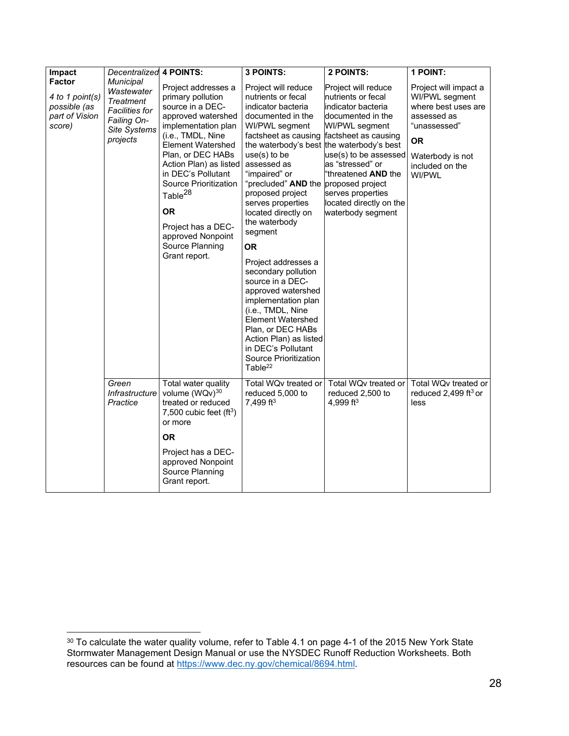| **Impact Factor**<br><br>*4 to 1 point(s) possible (as part of Vision score)* | *Decentralized Municipal Wastewater Treatment Facilities for Failing On-Site Systems projects* | **4 POINTS:**<br><br>Project addresses a primary pollution source in a DEC-approved watershed implementation plan (i.e., TMDL, Nine Element Watershed Plan, or DEC HABs Action Plan) as listed in DEC's Pollutant Source Prioritization Table[28]<br><br>**OR**<br><br>Project has a DEC-approved Nonpoint Source Planning Grant report. | **3 POINTS:**<br><br>Project will reduce nutrients or fecal indicator bacteria documented in the WI/PWL segment factsheet as causing the waterbody's best use(s) to be assessed as "impaired" or "precluded" **AND** the proposed project serves properties located directly on the waterbody segment<br><br>**OR**<br><br>Project addresses a secondary pollution source in a DEC-approved watershed implementation plan (i.e., TMDL, Nine Element Watershed Plan, or DEC HABs Action Plan) as listed in DEC's Pollutant Source Prioritization Table[22] | **2 POINTS:**<br><br>Project will reduce nutrients or fecal indicator bacteria documented in the WI/PWL segment factsheet as causing the waterbody's best use(s) to be assessed as "stressed" or "threatened **AND** the proposed project serves properties located directly on the waterbody segment | **1 POINT:**<br><br>Project will impact a WI/PWL segment where best uses are assessed as "unassessed"<br><br>**OR**<br><br>Waterbody is not included on the WI/PWL |
|---|---|---|---|---|---|
| | *Green Infrastructure Practice* | Total water quality volume (WQv)[30] treated or reduced 7,500 cubic feet ($ft^3$) or more<br><br>**OR**<br><br>Project has a DEC-approved Nonpoint Source Planning Grant report. | Total WQv treated or reduced 5,000 to 7,499 $ft^3$ | Total WQv treated or reduced 2,500 to 4,999 $ft^3$ | Total WQv treated or reduced 2,499 $ft^3$ or less |

[30] To calculate the water quality volume, refer to Table 4.1 on page 4-1 of the 2015 New York State Stormwater Management Design Manual or use the NYSDEC Runoff Reduction Worksheets. Both resources can be found at https://www.dec.ny.gov/chemical/8694.html.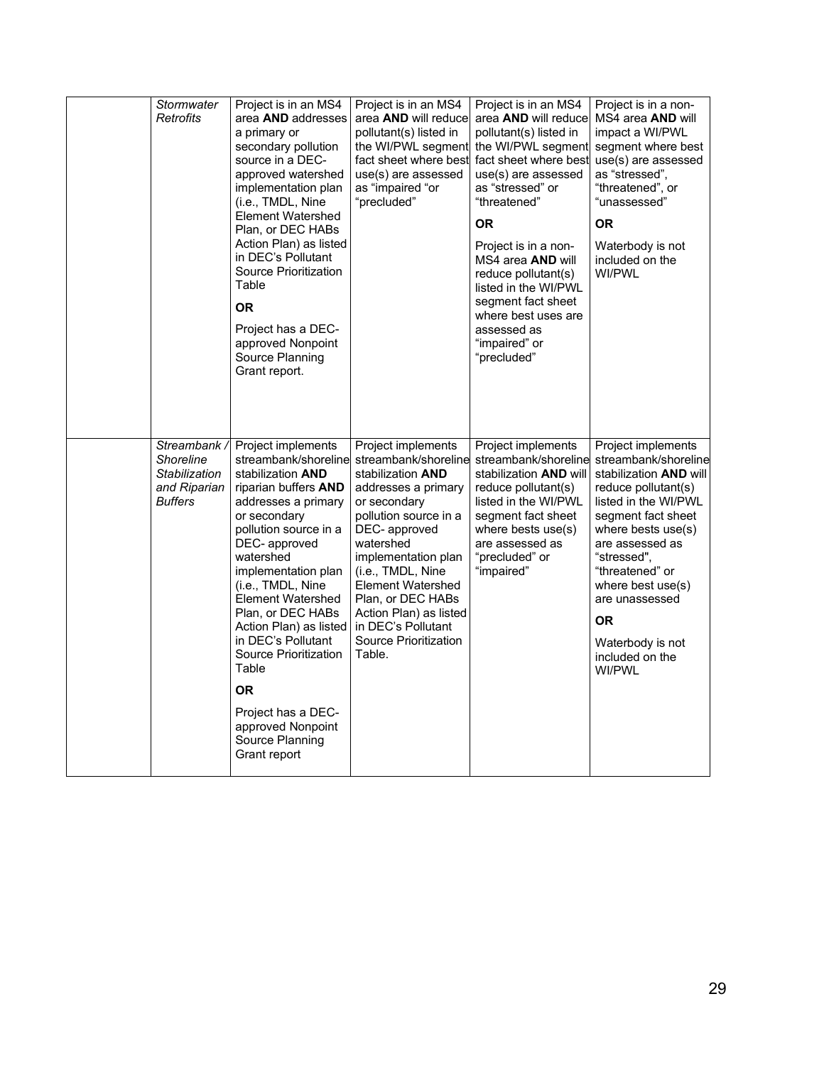| | | | | | |
|---|---|---|---|---|---|
| | *Stormwater Retrofits* | Project is in an MS4 area **AND** addresses a primary or secondary pollution source in a DEC-approved watershed implementation plan (i.e., TMDL, Nine Element Watershed Plan, or DEC HABs Action Plan) as listed in DEC's Pollutant Source Prioritization Table<br><br>**OR**<br><br>Project has a DEC-approved Nonpoint Source Planning Grant report. | Project is in an MS4 area **AND** will reduce pollutant(s) listed in the WI/PWL segment fact sheet where best use(s) are assessed as "impaired "or "precluded" | Project is in an MS4 area **AND** will reduce pollutant(s) listed in the WI/PWL segment fact sheet where best use(s) are assessed as "stressed" or "threatened"<br><br>**OR**<br><br>Project is in a non-MS4 area **AND** will reduce pollutant(s) listed in the WI/PWL segment fact sheet where best uses are assessed as "impaired" or "precluded" | Project is in a non-MS4 area **AND** will impact a WI/PWL segment where best use(s) are assessed as "stressed", "threatened", or "unassessed"<br><br>**OR**<br><br>Waterbody is not included on the WI/PWL |
| | *Streambank / Shoreline Stabilization and Riparian Buffers* | Project implements streambank/shoreline stabilization **AND** riparian buffers **AND** addresses a primary or secondary pollution source in a DEC- approved watershed implementation plan (i.e., TMDL, Nine Element Watershed Plan, or DEC HABs Action Plan) as listed in DEC's Pollutant Source Prioritization Table<br><br>**OR**<br><br>Project has a DEC-approved Nonpoint Source Planning Grant report | Project implements streambank/shoreline stabilization **AND** addresses a primary or secondary pollution source in a DEC- approved watershed implementation plan (i.e., TMDL, Nine Element Watershed Plan, or DEC HABs Action Plan) as listed in DEC's Pollutant Source Prioritization Table. | Project implements streambank/shoreline stabilization **AND** will reduce pollutant(s) listed in the WI/PWL segment fact sheet where bests use(s) are assessed as "precluded" or "impaired" | Project implements streambank/shoreline stabilization **AND** will reduce pollutant(s) listed in the WI/PWL segment fact sheet where bests use(s) are assessed as "stressed", "threatened" or where best use(s) are unassessed<br><br>**OR**<br><br>Waterbody is not included on the WI/PWL |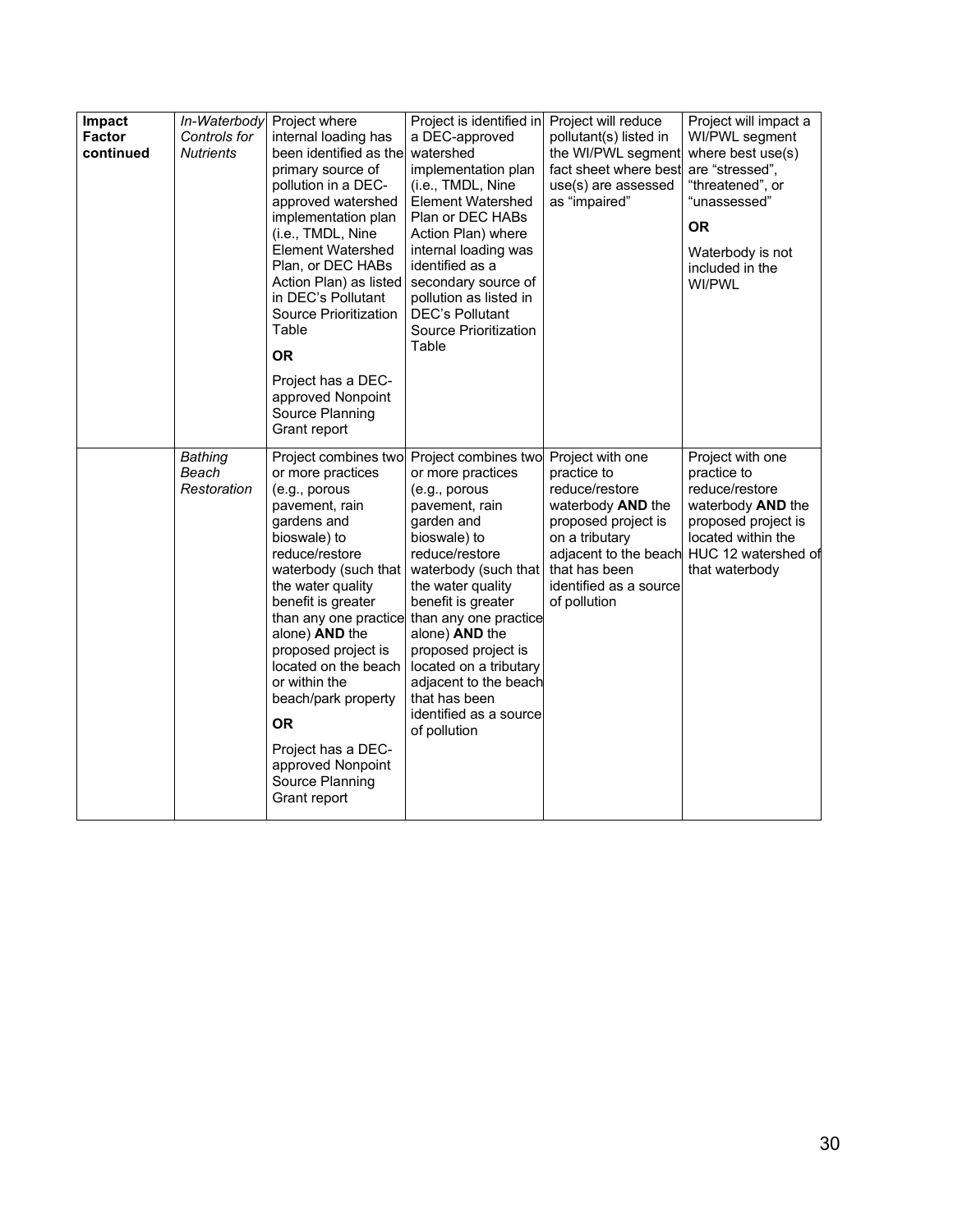| **Impact Factor continued** | *In-Waterbody Controls for Nutrients* | Project where internal loading has been identified as the primary source of pollution in a DEC-approved watershed implementation plan (i.e., TMDL, Nine Element Watershed Plan, or DEC HABs Action Plan) as listed in DEC's Pollutant Source Prioritization Table<br><br>**OR**<br><br>Project has a DEC-approved Nonpoint Source Planning Grant report | Project is identified in a DEC-approved watershed implementation plan (i.e., TMDL, Nine Element Watershed Plan or DEC HABs Action Plan) where internal loading was identified as a secondary source of pollution as listed in DEC's Pollutant Source Prioritization Table | Project will reduce pollutant(s) listed in the WI/PWL segment fact sheet where best use(s) are assessed as "impaired" | Project will impact a WI/PWL segment where best use(s) are "stressed", "threatened", or "unassessed"<br><br>**OR**<br><br>Waterbody is not included in the WI/PWL |
|---|---|---|---|---|---|
| | *Bathing Beach Restoration* | Project combines two or more practices (e.g., porous pavement, rain gardens and bioswale) to reduce/restore waterbody (such that the water quality benefit is greater than any one practice alone) **AND** the proposed project is located on the beach or within the beach/park property<br><br>**OR**<br><br>Project has a DEC-approved Nonpoint Source Planning Grant report | Project combines two or more practices (e.g., porous pavement, rain garden and bioswale) to reduce/restore waterbody (such that the water quality benefit is greater than any one practice alone) **AND** the proposed project is located on a tributary adjacent to the beach that has been identified as a source of pollution | Project with one practice to reduce/restore waterbody **AND** the proposed project is on a tributary adjacent to the beach that has been identified as a source of pollution | Project with one practice to reduce/restore waterbody **AND** the proposed project is located within the HUC 12 watershed of that waterbody |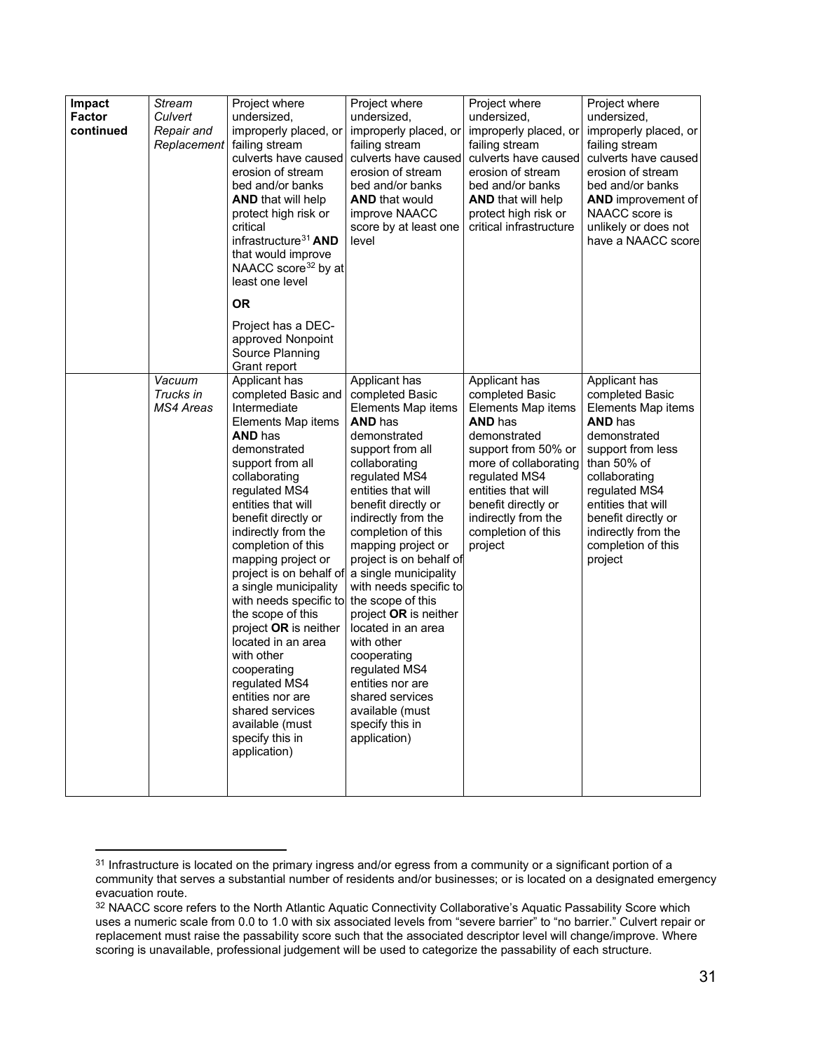| **Impact Factor continued** | *Stream Culvert Repair and Replacement* | Project where undersized, improperly placed, or failing stream culverts have caused erosion of stream bed and/or banks **AND** that will help protect high risk or critical infrastructure[31] **AND** that would improve NAACC score[32] by at least one level<br><br>**OR**<br><br>Project has a DEC-approved Nonpoint Source Planning Grant report | Project where undersized, improperly placed, or failing stream culverts have caused erosion of stream bed and/or banks **AND** that would improve NAACC score by at least one level | Project where undersized, improperly placed, or failing stream culverts have caused erosion of stream bed and/or banks **AND** that will help protect high risk or critical infrastructure | Project where undersized, improperly placed, or failing stream culverts have caused erosion of stream bed and/or banks **AND** improvement of NAACC score is unlikely or does not have a NAACC score |
|---|---|---|---|---|---|
| | *Vacuum Trucks in MS4 Areas* | Applicant has completed Basic and Intermediate Elements Map items **AND** has demonstrated support from all collaborating regulated MS4 entities that will benefit directly or indirectly from the completion of this mapping project or project is on behalf of a single municipality with needs specific to the scope of this project **OR** is neither located in an area with other cooperating regulated MS4 entities nor are shared services available (must specify this in application) | Applicant has completed Basic Elements Map items **AND** has demonstrated support from all collaborating regulated MS4 entities that will benefit directly or indirectly from the completion of this mapping project or project is on behalf of a single municipality with needs specific to the scope of this project **OR** is neither located in an area with other cooperating regulated MS4 entities nor are shared services available (must specify this in application) | Applicant has completed Basic Elements Map items **AND** has demonstrated support from 50% or more of collaborating regulated MS4 entities that will benefit directly or indirectly from the completion of this project | Applicant has completed Basic Elements Map items **AND** has demonstrated support from less than 50% of collaborating regulated MS4 entities that will benefit directly or indirectly from the completion of this project |

[31] Infrastructure is located on the primary ingress and/or egress from a community or a significant portion of a community that serves a substantial number of residents and/or businesses; or is located on a designated emergency evacuation route.

[32] NAACC score refers to the North Atlantic Aquatic Connectivity Collaborative's Aquatic Passability Score which uses a numeric scale from 0.0 to 1.0 with six associated levels from "severe barrier" to "no barrier." Culvert repair or replacement must raise the passability score such that the associated descriptor level will change/improve. Where scoring is unavailable, professional judgement will be used to categorize the passability of each structure.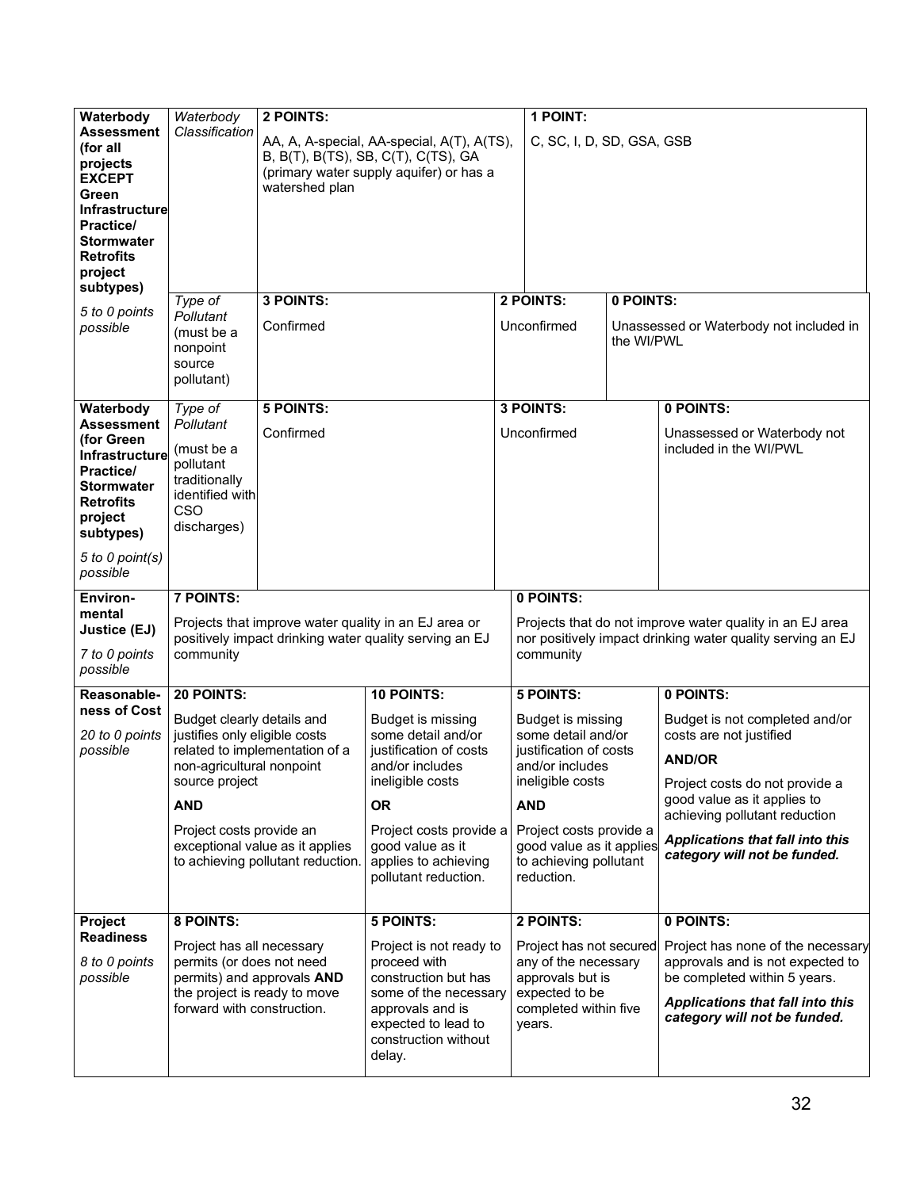| Category | Criterion | Points | | | |
|---|---|---|---|---|---|
| **Waterbody Assessment (for all projects EXCEPT Green Infrastructure Practice/ Stormwater Retrofits project subtypes)** *5 to 0 points possible* | *Waterbody Classification* | **2 POINTS:** AA, A, A-special, AA-special, A(T), A(TS), B, B(T), B(TS), SB, C(T), C(TS), GA (primary water supply aquifer) or has a watershed plan | | **1 POINT:** C, SC, I, D, SD, GSA, GSB | |
| | *Type of Pollutant* (must be a nonpoint source pollutant) | **3 POINTS:** Confirmed | | **2 POINTS:** Unconfirmed | **0 POINTS:** Unassessed or Waterbody not included in the WI/PWL |
| **Waterbody Assessment (for Green Infrastructure Practice/ Stormwater Retrofits project subtypes)** *5 to 0 point(s) possible* | *Type of Pollutant* (must be a pollutant traditionally identified with CSO discharges) | **5 POINTS:** Confirmed | | **3 POINTS:** Unconfirmed | **0 POINTS:** Unassessed or Waterbody not included in the WI/PWL |
| **Environ-mental Justice (EJ)** *7 to 0 points possible* | **7 POINTS:** Projects that improve water quality in an EJ area or positively impact drinking water quality serving an EJ community | | | **0 POINTS:** Projects that do not improve water quality in an EJ area nor positively impact drinking water quality serving an EJ community | |
| **Reasonable-ness of Cost** *20 to 0 points possible* | **20 POINTS:** Budget clearly details and justifies only eligible costs related to implementation of a non-agricultural nonpoint source project **AND** Project costs provide an exceptional value as it applies to achieving pollutant reduction. | | **10 POINTS:** Budget is missing some detail and/or justification of costs and/or includes ineligible costs **OR** Project costs provide a good value as it applies to achieving pollutant reduction. | **5 POINTS:** Budget is missing some detail and/or justification of costs and/or includes ineligible costs **AND** Project costs provide a good value as it applies to achieving pollutant reduction. | **0 POINTS:** Budget is not completed and/or costs are not justified **AND/OR** Project costs do not provide a good value as it applies to achieving pollutant reduction ***Applications that fall into this category will not be funded.*** |
| **Project Readiness** *8 to 0 points possible* | **8 POINTS:** Project has all necessary permits (or does not need permits) and approvals **AND** the project is ready to move forward with construction. | | **5 POINTS:** Project is not ready to proceed with construction but has some of the necessary approvals and is expected to lead to construction without delay. | **2 POINTS:** Project has not secured any of the necessary approvals but is expected to be completed within five years. | **0 POINTS:** Project has none of the necessary approvals and is not expected to be completed within 5 years. ***Applications that fall into this category will not be funded.*** |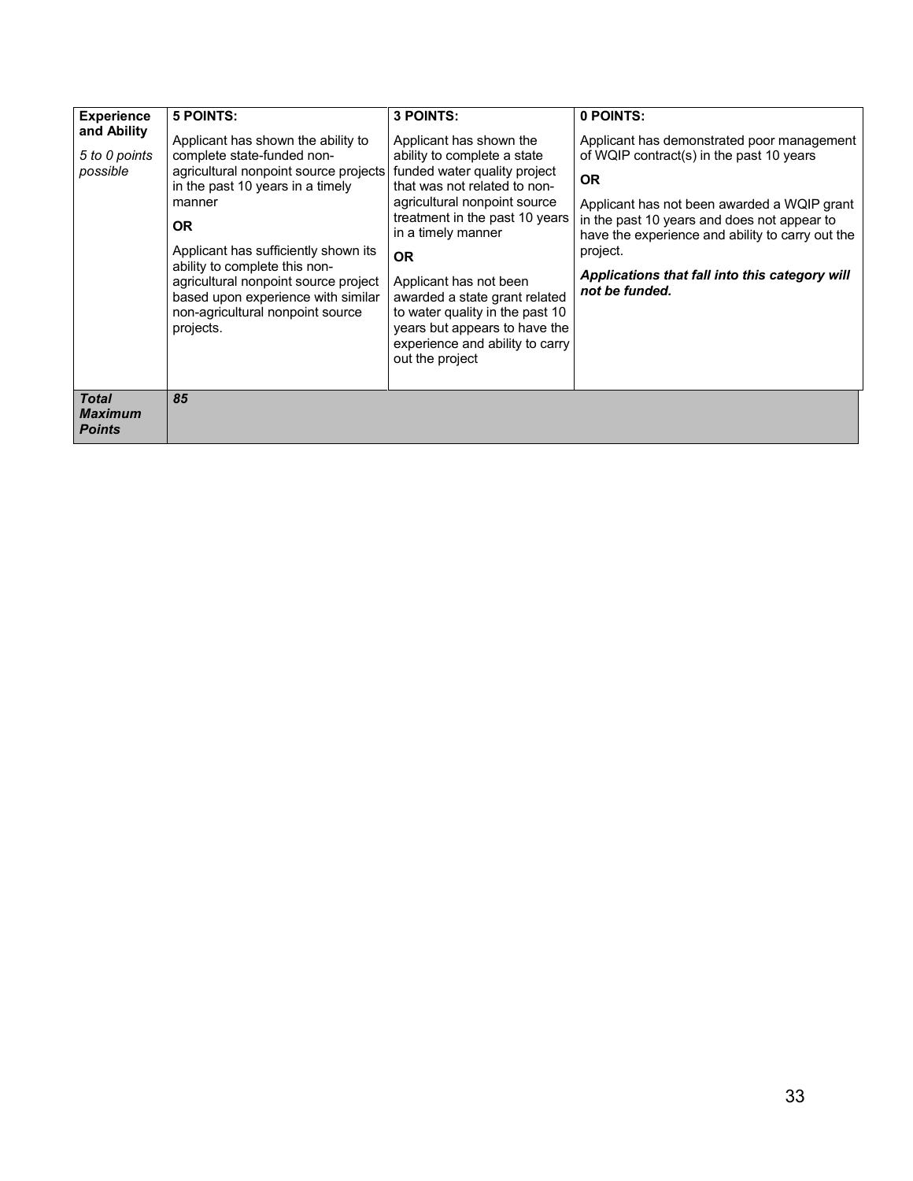| **Experience and Ability** *5 to 0 points possible* | **5 POINTS:** Applicant has shown the ability to complete state-funded non-agricultural nonpoint source projects in the past 10 years in a timely manner **OR** Applicant has sufficiently shown its ability to complete this non-agricultural nonpoint source project based upon experience with similar non-agricultural nonpoint source projects. | **3 POINTS:** Applicant has shown the ability to complete a state funded water quality project that was not related to non-agricultural nonpoint source treatment in the past 10 years in a timely manner **OR** Applicant has not been awarded a state grant related to water quality in the past 10 years but appears to have the experience and ability to carry out the project | **0 POINTS:** Applicant has demonstrated poor management of WQIP contract(s) in the past 10 years **OR** Applicant has not been awarded a WQIP grant in the past 10 years and does not appear to have the experience and ability to carry out the project. ***Applications that fall into this category will not be funded.*** |
|---|---|---|---|
| ***Total Maximum Points*** | ***85*** | | |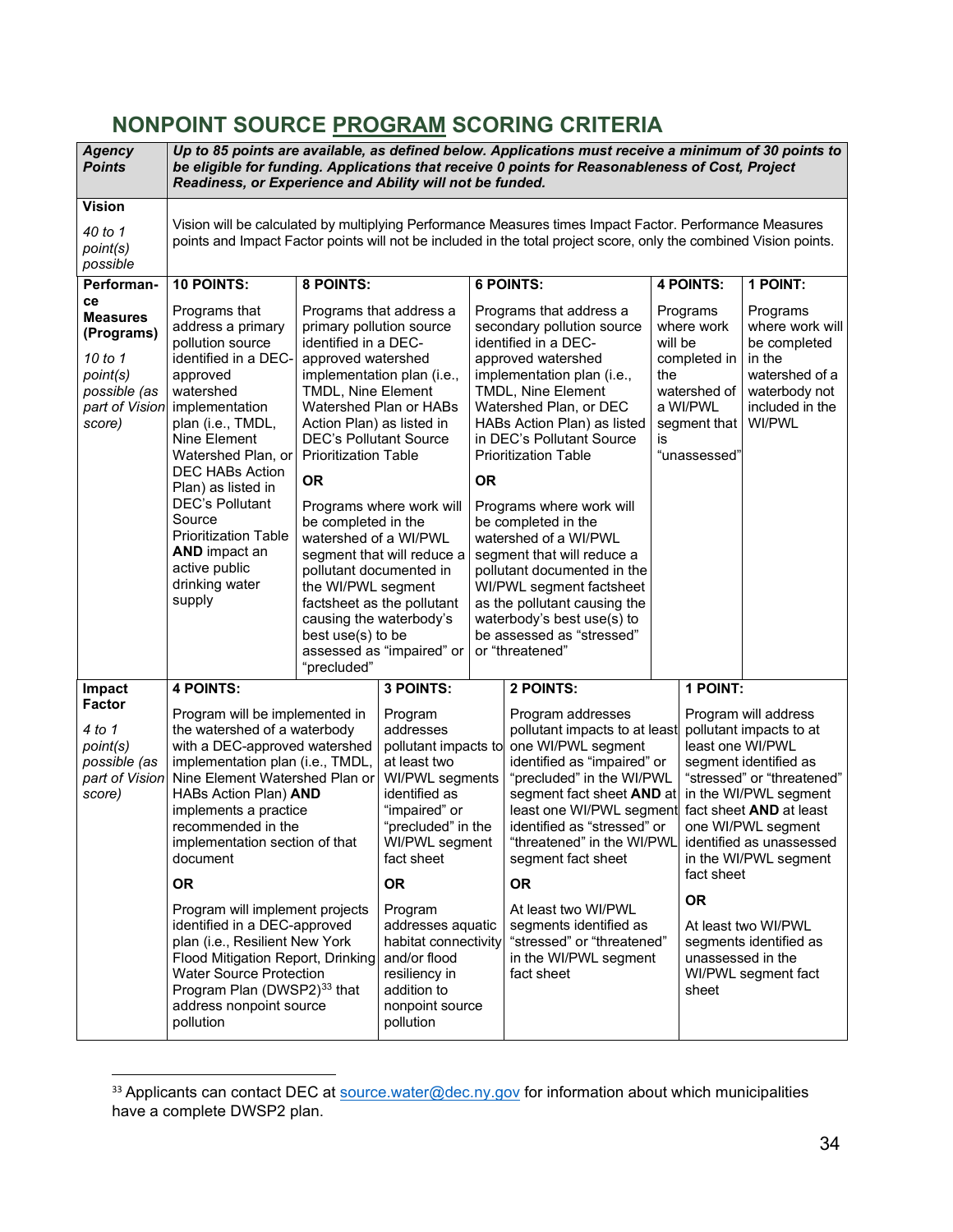## NONPOINT SOURCE PROGRAM SCORING CRITERIA

| *Agency Points* | ***Up to 85 points are available, as defined below. Applications must receive a minimum of 30 points to be eligible for funding. Applications that receive 0 points for Reasonableness of Cost, Project Readiness, or Experience and Ability will not be funded.*** | | | | |
|---|---|---|---|---|---|
| **Vision**<br><br>*40 to 1 point(s) possible* | Vision will be calculated by multiplying Performance Measures times Impact Factor. Performance Measures points and Impact Factor points will not be included in the total project score, only the combined Vision points. | | | | |
| **Performance Measures (Programs)**<br><br>*10 to 1 point(s) possible (as part of Vision score)* | **10 POINTS:**<br><br>Programs that address a primary pollution source identified in a DEC-approved watershed implementation plan (i.e., TMDL, Nine Element Watershed Plan, or DEC HABs Action Plan) as listed in DEC's Pollutant Source Prioritization Table **AND** impact an active public drinking water supply | **8 POINTS:**<br><br>Programs that address a primary pollution source identified in a DEC-approved watershed implementation plan (i.e., TMDL, Nine Element Watershed Plan or HABs Action Plan) as listed in DEC's Pollutant Source Prioritization Table<br><br>**OR**<br><br>Programs where work will be completed in the watershed of a WI/PWL segment that will reduce a pollutant documented in the WI/PWL segment factsheet as the pollutant causing the waterbody's best use(s) to be assessed as "impaired" or "precluded" | **6 POINTS:**<br><br>Programs that address a secondary pollution source identified in a DEC-approved watershed implementation plan (i.e., TMDL, Nine Element Watershed Plan, or DEC HABs Action Plan) as listed in DEC's Pollutant Source Prioritization Table<br><br>**OR**<br><br>Programs where work will be completed in the watershed of a WI/PWL segment that will reduce a pollutant documented in the WI/PWL segment factsheet as the pollutant causing the waterbody's best use(s) to be assessed as "stressed" or "threatened" | **4 POINTS:**<br><br>Programs where work will be completed in the watershed of a WI/PWL segment that is "unassessed" | **1 POINT:**<br><br>Programs where work will be completed in the watershed of a waterbody not included in the WI/PWL |
| **Impact Factor**<br><br>*4 to 1 point(s) possible (as part of Vision score)* | **4 POINTS:**<br><br>Program will be implemented in the watershed of a waterbody with a DEC-approved watershed implementation plan (i.e., TMDL, Nine Element Watershed Plan or HABs Action Plan) **AND** implements a practice recommended in the implementation section of that document<br><br>**OR**<br><br>Program will implement projects identified in a DEC-approved plan (i.e., Resilient New York Flood Mitigation Report, Drinking Water Source Protection Program Plan (DWSP2)[33] that address nonpoint source pollution | **3 POINTS:**<br><br>Program addresses pollutant impacts to at least two WI/PWL segments identified as "impaired" or "precluded" in the WI/PWL segment fact sheet<br><br>**OR**<br><br>Program addresses aquatic habitat connectivity and/or flood resiliency in addition to nonpoint source pollution | **2 POINTS:**<br><br>Program addresses pollutant impacts to at least one WI/PWL segment identified as "impaired" or "precluded" in the WI/PWL segment fact sheet **AND** at least one WI/PWL segment identified as "stressed" or "threatened" in the WI/PWL segment fact sheet<br><br>**OR**<br><br>At least two WI/PWL segments identified as "stressed" or "threatened" in the WI/PWL segment fact sheet | **1 POINT:**<br><br>Program will address pollutant impacts to at least one WI/PWL segment identified as "stressed" or "threatened" in the WI/PWL segment fact sheet **AND** at least one WI/PWL segment identified as unassessed in the WI/PWL segment fact sheet<br><br>**OR**<br><br>At least two WI/PWL segments identified as unassessed in the WI/PWL segment fact sheet | |

[33] Applicants can contact DEC at source.water@dec.ny.gov for information about which municipalities have a complete DWSP2 plan.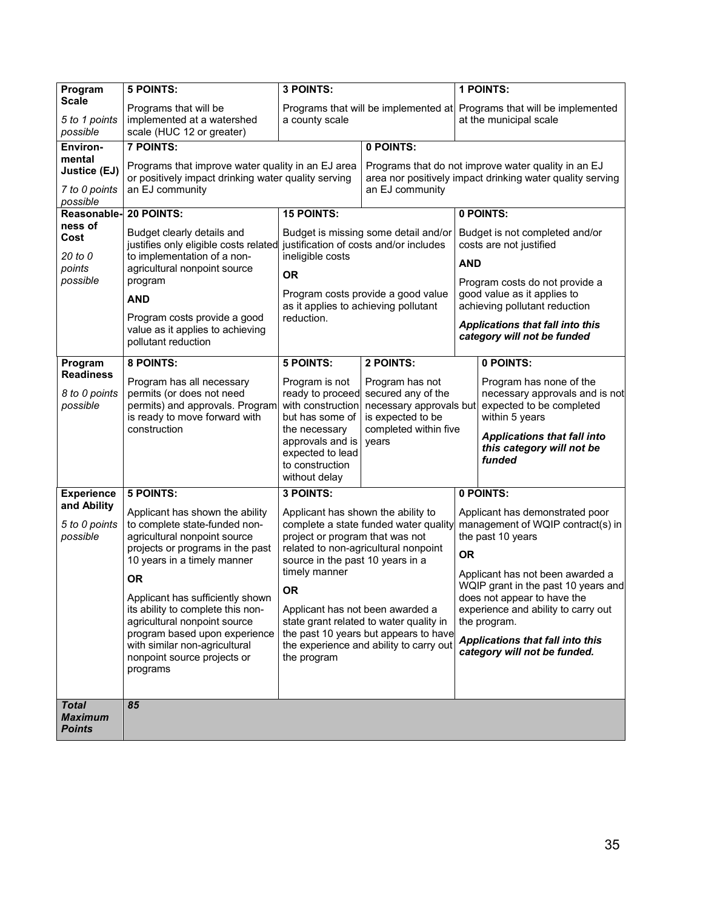| Program Scale<br>*5 to 1 points possible* | **5 POINTS:**<br>Programs that will be implemented at a watershed scale (HUC 12 or greater) | **3 POINTS:**<br>Programs that will be implemented at a county scale | | **1 POINTS:**<br>Programs that will be implemented at the municipal scale |
|---|---|---|---|---|
| **Environmental Justice (EJ)**<br>*7 to 0 points possible* | **7 POINTS:**<br>Programs that improve water quality in an EJ area or positively impact drinking water quality serving an EJ community | | **0 POINTS:**<br>Programs that do not improve water quality in an EJ area nor positively impact drinking water quality serving an EJ community | |
| **Reasonableness of Cost**<br>*20 to 0 points possible* | **20 POINTS:**<br>Budget clearly details and justifies only eligible costs related to implementation of a non-agricultural nonpoint source program<br>**AND**<br>Program costs provide a good value as it applies to achieving pollutant reduction | **15 POINTS:**<br>Budget is missing some detail and/or justification of costs and/or includes ineligible costs<br>**OR**<br>Program costs provide a good value as it applies to achieving pollutant reduction. | | **0 POINTS:**<br>Budget is not completed and/or costs are not justified<br>**AND**<br>Program costs do not provide a good value as it applies to achieving pollutant reduction<br>***Applications that fall into this category will not be funded*** |
| **Program Readiness**<br>*8 to 0 points possible* | **8 POINTS:**<br>Program has all necessary permits (or does not need permits) and approvals. Program is ready to move forward with construction | **5 POINTS:**<br>Program is not ready to proceed with construction but has some of the necessary approvals and is expected to lead to construction without delay | **2 POINTS:**<br>Program has not secured any of the necessary approvals but is expected to be completed within five years | **0 POINTS:**<br>Program has none of the necessary approvals and is not expected to be completed within 5 years<br>***Applications that fall into this category will not be funded*** |
| **Experience and Ability**<br>*5 to 0 points possible* | **5 POINTS:**<br>Applicant has shown the ability to complete state-funded non-agricultural nonpoint source projects or programs in the past 10 years in a timely manner<br>**OR**<br>Applicant has sufficiently shown its ability to complete this non-agricultural nonpoint source program based upon experience with similar non-agricultural nonpoint source projects or programs | **3 POINTS:**<br>Applicant has shown the ability to complete a state funded water quality project or program that was not related to non-agricultural nonpoint source in the past 10 years in a timely manner<br>**OR**<br>Applicant has not been awarded a state grant related to water quality in the past 10 years but appears to have the experience and ability to carry out the program | | **0 POINTS:**<br>Applicant has demonstrated poor management of WQIP contract(s) in the past 10 years<br>**OR**<br>Applicant has not been awarded a WQIP grant in the past 10 years and does not appear to have the experience and ability to carry out the program.<br>***Applications that fall into this category will not be funded.*** |
| ***Total Maximum Points*** | ***85*** | | | |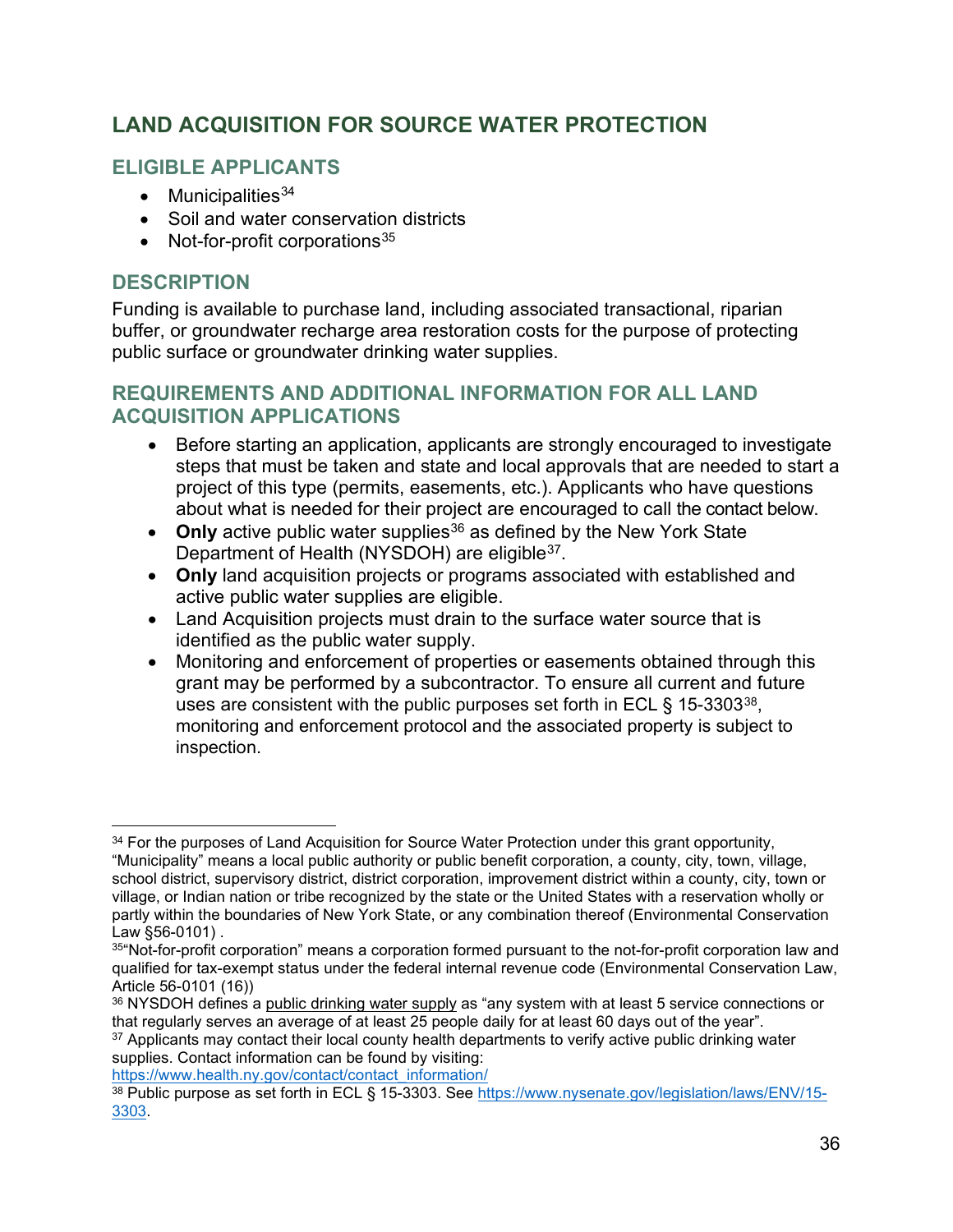## LAND ACQUISITION FOR SOURCE WATER PROTECTION

### ELIGIBLE APPLICANTS

- Municipalities[34]
- Soil and water conservation districts
- Not-for-profit corporations[35]

### DESCRIPTION

Funding is available to purchase land, including associated transactional, riparian buffer, or groundwater recharge area restoration costs for the purpose of protecting public surface or groundwater drinking water supplies.

### REQUIREMENTS AND ADDITIONAL INFORMATION FOR ALL LAND ACQUISITION APPLICATIONS

- Before starting an application, applicants are strongly encouraged to investigate steps that must be taken and state and local approvals that are needed to start a project of this type (permits, easements, etc.). Applicants who have questions about what is needed for their project are encouraged to call the contact below.
- **Only** active public water supplies[36] as defined by the New York State Department of Health (NYSDOH) are eligible[37].
- **Only** land acquisition projects or programs associated with established and active public water supplies are eligible.
- Land Acquisition projects must drain to the surface water source that is identified as the public water supply.
- Monitoring and enforcement of properties or easements obtained through this grant may be performed by a subcontractor. To ensure all current and future uses are consistent with the public purposes set forth in ECL § 15-3303[38], monitoring and enforcement protocol and the associated property is subject to inspection.

---

[34] For the purposes of Land Acquisition for Source Water Protection under this grant opportunity, "Municipality" means a local public authority or public benefit corporation, a county, city, town, village, school district, supervisory district, district corporation, improvement district within a county, city, town or village, or Indian nation or tribe recognized by the state or the United States with a reservation wholly or partly within the boundaries of New York State, or any combination thereof (Environmental Conservation Law §56-0101) .

[35] "Not-for-profit corporation" means a corporation formed pursuant to the not-for-profit corporation law and qualified for tax-exempt status under the federal internal revenue code (Environmental Conservation Law, Article 56-0101 (16))

[36] NYSDOH defines a public drinking water supply as "any system with at least 5 service connections or that regularly serves an average of at least 25 people daily for at least 60 days out of the year".

[37] Applicants may contact their local county health departments to verify active public drinking water supplies. Contact information can be found by visiting: https://www.health.ny.gov/contact/contact_information/

[38] Public purpose as set forth in ECL § 15-3303. See https://www.nysenate.gov/legislation/laws/ENV/15-3303.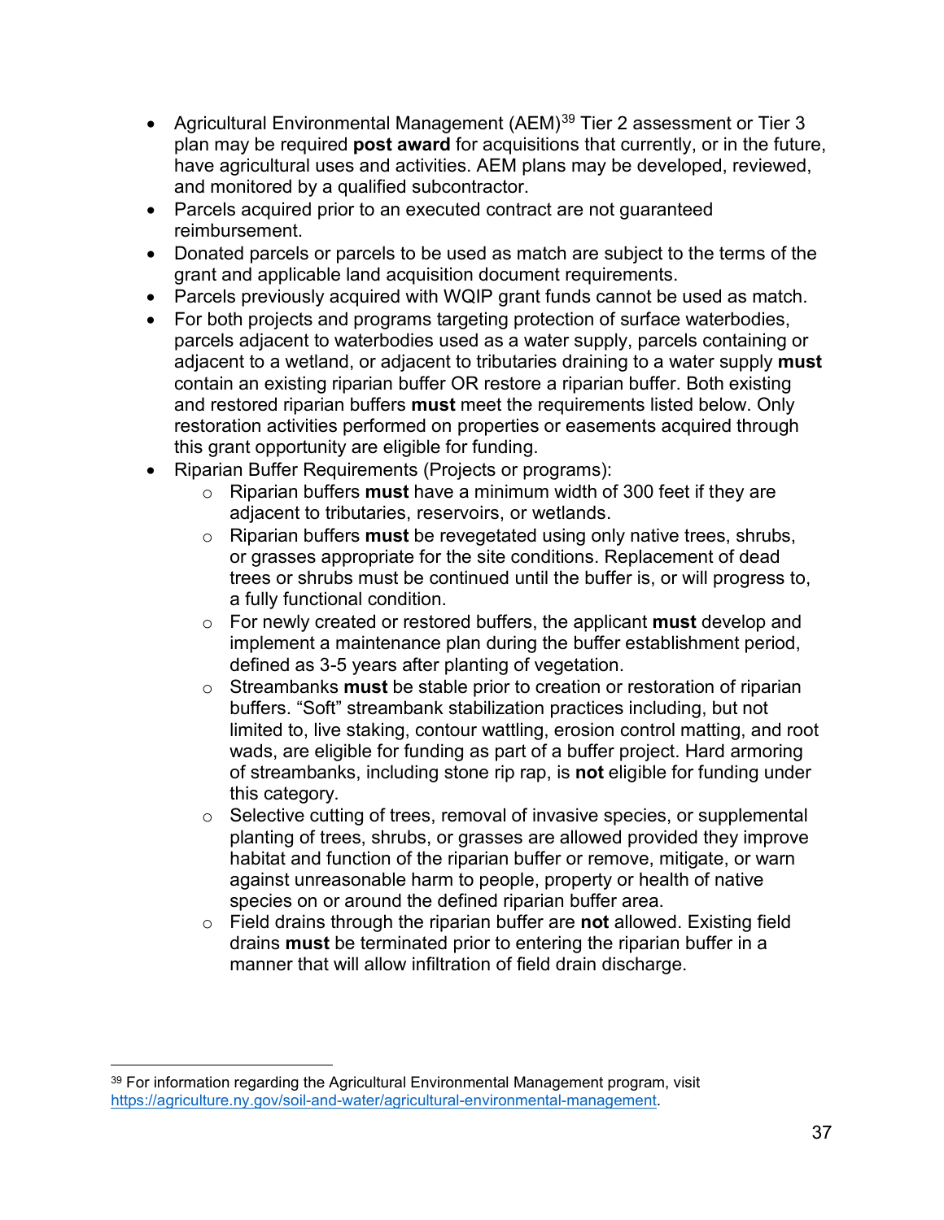- Agricultural Environmental Management (AEM)[39] Tier 2 assessment or Tier 3 plan may be required **post award** for acquisitions that currently, or in the future, have agricultural uses and activities. AEM plans may be developed, reviewed, and monitored by a qualified subcontractor.
- Parcels acquired prior to an executed contract are not guaranteed reimbursement.
- Donated parcels or parcels to be used as match are subject to the terms of the grant and applicable land acquisition document requirements.
- Parcels previously acquired with WQIP grant funds cannot be used as match.
- For both projects and programs targeting protection of surface waterbodies, parcels adjacent to waterbodies used as a water supply, parcels containing or adjacent to a wetland, or adjacent to tributaries draining to a water supply **must** contain an existing riparian buffer OR restore a riparian buffer. Both existing and restored riparian buffers **must** meet the requirements listed below. Only restoration activities performed on properties or easements acquired through this grant opportunity are eligible for funding.
- Riparian Buffer Requirements (Projects or programs):
  - Riparian buffers **must** have a minimum width of 300 feet if they are adjacent to tributaries, reservoirs, or wetlands.
  - Riparian buffers **must** be revegetated using only native trees, shrubs, or grasses appropriate for the site conditions. Replacement of dead trees or shrubs must be continued until the buffer is, or will progress to, a fully functional condition.
  - For newly created or restored buffers, the applicant **must** develop and implement a maintenance plan during the buffer establishment period, defined as 3-5 years after planting of vegetation.
  - Streambanks **must** be stable prior to creation or restoration of riparian buffers. "Soft" streambank stabilization practices including, but not limited to, live staking, contour wattling, erosion control matting, and root wads, are eligible for funding as part of a buffer project. Hard armoring of streambanks, including stone rip rap, is **not** eligible for funding under this category.
  - Selective cutting of trees, removal of invasive species, or supplemental planting of trees, shrubs, or grasses are allowed provided they improve habitat and function of the riparian buffer or remove, mitigate, or warn against unreasonable harm to people, property or health of native species on or around the defined riparian buffer area.
  - Field drains through the riparian buffer are **not** allowed. Existing field drains **must** be terminated prior to entering the riparian buffer in a manner that will allow infiltration of field drain discharge.

[39] For information regarding the Agricultural Environmental Management program, visit https://agriculture.ny.gov/soil-and-water/agricultural-environmental-management.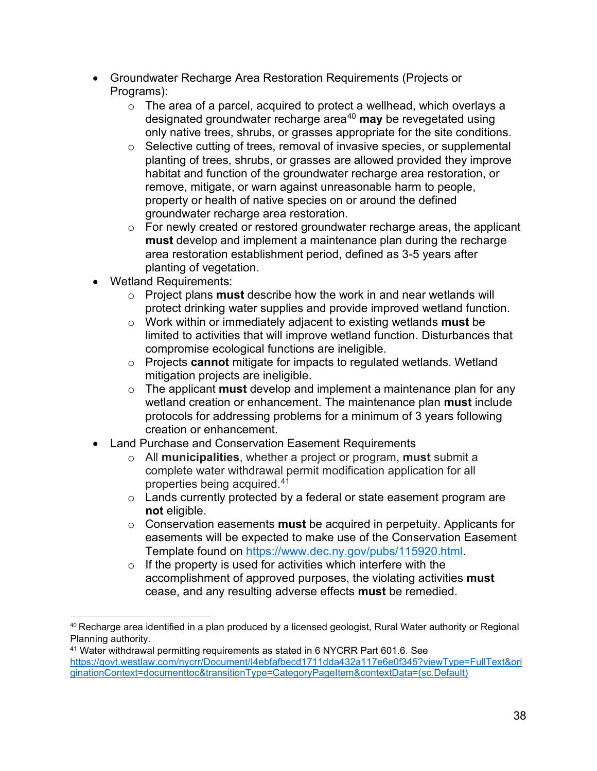- Groundwater Recharge Area Restoration Requirements (Projects or Programs):
    - The area of a parcel, acquired to protect a wellhead, which overlays a designated groundwater recharge area[40] **may** be revegetated using only native trees, shrubs, or grasses appropriate for the site conditions.
    - Selective cutting of trees, removal of invasive species, or supplemental planting of trees, shrubs, or grasses are allowed provided they improve habitat and function of the groundwater recharge area restoration, or remove, mitigate, or warn against unreasonable harm to people, property or health of native species on or around the defined groundwater recharge area restoration.
    - For newly created or restored groundwater recharge areas, the applicant **must** develop and implement a maintenance plan during the recharge area restoration establishment period, defined as 3-5 years after planting of vegetation.
- Wetland Requirements:
    - Project plans **must** describe how the work in and near wetlands will protect drinking water supplies and provide improved wetland function.
    - Work within or immediately adjacent to existing wetlands **must** be limited to activities that will improve wetland function. Disturbances that compromise ecological functions are ineligible.
    - Projects **cannot** mitigate for impacts to regulated wetlands. Wetland mitigation projects are ineligible.
    - The applicant **must** develop and implement a maintenance plan for any wetland creation or enhancement. The maintenance plan **must** include protocols for addressing problems for a minimum of 3 years following creation or enhancement.
- Land Purchase and Conservation Easement Requirements
    - All **municipalities**, whether a project or program, **must** submit a complete water withdrawal permit modification application for all properties being acquired.[41]
    - Lands currently protected by a federal or state easement program are **not** eligible.
    - Conservation easements **must** be acquired in perpetuity. Applicants for easements will be expected to make use of the Conservation Easement Template found on https://www.dec.ny.gov/pubs/115920.html.
    - If the property is used for activities which interfere with the accomplishment of approved purposes, the violating activities **must** cease, and any resulting adverse effects **must** be remedied.

---

[40] Recharge area identified in a plan produced by a licensed geologist, Rural Water authority or Regional Planning authority.

[41] Water withdrawal permitting requirements as stated in 6 NYCRR Part 601.6. See https://govt.westlaw.com/nycrr/Document/I4ebfafbecd1711dda432a117e6e0f345?viewType=FullText&originationContext=documenttoc&transitionType=CategoryPageItem&contextData=(sc.Default)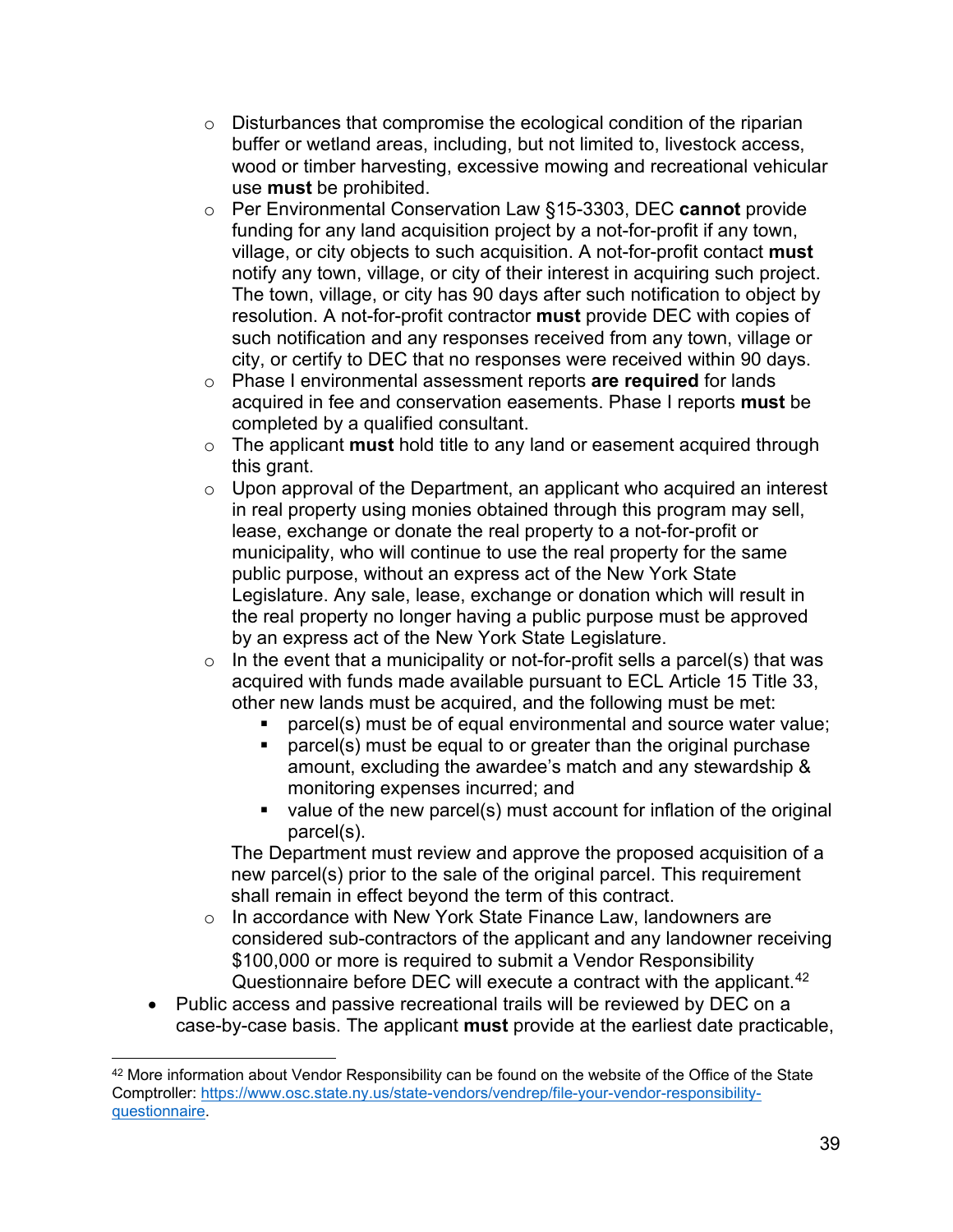- Disturbances that compromise the ecological condition of the riparian buffer or wetland areas, including, but not limited to, livestock access, wood or timber harvesting, excessive mowing and recreational vehicular use **must** be prohibited.
  - Per Environmental Conservation Law §15-3303, DEC **cannot** provide funding for any land acquisition project by a not-for-profit if any town, village, or city objects to such acquisition. A not-for-profit contact **must** notify any town, village, or city of their interest in acquiring such project. The town, village, or city has 90 days after such notification to object by resolution. A not-for-profit contractor **must** provide DEC with copies of such notification and any responses received from any town, village or city, or certify to DEC that no responses were received within 90 days.
  - Phase I environmental assessment reports **are required** for lands acquired in fee and conservation easements. Phase I reports **must** be completed by a qualified consultant.
  - The applicant **must** hold title to any land or easement acquired through this grant.
  - Upon approval of the Department, an applicant who acquired an interest in real property using monies obtained through this program may sell, lease, exchange or donate the real property to a not-for-profit or municipality, who will continue to use the real property for the same public purpose, without an express act of the New York State Legislature. Any sale, lease, exchange or donation which will result in the real property no longer having a public purpose must be approved by an express act of the New York State Legislature.
  - In the event that a municipality or not-for-profit sells a parcel(s) that was acquired with funds made available pursuant to ECL Article 15 Title 33, other new lands must be acquired, and the following must be met:
    - parcel(s) must be of equal environmental and source water value;
    - parcel(s) must be equal to or greater than the original purchase amount, excluding the awardee's match and any stewardship & monitoring expenses incurred; and
    - value of the new parcel(s) must account for inflation of the original parcel(s).

    The Department must review and approve the proposed acquisition of a new parcel(s) prior to the sale of the original parcel. This requirement shall remain in effect beyond the term of this contract.
  - In accordance with New York State Finance Law, landowners are considered sub-contractors of the applicant and any landowner receiving $100,000 or more is required to submit a Vendor Responsibility Questionnaire before DEC will execute a contract with the applicant.[42]
- Public access and passive recreational trails will be reviewed by DEC on a case-by-case basis. The applicant **must** provide at the earliest date practicable,

[42] More information about Vendor Responsibility can be found on the website of the Office of the State Comptroller: https://www.osc.state.ny.us/state-vendors/vendrep/file-your-vendor-responsibility-questionnaire.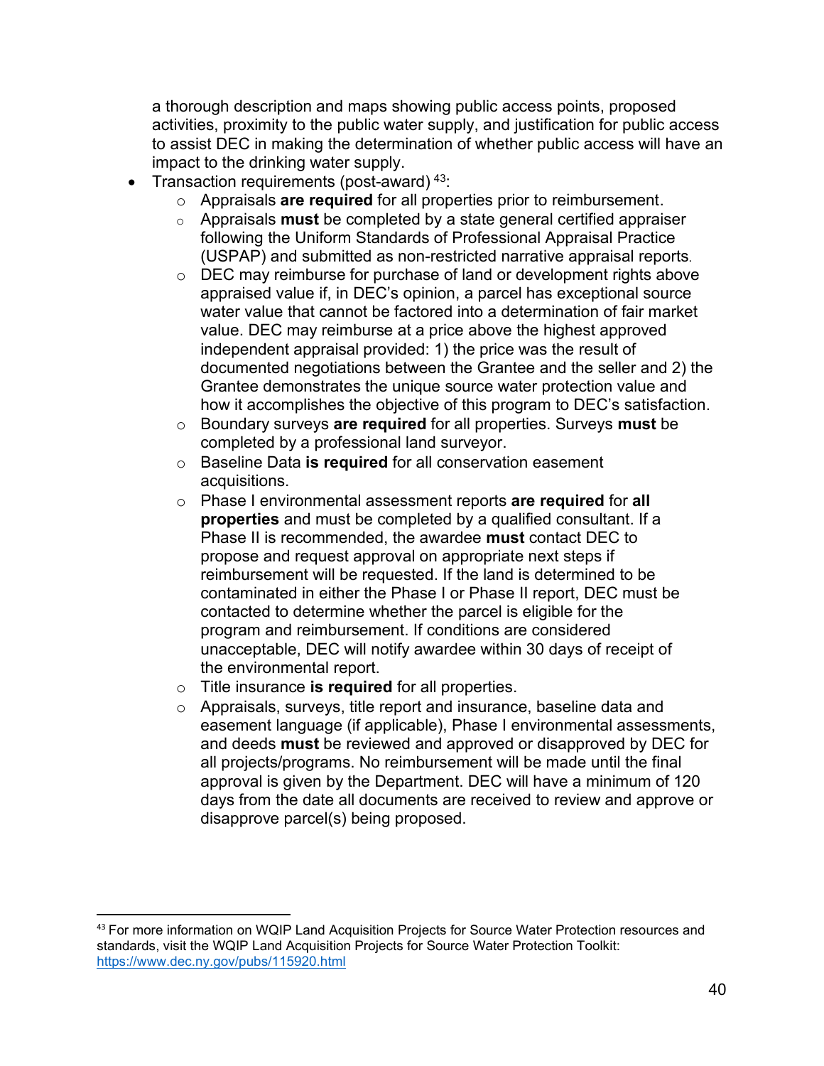a thorough description and maps showing public access points, proposed activities, proximity to the public water supply, and justification for public access to assist DEC in making the determination of whether public access will have an impact to the drinking water supply.

- Transaction requirements (post-award) [43]:
    - Appraisals **are required** for all properties prior to reimbursement.
    - Appraisals **must** be completed by a state general certified appraiser following the Uniform Standards of Professional Appraisal Practice (USPAP) and submitted as non-restricted narrative appraisal reports.
    - DEC may reimburse for purchase of land or development rights above appraised value if, in DEC's opinion, a parcel has exceptional source water value that cannot be factored into a determination of fair market value. DEC may reimburse at a price above the highest approved independent appraisal provided: 1) the price was the result of documented negotiations between the Grantee and the seller and 2) the Grantee demonstrates the unique source water protection value and how it accomplishes the objective of this program to DEC's satisfaction.
    - Boundary surveys **are required** for all properties. Surveys **must** be completed by a professional land surveyor.
    - Baseline Data **is required** for all conservation easement acquisitions.
    - Phase I environmental assessment reports **are required** for **all properties** and must be completed by a qualified consultant. If a Phase II is recommended, the awardee **must** contact DEC to propose and request approval on appropriate next steps if reimbursement will be requested. If the land is determined to be contaminated in either the Phase I or Phase II report, DEC must be contacted to determine whether the parcel is eligible for the program and reimbursement. If conditions are considered unacceptable, DEC will notify awardee within 30 days of receipt of the environmental report.
    - Title insurance **is required** for all properties.
    - Appraisals, surveys, title report and insurance, baseline data and easement language (if applicable), Phase I environmental assessments, and deeds **must** be reviewed and approved or disapproved by DEC for all projects/programs. No reimbursement will be made until the final approval is given by the Department. DEC will have a minimum of 120 days from the date all documents are received to review and approve or disapprove parcel(s) being proposed.

---

[43] For more information on WQIP Land Acquisition Projects for Source Water Protection resources and standards, visit the WQIP Land Acquisition Projects for Source Water Protection Toolkit: https://www.dec.ny.gov/pubs/115920.html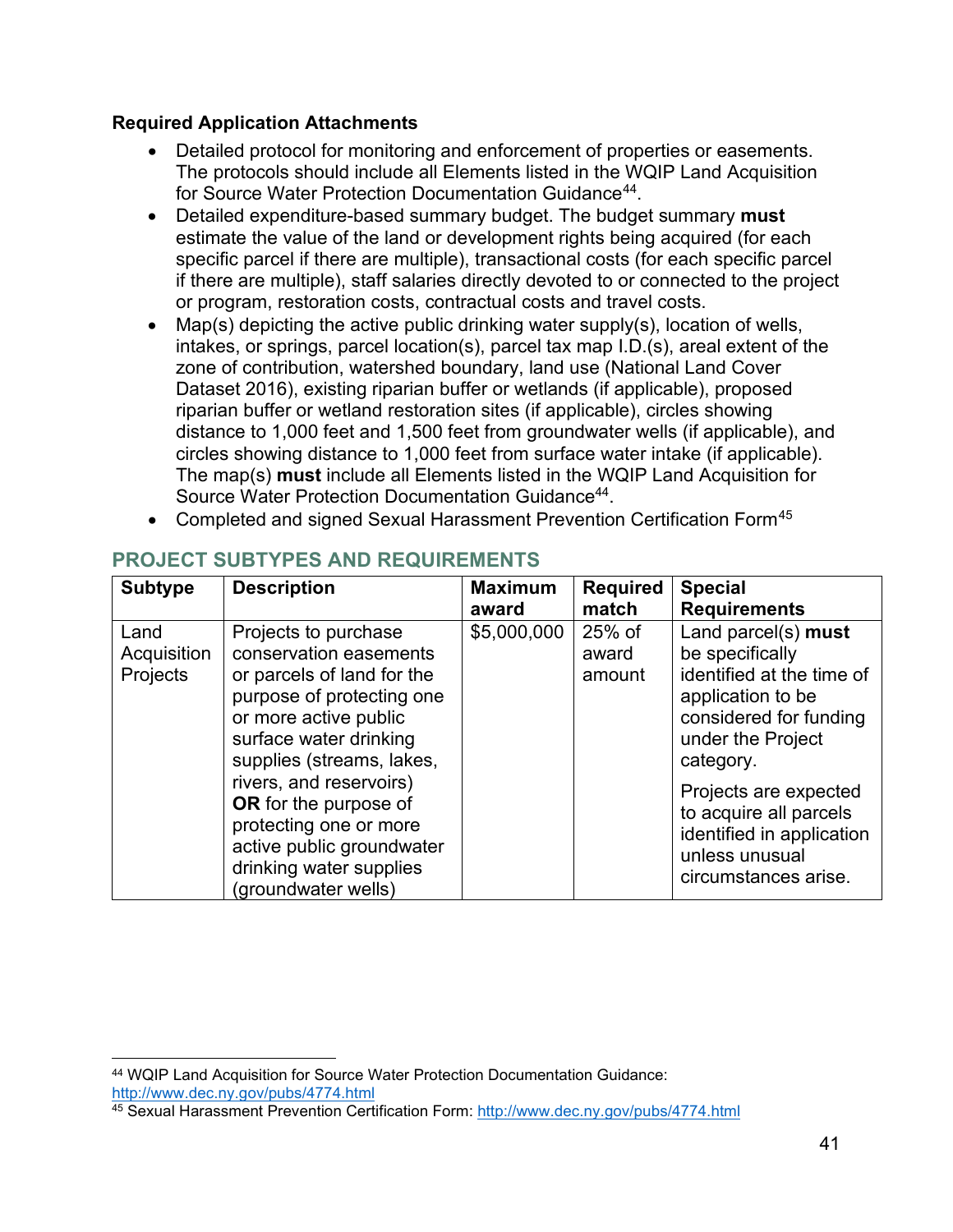**Required Application Attachments**

- Detailed protocol for monitoring and enforcement of properties or easements. The protocols should include all Elements listed in the WQIP Land Acquisition for Source Water Protection Documentation Guidance[44].
- Detailed expenditure-based summary budget. The budget summary **must** estimate the value of the land or development rights being acquired (for each specific parcel if there are multiple), transactional costs (for each specific parcel if there are multiple), staff salaries directly devoted to or connected to the project or program, restoration costs, contractual costs and travel costs.
- Map(s) depicting the active public drinking water supply(s), location of wells, intakes, or springs, parcel location(s), parcel tax map I.D.(s), areal extent of the zone of contribution, watershed boundary, land use (National Land Cover Dataset 2016), existing riparian buffer or wetlands (if applicable), proposed riparian buffer or wetland restoration sites (if applicable), circles showing distance to 1,000 feet and 1,500 feet from groundwater wells (if applicable), and circles showing distance to 1,000 feet from surface water intake (if applicable). The map(s) **must** include all Elements listed in the WQIP Land Acquisition for Source Water Protection Documentation Guidance[44].
- Completed and signed Sexual Harassment Prevention Certification Form[45]

## PROJECT SUBTYPES AND REQUIREMENTS

| Subtype | Description | Maximum award | Required match | Special Requirements |
|---|---|---|---|---|
| Land Acquisition Projects | Projects to purchase conservation easements or parcels of land for the purpose of protecting one or more active public surface water drinking supplies (streams, lakes, rivers, and reservoirs) **OR** for the purpose of protecting one or more active public groundwater drinking water supplies (groundwater wells) | $5,000,000 | 25% of award amount | Land parcel(s) **must** be specifically identified at the time of application to be considered for funding under the Project category.<br><br>Projects are expected to acquire all parcels identified in application unless unusual circumstances arise. |

[44] WQIP Land Acquisition for Source Water Protection Documentation Guidance: http://www.dec.ny.gov/pubs/4774.html

[45] Sexual Harassment Prevention Certification Form: http://www.dec.ny.gov/pubs/4774.html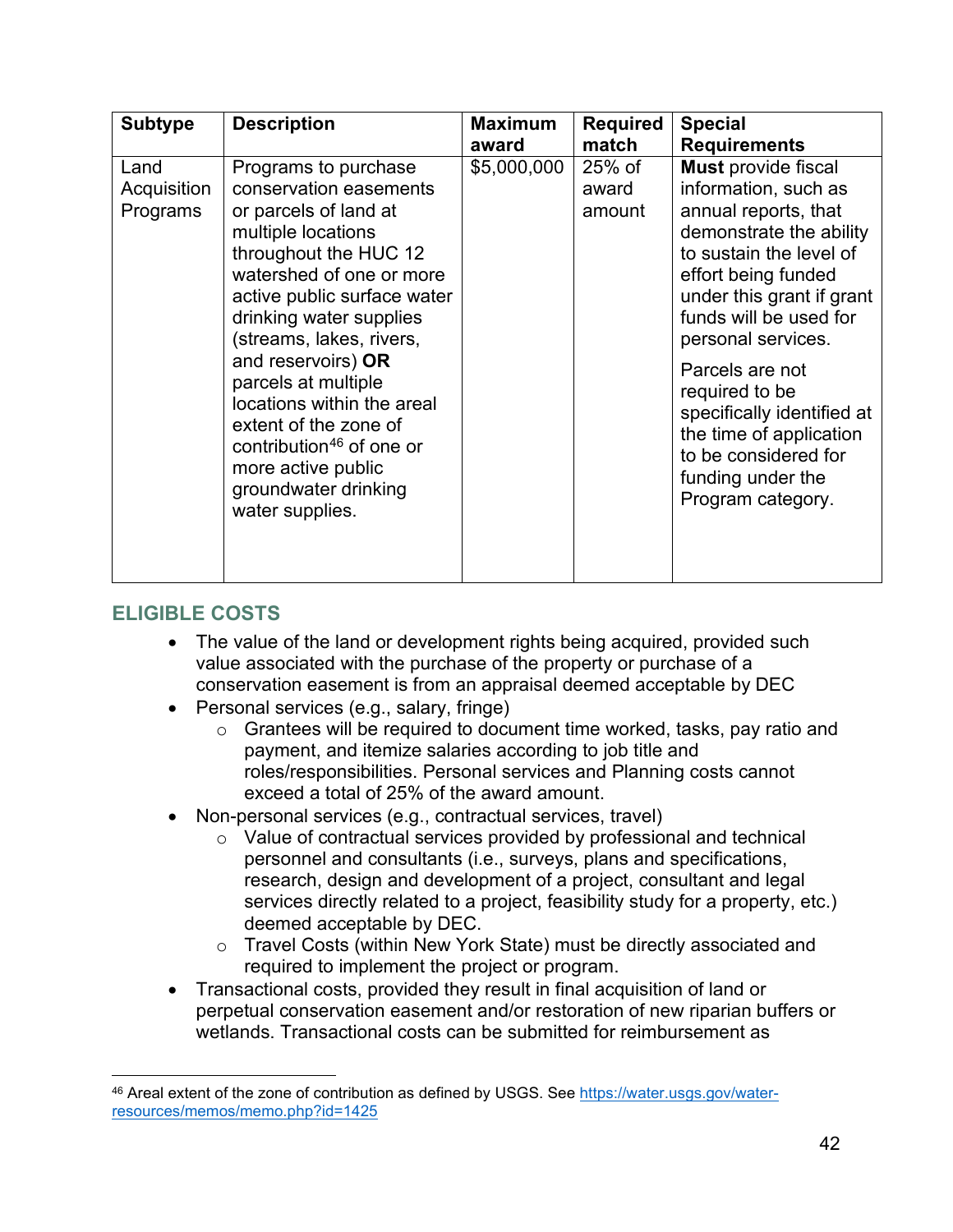| Subtype | Description | Maximum award | Required match | Special Requirements |
|---|---|---|---|---|
| Land Acquisition Programs | Programs to purchase conservation easements or parcels of land at multiple locations throughout the HUC 12 watershed of one or more active public surface water drinking water supplies (streams, lakes, rivers, and reservoirs) **OR** parcels at multiple locations within the areal extent of the zone of contribution[46] of one or more active public groundwater drinking water supplies. | $5,000,000 | 25% of award amount | **Must** provide fiscal information, such as annual reports, that demonstrate the ability to sustain the level of effort being funded under this grant if grant funds will be used for personal services.<br><br>Parcels are not required to be specifically identified at the time of application to be considered for funding under the Program category. |

## ELIGIBLE COSTS

- The value of the land or development rights being acquired, provided such value associated with the purchase of the property or purchase of a conservation easement is from an appraisal deemed acceptable by DEC
- Personal services (e.g., salary, fringe)
  - Grantees will be required to document time worked, tasks, pay ratio and payment, and itemize salaries according to job title and roles/responsibilities. Personal services and Planning costs cannot exceed a total of 25% of the award amount.
- Non-personal services (e.g., contractual services, travel)
  - Value of contractual services provided by professional and technical personnel and consultants (i.e., surveys, plans and specifications, research, design and development of a project, consultant and legal services directly related to a project, feasibility study for a property, etc.) deemed acceptable by DEC.
  - Travel Costs (within New York State) must be directly associated and required to implement the project or program.
- Transactional costs, provided they result in final acquisition of land or perpetual conservation easement and/or restoration of new riparian buffers or wetlands. Transactional costs can be submitted for reimbursement as

[46] Areal extent of the zone of contribution as defined by USGS. See https://water.usgs.gov/water-resources/memos/memo.php?id=1425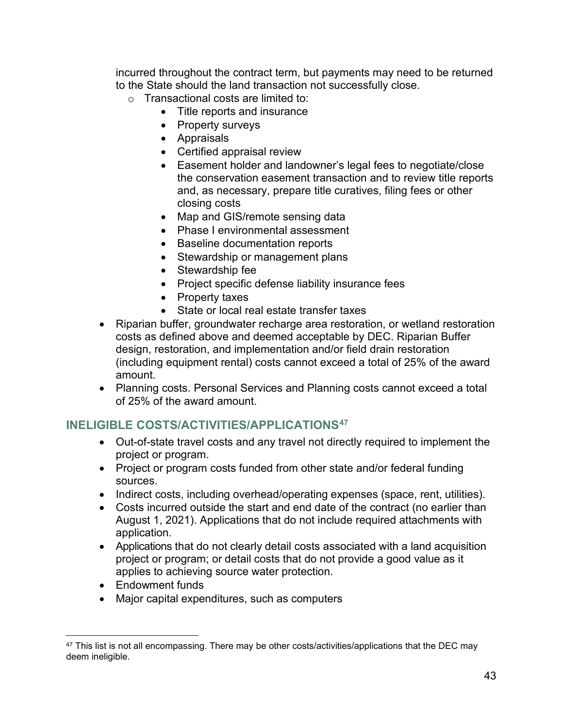incurred throughout the contract term, but payments may need to be returned to the State should the land transaction not successfully close.

- Transactional costs are limited to:
  - Title reports and insurance
  - Property surveys
  - Appraisals
  - Certified appraisal review
  - Easement holder and landowner's legal fees to negotiate/close the conservation easement transaction and to review title reports and, as necessary, prepare title curatives, filing fees or other closing costs
  - Map and GIS/remote sensing data
  - Phase I environmental assessment
  - Baseline documentation reports
  - Stewardship or management plans
  - Stewardship fee
  - Project specific defense liability insurance fees
  - Property taxes
  - State or local real estate transfer taxes

- Riparian buffer, groundwater recharge area restoration, or wetland restoration costs as defined above and deemed acceptable by DEC. Riparian Buffer design, restoration, and implementation and/or field drain restoration (including equipment rental) costs cannot exceed a total of 25% of the award amount.
- Planning costs. Personal Services and Planning costs cannot exceed a total of 25% of the award amount.

## INELIGIBLE COSTS/ACTIVITIES/APPLICATIONS[47]

- Out-of-state travel costs and any travel not directly required to implement the project or program.
- Project or program costs funded from other state and/or federal funding sources.
- Indirect costs, including overhead/operating expenses (space, rent, utilities).
- Costs incurred outside the start and end date of the contract (no earlier than August 1, 2021). Applications that do not include required attachments with application.
- Applications that do not clearly detail costs associated with a land acquisition project or program; or detail costs that do not provide a good value as it applies to achieving source water protection.
- Endowment funds
- Major capital expenditures, such as computers

[47] This list is not all encompassing. There may be other costs/activities/applications that the DEC may deem ineligible.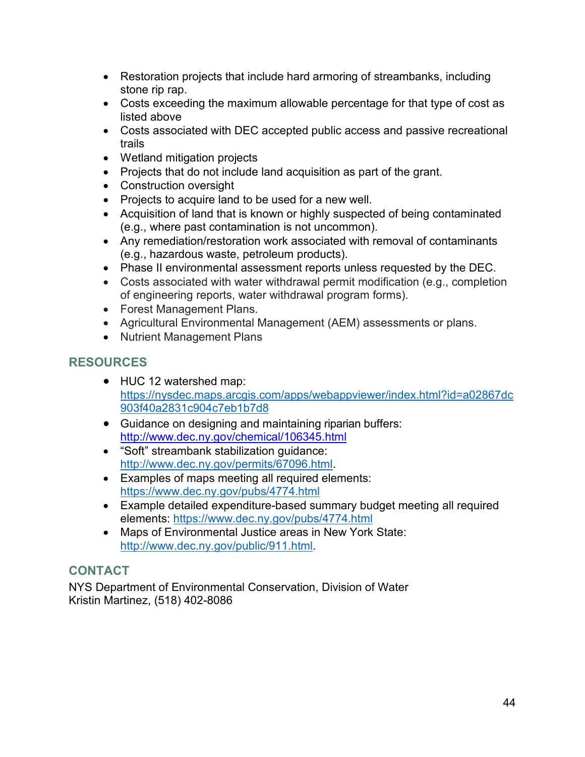- Restoration projects that include hard armoring of streambanks, including stone rip rap.
- Costs exceeding the maximum allowable percentage for that type of cost as listed above
- Costs associated with DEC accepted public access and passive recreational trails
- Wetland mitigation projects
- Projects that do not include land acquisition as part of the grant.
- Construction oversight
- Projects to acquire land to be used for a new well.
- Acquisition of land that is known or highly suspected of being contaminated (e.g., where past contamination is not uncommon).
- Any remediation/restoration work associated with removal of contaminants (e.g., hazardous waste, petroleum products).
- Phase II environmental assessment reports unless requested by the DEC.
- Costs associated with water withdrawal permit modification (e.g., completion of engineering reports, water withdrawal program forms).
- Forest Management Plans.
- Agricultural Environmental Management (AEM) assessments or plans.
- Nutrient Management Plans

## RESOURCES

- HUC 12 watershed map: https://nysdec.maps.arcgis.com/apps/webappviewer/index.html?id=a02867dc903f40a2831c904c7eb1b7d8
- Guidance on designing and maintaining riparian buffers: http://www.dec.ny.gov/chemical/106345.html
- "Soft" streambank stabilization guidance: http://www.dec.ny.gov/permits/67096.html.
- Examples of maps meeting all required elements: https://www.dec.ny.gov/pubs/4774.html
- Example detailed expenditure-based summary budget meeting all required elements: https://www.dec.ny.gov/pubs/4774.html
- Maps of Environmental Justice areas in New York State: http://www.dec.ny.gov/public/911.html.

## CONTACT

NYS Department of Environmental Conservation, Division of Water
Kristin Martinez, (518) 402-8086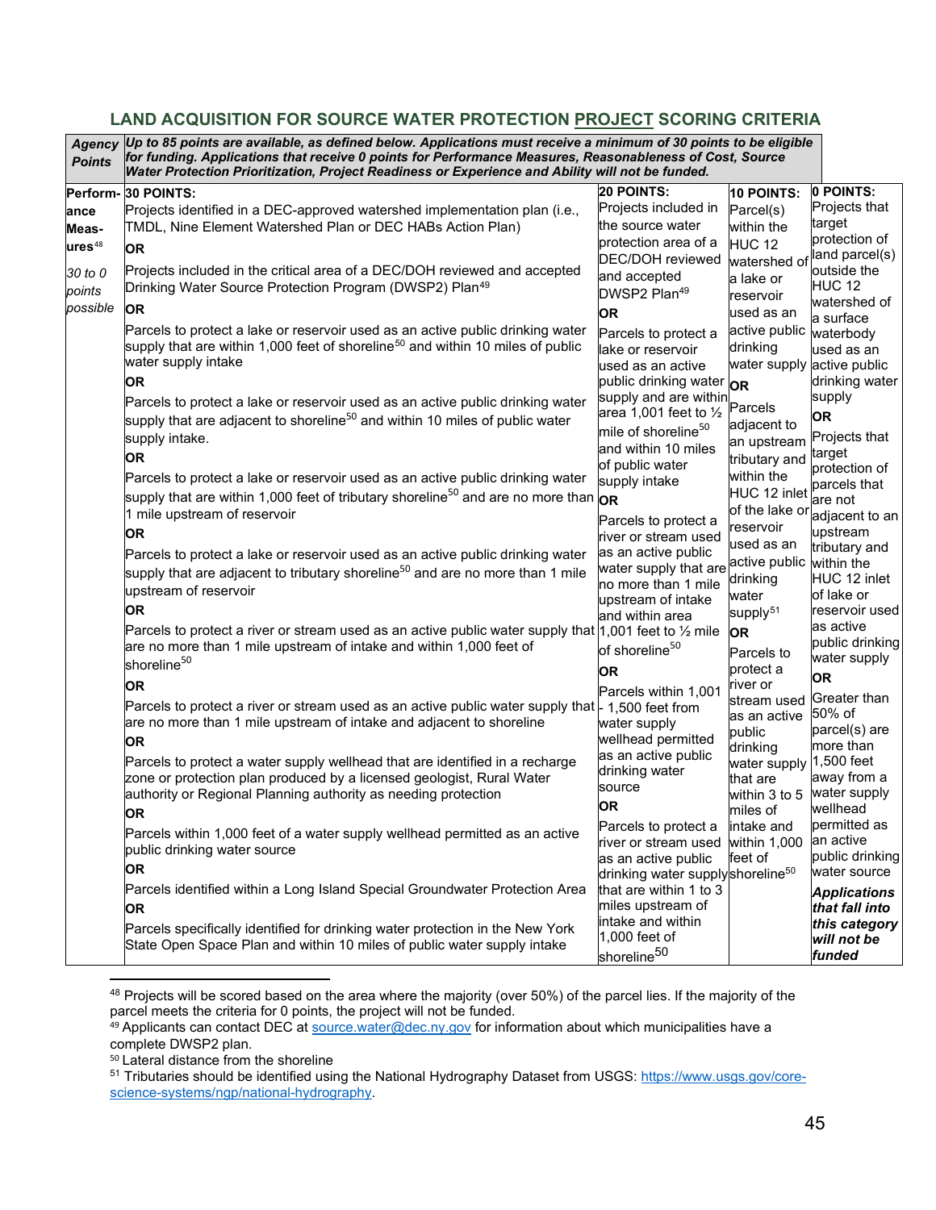## LAND ACQUISITION FOR SOURCE WATER PROTECTION PROJECT SCORING CRITERIA

| Agency Points | *Up to 85 points are available, as defined below. Applications must receive a minimum of 30 points to be eligible for funding. Applications that receive 0 points for Performance Measures, Reasonableness of Cost, Source Water Protection Prioritization, Project Readiness or Experience and Ability will not be funded.* | | | |
|---|---|---|---|---|
| **Performance Measures**[48] *30 to 0 points possible* | **30 POINTS:** Projects identified in a DEC-approved watershed implementation plan (i.e., TMDL, Nine Element Watershed Plan or DEC HABs Action Plan) **OR** Projects included in the critical area of a DEC/DOH reviewed and accepted Drinking Water Source Protection Program (DWSP2) Plan[49] **OR** Parcels to protect a lake or reservoir used as an active public drinking water supply that are within 1,000 feet of shoreline[50] and within 10 miles of public water supply intake **OR** Parcels to protect a lake or reservoir used as an active public drinking water supply that are adjacent to shoreline[50] and within 10 miles of public water supply intake. **OR** Parcels to protect a lake or reservoir used as an active public drinking water supply that are within 1,000 feet of tributary shoreline[50] and are no more than 1 mile upstream of reservoir **OR** Parcels to protect a lake or reservoir used as an active public drinking water supply that are adjacent to tributary shoreline[50] and are no more than 1 mile upstream of reservoir **OR** Parcels to protect a river or stream used as an active public water supply that are no more than 1 mile upstream of intake and within 1,000 feet of shoreline[50] **OR** Parcels to protect a river or stream used as an active public water supply that are no more than 1 mile upstream of intake and adjacent to shoreline **OR** Parcels to protect a water supply wellhead that are identified in a recharge zone or protection plan produced by a licensed geologist, Rural Water authority or Regional Planning authority as needing protection **OR** Parcels within 1,000 feet of a water supply wellhead permitted as an active public drinking water source **OR** Parcels identified within a Long Island Special Groundwater Protection Area **OR** Parcels specifically identified for drinking water protection in the New York State Open Space Plan and within 10 miles of public water supply intake | **20 POINTS:** Projects included in the source water protection area of a DEC/DOH reviewed and accepted DWSP2 Plan[49] **OR** Parcels to protect a lake or reservoir used as an active public drinking water supply and are within area 1,001 feet to ½ mile of shoreline[50] and within 10 miles of public water supply intake **OR** Parcels to protect a river or stream used as an active public water supply that are no more than 1 mile upstream of intake and within area 1,001 feet to ½ mile of shoreline[50] **OR** Parcels within 1,001 - 1,500 feet from water supply wellhead permitted as an active public drinking water source **OR** Parcels to protect a river or stream used as an active public drinking water supply that are within 1 to 3 miles upstream of intake and within 1,000 feet of shoreline[50] | **10 POINTS:** Parcel(s) within the HUC 12 watershed of a lake or reservoir used as an active public drinking water supply **OR** Parcels adjacent to an upstream tributary and within the HUC 12 inlet of the lake or reservoir used as an active public drinking water supply[51] **OR** Parcels to protect a river or stream used as an active public drinking water supply that are within 3 to 5 miles of intake and within 1,000 feet of shoreline[50] | **0 POINTS:** Projects that target protection of land parcel(s) outside the HUC 12 watershed of a surface waterbody used as an active public drinking water supply **OR** Projects that target protection of parcels that are not adjacent to an upstream tributary and within the HUC 12 inlet of lake or reservoir used as active public drinking water supply **OR** Greater than 50% of parcel(s) are more than 1,500 feet away from a water supply wellhead permitted as an active public drinking water source ***Applications that fall into this category will not be funded*** |

---

[48] Projects will be scored based on the area where the majority (over 50%) of the parcel lies. If the majority of the parcel meets the criteria for 0 points, the project will not be funded.

[49] Applicants can contact DEC at source.water@dec.ny.gov for information about which municipalities have a complete DWSP2 plan.

[50] Lateral distance from the shoreline

[51] Tributaries should be identified using the National Hydrography Dataset from USGS: https://www.usgs.gov/core-science-systems/ngp/national-hydrography.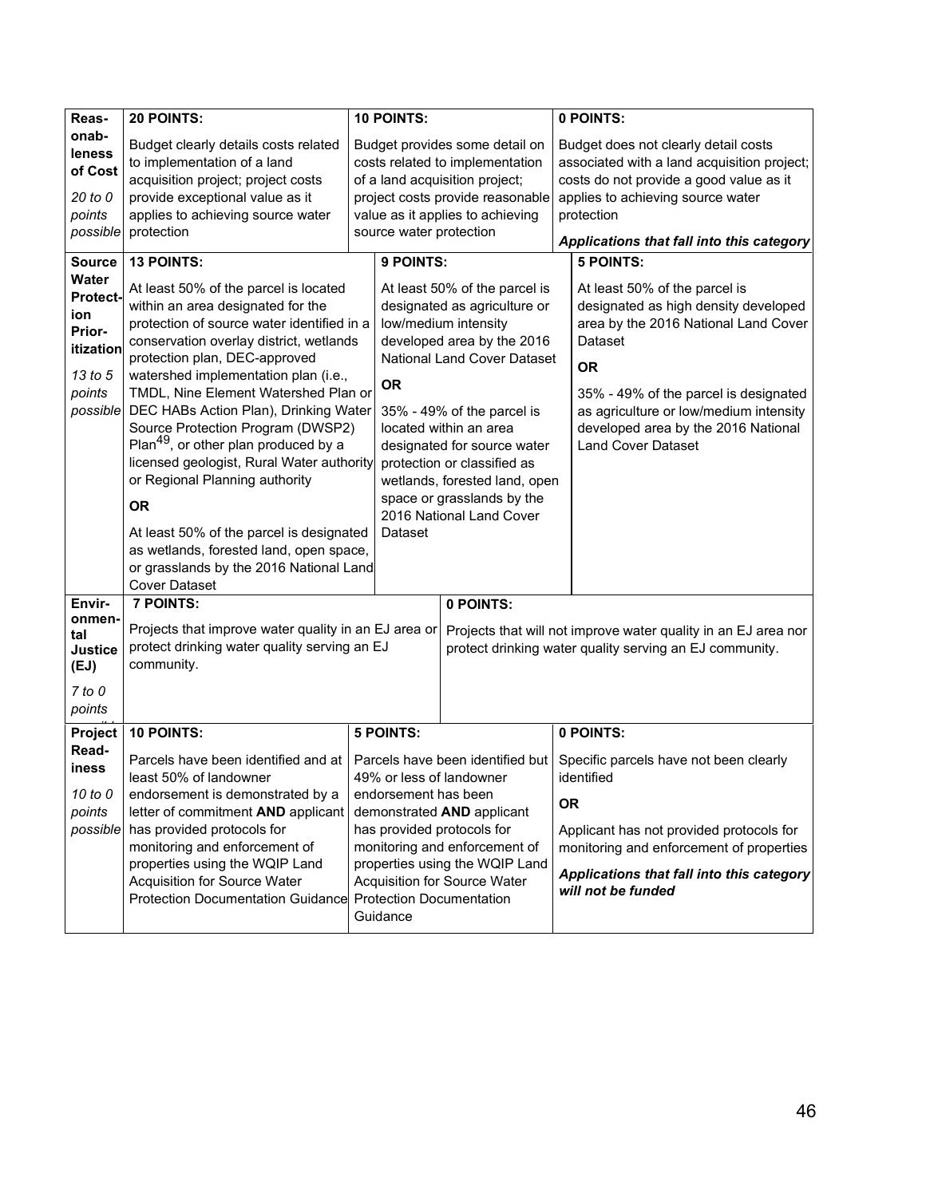| Criteria | | | |
|---|---|---|---|
| **Reasonableness of Cost** *20 to 0 points possible* | **20 POINTS:** Budget clearly details costs related to implementation of a land acquisition project; project costs provide exceptional value as it applies to achieving source water protection | **10 POINTS:** Budget provides some detail on costs related to implementation of a land acquisition project; project costs provide reasonable value as it applies to achieving source water protection | **0 POINTS:** Budget does not clearly detail costs associated with a land acquisition project; costs do not provide a good value as it applies to achieving source water protection ***Applications that fall into this category*** |
| **Source Water Protection Prioritization** *13 to 5 points possible* | **13 POINTS:** At least 50% of the parcel is located within an area designated for the protection of source water identified in a conservation overlay district, wetlands protection plan, DEC-approved watershed implementation plan (i.e., TMDL, Nine Element Watershed Plan or DEC HABs Action Plan), Drinking Water Source Protection Program (DWSP2) Plan[49], or other plan produced by a licensed geologist, Rural Water authority or Regional Planning authority **OR** At least 50% of the parcel is designated as wetlands, forested land, open space, or grasslands by the 2016 National Land Cover Dataset | **9 POINTS:** At least 50% of the parcel is designated as agriculture or low/medium intensity developed area by the 2016 National Land Cover Dataset **OR** 35% - 49% of the parcel is located within an area designated for source water protection or classified as wetlands, forested land, open space or grasslands by the 2016 National Land Cover Dataset | **5 POINTS:** At least 50% of the parcel is designated as high density developed area by the 2016 National Land Cover Dataset **OR** 35% - 49% of the parcel is designated as agriculture or low/medium intensity developed area by the 2016 National Land Cover Dataset |
| **Environmental Justice (EJ)** *7 to 0 points* | **7 POINTS:** Projects that improve water quality in an EJ area or protect drinking water quality serving an EJ community. | **0 POINTS:** Projects that will not improve water quality in an EJ area nor protect drinking water quality serving an EJ community. | |
| **Project Readiness** *10 to 0 points possible* | **10 POINTS:** Parcels have been identified and at least 50% of landowner endorsement is demonstrated by a letter of commitment **AND** applicant has provided protocols for monitoring and enforcement of properties using the WQIP Land Acquisition for Source Water Protection Documentation Guidance | **5 POINTS:** Parcels have been identified but 49% or less of landowner endorsement has been demonstrated **AND** applicant has provided protocols for monitoring and enforcement of properties using the WQIP Land Acquisition for Source Water Protection Documentation Guidance | **0 POINTS:** Specific parcels have not been clearly identified **OR** Applicant has not provided protocols for monitoring and enforcement of properties ***Applications that fall into this category will not be funded*** |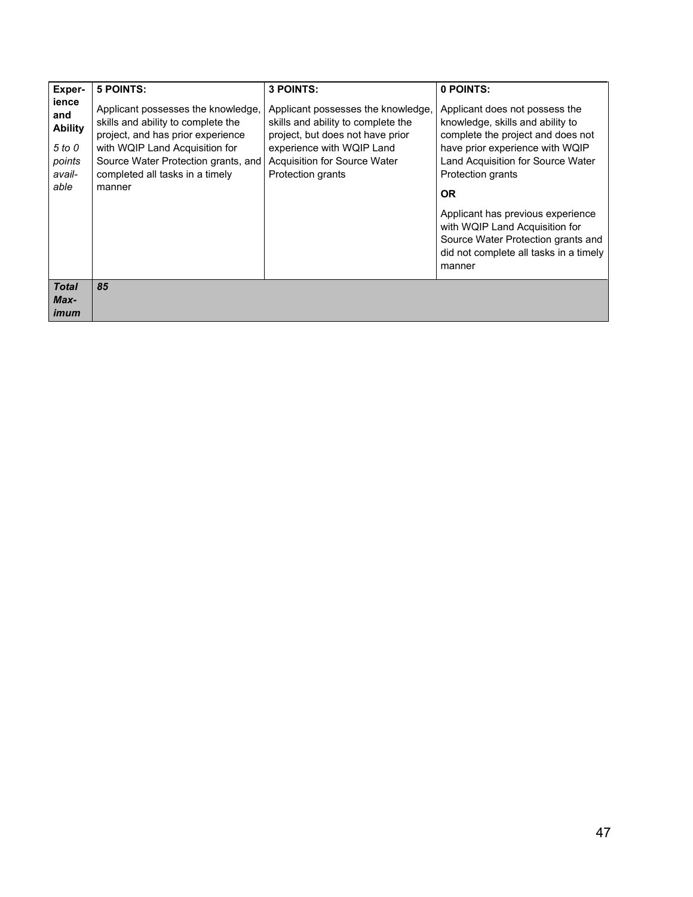| **Experience and Ability** *5 to 0 points available* | **5 POINTS:** Applicant possesses the knowledge, skills and ability to complete the project, and has prior experience with WQIP Land Acquisition for Source Water Protection grants, and completed all tasks in a timely manner | **3 POINTS:** Applicant possesses the knowledge, skills and ability to complete the project, but does not have prior experience with WQIP Land Acquisition for Source Water Protection grants | **0 POINTS:** Applicant does not possess the knowledge, skills and ability to complete the project and does not have prior experience with WQIP Land Acquisition for Source Water Protection grants **OR** Applicant has previous experience with WQIP Land Acquisition for Source Water Protection grants and did not complete all tasks in a timely manner |
|---|---|---|---|
| ***Total Maximum*** | ***85*** | | |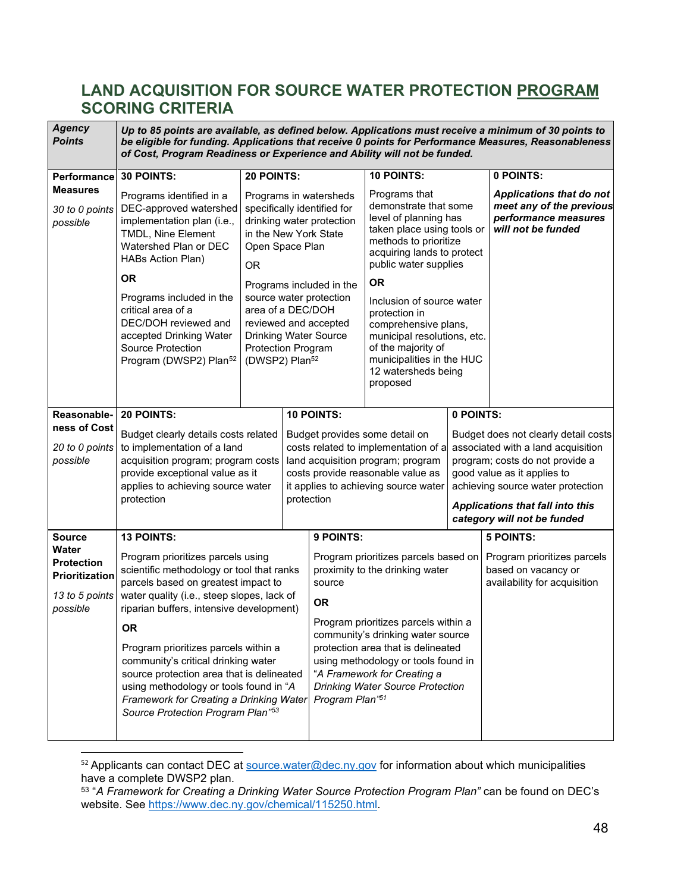## LAND ACQUISITION FOR SOURCE WATER PROTECTION PROGRAM SCORING CRITERIA

| ***Agency Points*** | ***Up to 85 points are available, as defined below. Applications must receive a minimum of 30 points to be eligible for funding. Applications that receive 0 points for Performance Measures, Reasonableness of Cost, Program Readiness or Experience and Ability will not be funded.*** | | |
|---|---|---|---|
| **Performance Measures**<br>*30 to 0 points possible* | **30 POINTS:**<br>Programs identified in a DEC-approved watershed implementation plan (i.e., TMDL, Nine Element Watershed Plan or DEC HABs Action Plan)<br>**OR**<br>Programs included in the critical area of a DEC/DOH reviewed and accepted Drinking Water Source Protection Program (DWSP2) Plan[52] | **20 POINTS:**<br>Programs in watersheds specifically identified for drinking water protection in the New York State Open Space Plan<br>OR<br>Programs included in the source water protection area of a DEC/DOH reviewed and accepted Drinking Water Source Protection Program (DWSP2) Plan[52] | **10 POINTS:**<br>Programs that demonstrate that some level of planning has taken place using tools or methods to prioritize acquiring lands to protect public water supplies<br>**OR**<br>Inclusion of source water protection in comprehensive plans, municipal resolutions, etc. of the majority of municipalities in the HUC 12 watersheds being proposed |
| | | | **0 POINTS:**<br>***Applications that do not meet any of the previous performance measures will not be funded*** |
| **Reasonableness of Cost**<br>*20 to 0 points possible* | **20 POINTS:**<br>Budget clearly details costs related to implementation of a land acquisition program; program costs provide exceptional value as it applies to achieving source water protection | **10 POINTS:**<br>Budget provides some detail on costs related to implementation of a land acquisition program; program costs provide reasonable value as it applies to achieving source water protection | **0 POINTS:**<br>Budget does not clearly detail costs associated with a land acquisition program; costs do not provide a good value as it applies to achieving source water protection<br>***Applications that fall into this category will not be funded*** |
| **Source Water Protection Prioritization**<br>*13 to 5 points possible* | **13 POINTS:**<br>Program prioritizes parcels using scientific methodology or tool that ranks parcels based on greatest impact to water quality (i.e., steep slopes, lack of riparian buffers, intensive development)<br>**OR**<br>Program prioritizes parcels within a community's critical drinking water source protection area that is delineated using methodology or tools found in "*A Framework for Creating a Drinking Water Source Protection Program Plan*"[53] | **9 POINTS:**<br>Program prioritizes parcels based on proximity to the drinking water source<br>**OR**<br>Program prioritizes parcels within a community's drinking water source protection area that is delineated using methodology or tools found in "*A Framework for Creating a Drinking Water Source Protection Program Plan*"[51] | **5 POINTS:**<br>Program prioritizes parcels based on vacancy or availability for acquisition |

[52] Applicants can contact DEC at source.water@dec.ny.gov for information about which municipalities have a complete DWSP2 plan.

[53] "*A Framework for Creating a Drinking Water Source Protection Program Plan*" can be found on DEC's website. See https://www.dec.ny.gov/chemical/115250.html.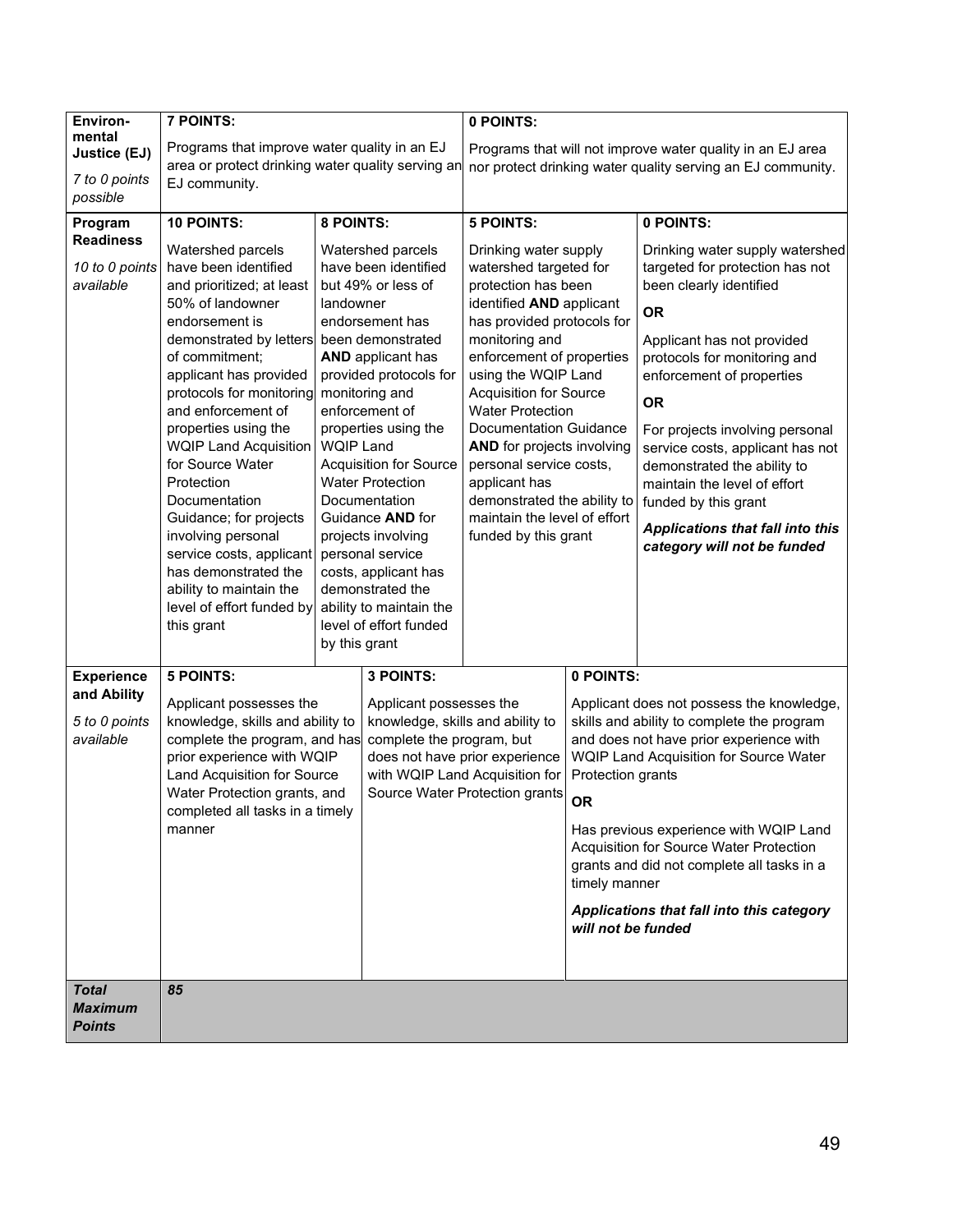| Criteria | | | | |
|---|---|---|---|---|
| **Environ-mental Justice (EJ)**<br>*7 to 0 points possible* | **7 POINTS:**<br>Programs that improve water quality in an EJ area or protect drinking water quality serving an EJ community. | | **0 POINTS:**<br>Programs that will not improve water quality in an EJ area nor protect drinking water quality serving an EJ community. | |
| **Program Readiness**<br>*10 to 0 points available* | **10 POINTS:**<br>Watershed parcels have been identified and prioritized; at least 50% of landowner endorsement is demonstrated by letters of commitment; applicant has provided protocols for monitoring and enforcement of properties using the WQIP Land Acquisition for Source Water Protection Documentation Guidance; for projects involving personal service costs, applicant has demonstrated the ability to maintain the level of effort funded by this grant | **8 POINTS:**<br>Watershed parcels have been identified but 49% or less of landowner endorsement has been demonstrated **AND** applicant has provided protocols for monitoring and enforcement of properties using the WQIP Land Acquisition for Source Water Protection Documentation Guidance **AND** for projects involving personal service costs, applicant has demonstrated the ability to maintain the level of effort funded by this grant | **5 POINTS:**<br>Drinking water supply watershed targeted for protection has been identified **AND** applicant has provided protocols for monitoring and enforcement of properties using the WQIP Land Acquisition for Source Water Protection Documentation Guidance **AND** for projects involving personal service costs, applicant has demonstrated the ability to maintain the level of effort funded by this grant | **0 POINTS:**<br>Drinking water supply watershed targeted for protection has not been clearly identified<br>**OR**<br>Applicant has not provided protocols for monitoring and enforcement of properties<br>**OR**<br>For projects involving personal service costs, applicant has not demonstrated the ability to maintain the level of effort funded by this grant<br>***Applications that fall into this category will not be funded*** |
| **Experience and Ability**<br>*5 to 0 points available* | **5 POINTS:**<br>Applicant possesses the knowledge, skills and ability to complete the program, and has prior experience with WQIP Land Acquisition for Source Water Protection grants, and completed all tasks in a timely manner | **3 POINTS:**<br>Applicant possesses the knowledge, skills and ability to complete the program, but does not have prior experience with WQIP Land Acquisition for Source Water Protection grants | **0 POINTS:**<br>Applicant does not possess the knowledge, skills and ability to complete the program and does not have prior experience with WQIP Land Acquisition for Source Water Protection grants<br>**OR**<br>Has previous experience with WQIP Land Acquisition for Source Water Protection grants and did not complete all tasks in a timely manner<br>***Applications that fall into this category will not be funded*** | |
| ***Total Maximum Points*** | ***85*** | | | |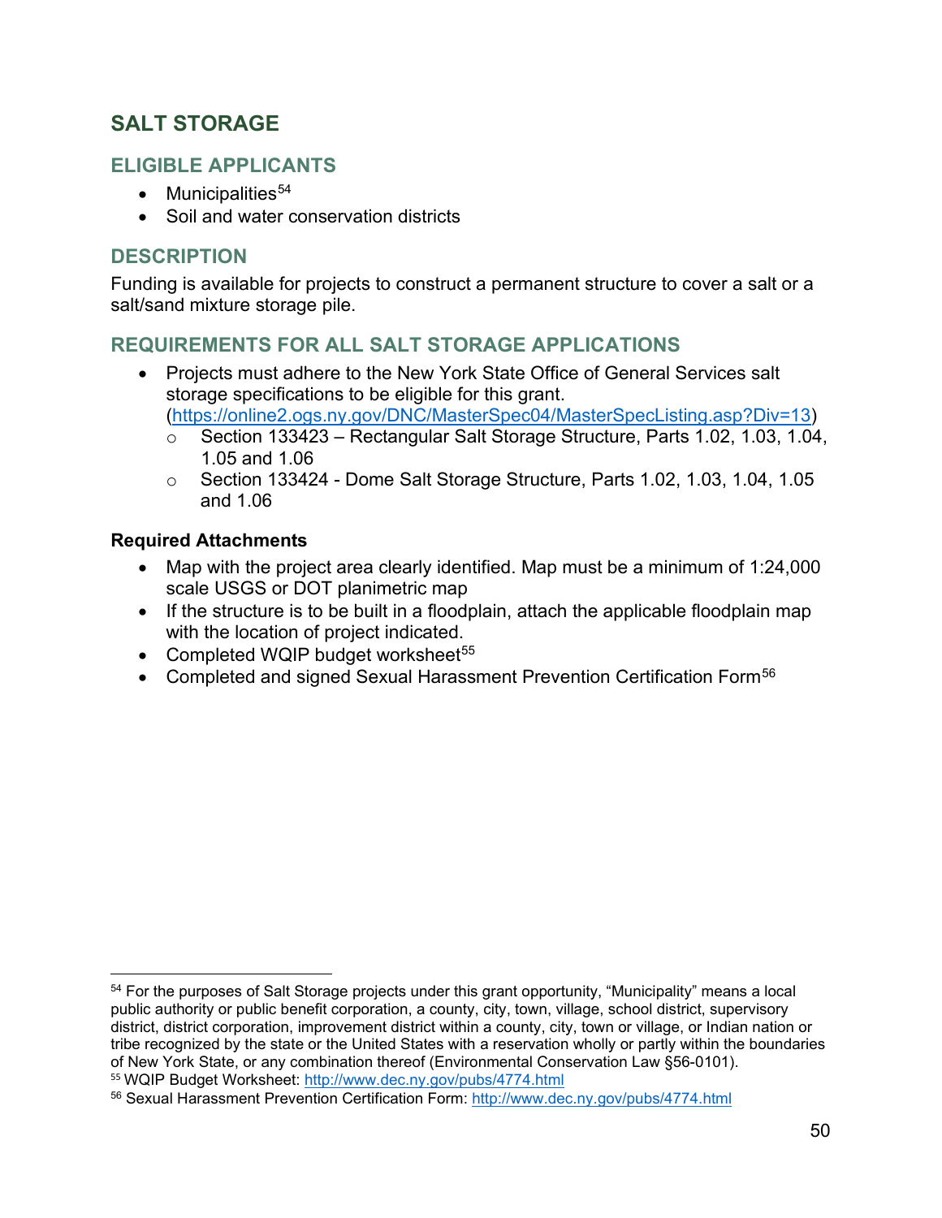## SALT STORAGE

### ELIGIBLE APPLICANTS

- Municipalities[54]
- Soil and water conservation districts

### DESCRIPTION

Funding is available for projects to construct a permanent structure to cover a salt or a salt/sand mixture storage pile.

### REQUIREMENTS FOR ALL SALT STORAGE APPLICATIONS

- Projects must adhere to the New York State Office of General Services salt storage specifications to be eligible for this grant. (https://online2.ogs.ny.gov/DNC/MasterSpec04/MasterSpecListing.asp?Div=13)
  - Section 133423 – Rectangular Salt Storage Structure, Parts 1.02, 1.03, 1.04, 1.05 and 1.06
  - Section 133424 - Dome Salt Storage Structure, Parts 1.02, 1.03, 1.04, 1.05 and 1.06

**Required Attachments**

- Map with the project area clearly identified. Map must be a minimum of 1:24,000 scale USGS or DOT planimetric map
- If the structure is to be built in a floodplain, attach the applicable floodplain map with the location of project indicated.
- Completed WQIP budget worksheet[55]
- Completed and signed Sexual Harassment Prevention Certification Form[56]

---

[54] For the purposes of Salt Storage projects under this grant opportunity, "Municipality" means a local public authority or public benefit corporation, a county, city, town, village, school district, supervisory district, district corporation, improvement district within a county, city, town or village, or Indian nation or tribe recognized by the state or the United States with a reservation wholly or partly within the boundaries of New York State, or any combination thereof (Environmental Conservation Law §56-0101).

[55] WQIP Budget Worksheet: http://www.dec.ny.gov/pubs/4774.html

[56] Sexual Harassment Prevention Certification Form: http://www.dec.ny.gov/pubs/4774.html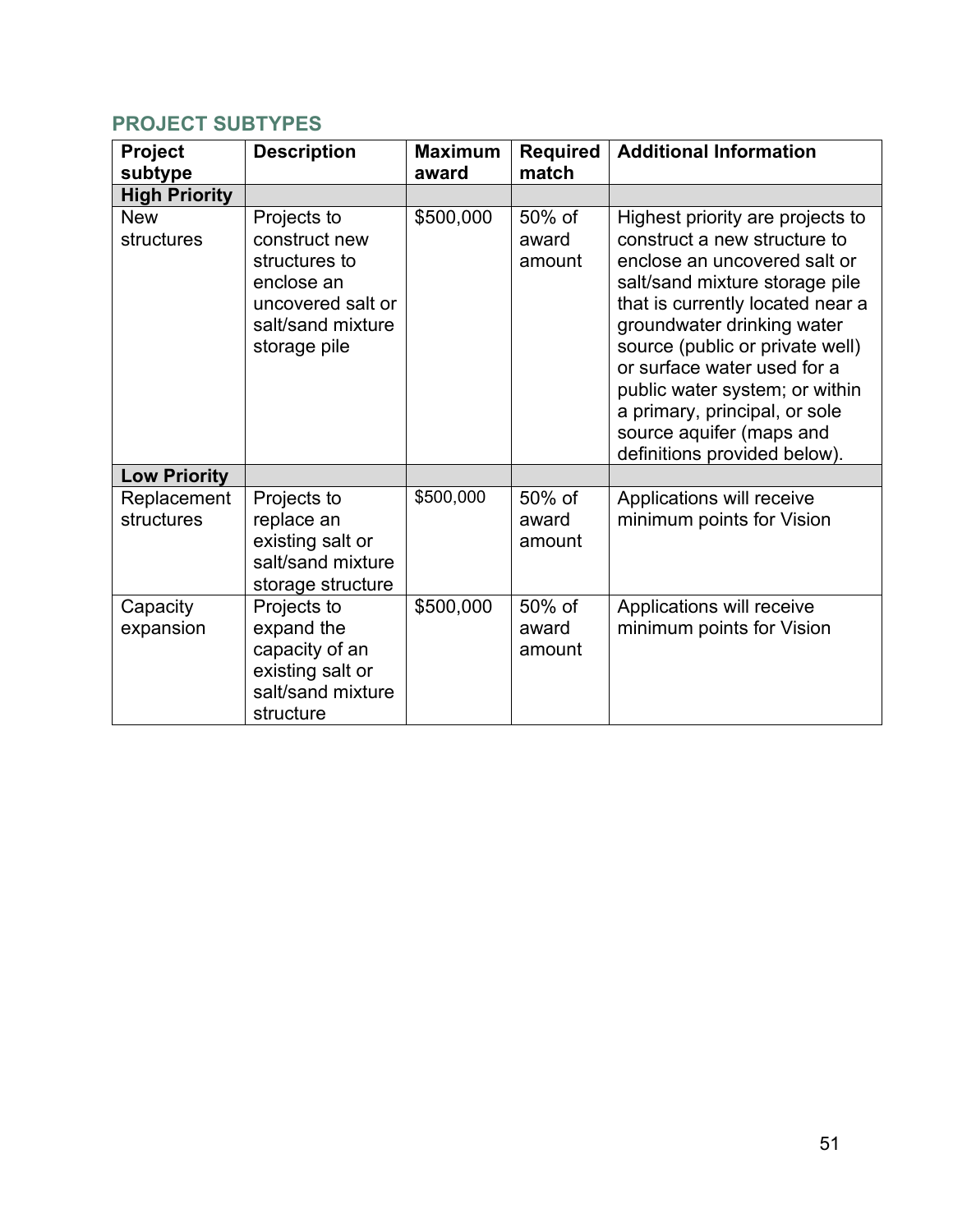## PROJECT SUBTYPES

| Project subtype | Description | Maximum award | Required match | Additional Information |
|---|---|---|---|---|
| **High Priority** | | | | |
| New structures | Projects to construct new structures to enclose an uncovered salt or salt/sand mixture storage pile | $500,000 | 50% of award amount | Highest priority are projects to construct a new structure to enclose an uncovered salt or salt/sand mixture storage pile that is currently located near a groundwater drinking water source (public or private well) or surface water used for a public water system; or within a primary, principal, or sole source aquifer (maps and definitions provided below). |
| **Low Priority** | | | | |
| Replacement structures | Projects to replace an existing salt or salt/sand mixture storage structure | $500,000 | 50% of award amount | Applications will receive minimum points for Vision |
| Capacity expansion | Projects to expand the capacity of an existing salt or salt/sand mixture structure | $500,000 | 50% of award amount | Applications will receive minimum points for Vision |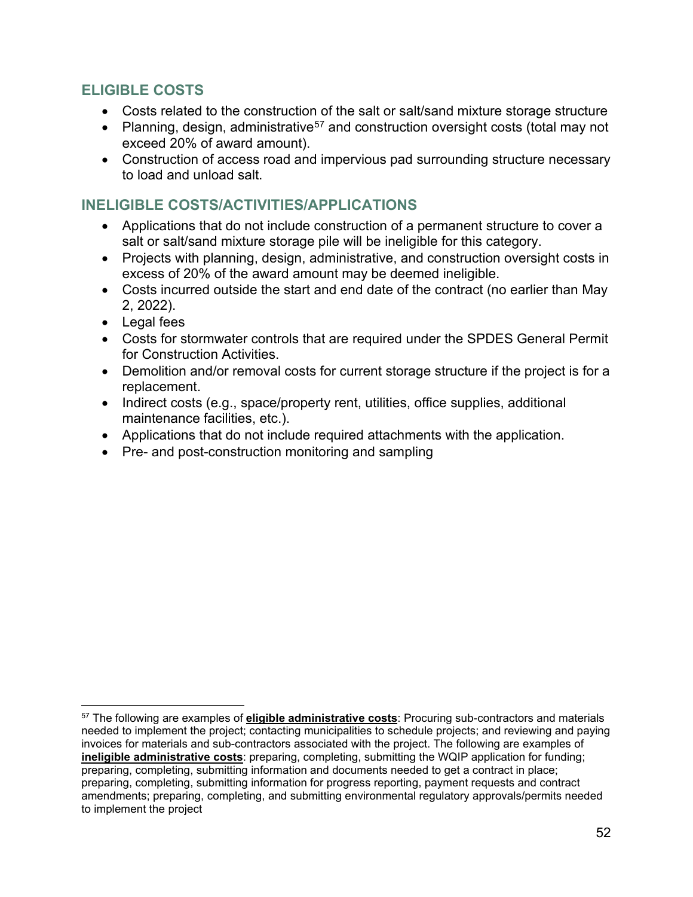## ELIGIBLE COSTS

- Costs related to the construction of the salt or salt/sand mixture storage structure
- Planning, design, administrative[57] and construction oversight costs (total may not exceed 20% of award amount).
- Construction of access road and impervious pad surrounding structure necessary to load and unload salt.

## INELIGIBLE COSTS/ACTIVITIES/APPLICATIONS

- Applications that do not include construction of a permanent structure to cover a salt or salt/sand mixture storage pile will be ineligible for this category.
- Projects with planning, design, administrative, and construction oversight costs in excess of 20% of the award amount may be deemed ineligible.
- Costs incurred outside the start and end date of the contract (no earlier than May 2, 2022).
- Legal fees
- Costs for stormwater controls that are required under the SPDES General Permit for Construction Activities.
- Demolition and/or removal costs for current storage structure if the project is for a replacement.
- Indirect costs (e.g., space/property rent, utilities, office supplies, additional maintenance facilities, etc.).
- Applications that do not include required attachments with the application.
- Pre- and post-construction monitoring and sampling

---

[57] The following are examples of **eligible administrative costs**: Procuring sub-contractors and materials needed to implement the project; contacting municipalities to schedule projects; and reviewing and paying invoices for materials and sub-contractors associated with the project. The following are examples of **ineligible administrative costs**: preparing, completing, submitting the WQIP application for funding; preparing, completing, submitting information and documents needed to get a contract in place; preparing, completing, submitting information for progress reporting, payment requests and contract amendments; preparing, completing, and submitting environmental regulatory approvals/permits needed to implement the project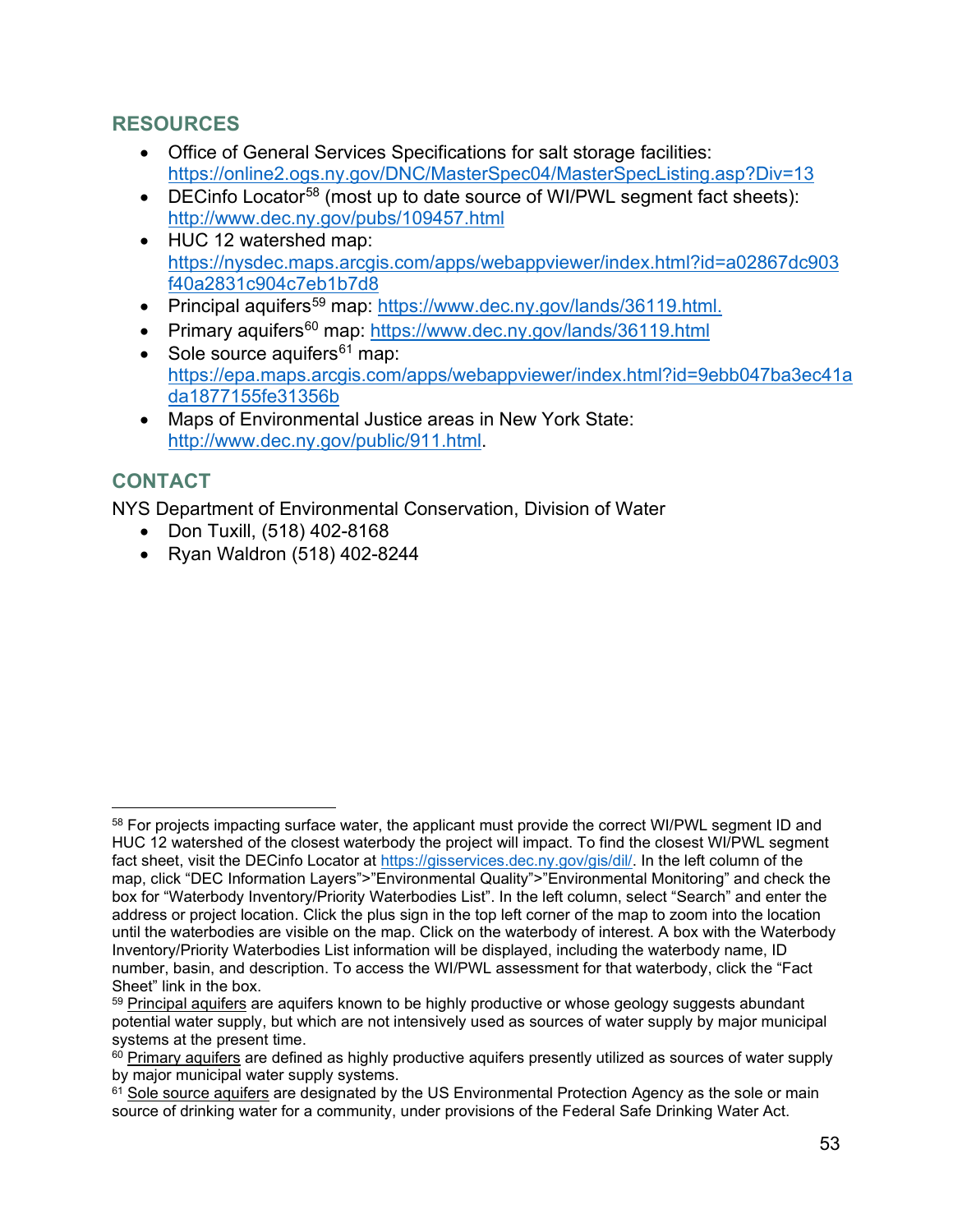## RESOURCES

- Office of General Services Specifications for salt storage facilities: https://online2.ogs.ny.gov/DNC/MasterSpec04/MasterSpecListing.asp?Div=13
- DECinfo Locator[58] (most up to date source of WI/PWL segment fact sheets): http://www.dec.ny.gov/pubs/109457.html
- HUC 12 watershed map: https://nysdec.maps.arcgis.com/apps/webappviewer/index.html?id=a02867dc903f40a2831c904c7eb1b7d8
- Principal aquifers[59] map: https://www.dec.ny.gov/lands/36119.html.
- Primary aquifers[60] map: https://www.dec.ny.gov/lands/36119.html
- Sole source aquifers[61] map: https://epa.maps.arcgis.com/apps/webappviewer/index.html?id=9ebb047ba3ec41ada1877155fe31356b
- Maps of Environmental Justice areas in New York State: http://www.dec.ny.gov/public/911.html.

## CONTACT

NYS Department of Environmental Conservation, Division of Water

- Don Tuxill, (518) 402-8168
- Ryan Waldron (518) 402-8244

---

[58] For projects impacting surface water, the applicant must provide the correct WI/PWL segment ID and HUC 12 watershed of the closest waterbody the project will impact. To find the closest WI/PWL segment fact sheet, visit the DECinfo Locator at https://gisservices.dec.ny.gov/gis/dil/. In the left column of the map, click "DEC Information Layers">"Environmental Quality">"Environmental Monitoring" and check the box for "Waterbody Inventory/Priority Waterbodies List". In the left column, select "Search" and enter the address or project location. Click the plus sign in the top left corner of the map to zoom into the location until the waterbodies are visible on the map. Click on the waterbody of interest. A box with the Waterbody Inventory/Priority Waterbodies List information will be displayed, including the waterbody name, ID number, basin, and description. To access the WI/PWL assessment for that waterbody, click the "Fact Sheet" link in the box.

[59] Principal aquifers are aquifers known to be highly productive or whose geology suggests abundant potential water supply, but which are not intensively used as sources of water supply by major municipal systems at the present time.

[60] Primary aquifers are defined as highly productive aquifers presently utilized as sources of water supply by major municipal water supply systems.

[61] Sole source aquifers are designated by the US Environmental Protection Agency as the sole or main source of drinking water for a community, under provisions of the Federal Safe Drinking Water Act.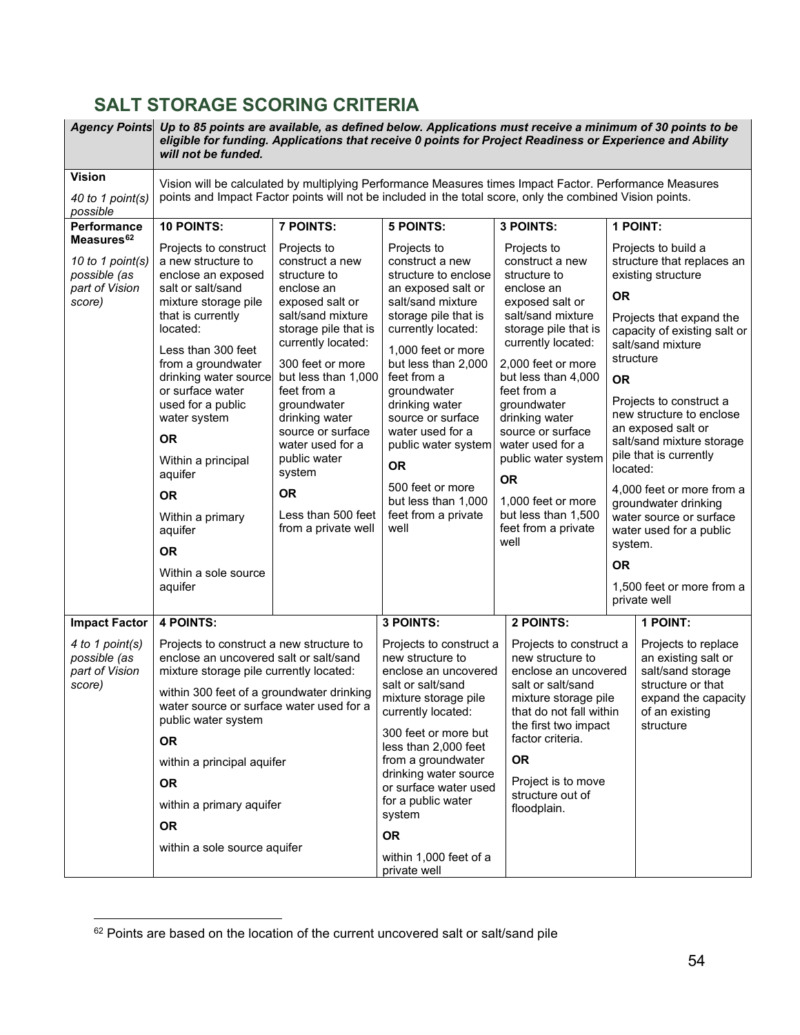## SALT STORAGE SCORING CRITERIA

| *Agency Points* | ***Up to 85 points are available, as defined below. Applications must receive a minimum of 30 points to be eligible for funding. Applications that receive 0 points for Project Readiness or Experience and Ability will not be funded.*** | | | | |
|---|---|---|---|---|---|
| **Vision**<br>*40 to 1 point(s) possible* | Vision will be calculated by multiplying Performance Measures times Impact Factor. Performance Measures points and Impact Factor points will not be included in the total score, only the combined Vision points. | | | | |
| **Performance Measures**[62]<br>*10 to 1 point(s) possible (as part of Vision score)* | **10 POINTS:**<br>Projects to construct a new structure to enclose an exposed salt or salt/sand mixture storage pile that is currently located:<br>Less than 300 feet from a groundwater drinking water source or surface water used for a public water system<br>**OR**<br>Within a principal aquifer<br>**OR**<br>Within a primary aquifer<br>**OR**<br>Within a sole source aquifer | **7 POINTS:**<br>Projects to construct a new structure to enclose an exposed salt or salt/sand mixture storage pile that is currently located:<br>300 feet or more but less than 1,000 feet from a groundwater drinking water source or surface water used for a public water system<br>**OR**<br>Less than 500 feet from a private well | **5 POINTS:**<br>Projects to construct a new structure to enclose an exposed salt or salt/sand mixture storage pile that is currently located:<br>1,000 feet or more but less than 2,000 feet from a groundwater drinking water source or surface water used for a public water system<br>**OR**<br>500 feet or more but less than 1,000 feet from a private well | **3 POINTS:**<br>Projects to construct a new structure to enclose an exposed salt or salt/sand mixture storage pile that is currently located:<br>2,000 feet or more but less than 4,000 feet from a groundwater drinking water source or surface water used for a public water system<br>**OR**<br>1,000 feet or more but less than 1,500 feet from a private well | **1 POINT:**<br>Projects to build a structure that replaces an existing structure<br>**OR**<br>Projects that expand the capacity of existing salt or salt/sand mixture structure<br>**OR**<br>Projects to construct a new structure to enclose an exposed salt or salt/sand mixture storage pile that is currently located:<br>4,000 feet or more from a groundwater drinking water source or surface water used for a public system.<br>**OR**<br>1,500 feet or more from a private well |
| **Impact Factor**<br>*4 to 1 point(s) possible (as part of Vision score)* | **4 POINTS:**<br>Projects to construct a new structure to enclose an uncovered salt or salt/sand mixture storage pile currently located:<br>within 300 feet of a groundwater drinking water source or surface water used for a public water system<br>**OR**<br>within a principal aquifer<br>**OR**<br>within a primary aquifer<br>**OR**<br>within a sole source aquifer | | **3 POINTS:**<br>Projects to construct a new structure to enclose an uncovered salt or salt/sand mixture storage pile currently located:<br>300 feet or more but less than 2,000 feet from a groundwater drinking water source or surface water used for a public water system<br>**OR**<br>within 1,000 feet of a private well | **2 POINTS:**<br>Projects to construct a new structure to enclose an uncovered salt or salt/sand mixture storage pile that do not fall within the first two impact factor criteria.<br>**OR**<br>Project is to move structure out of floodplain. | **1 POINT:**<br>Projects to replace an existing salt or salt/sand storage structure or that expand the capacity of an existing structure |

[62] Points are based on the location of the current uncovered salt or salt/sand pile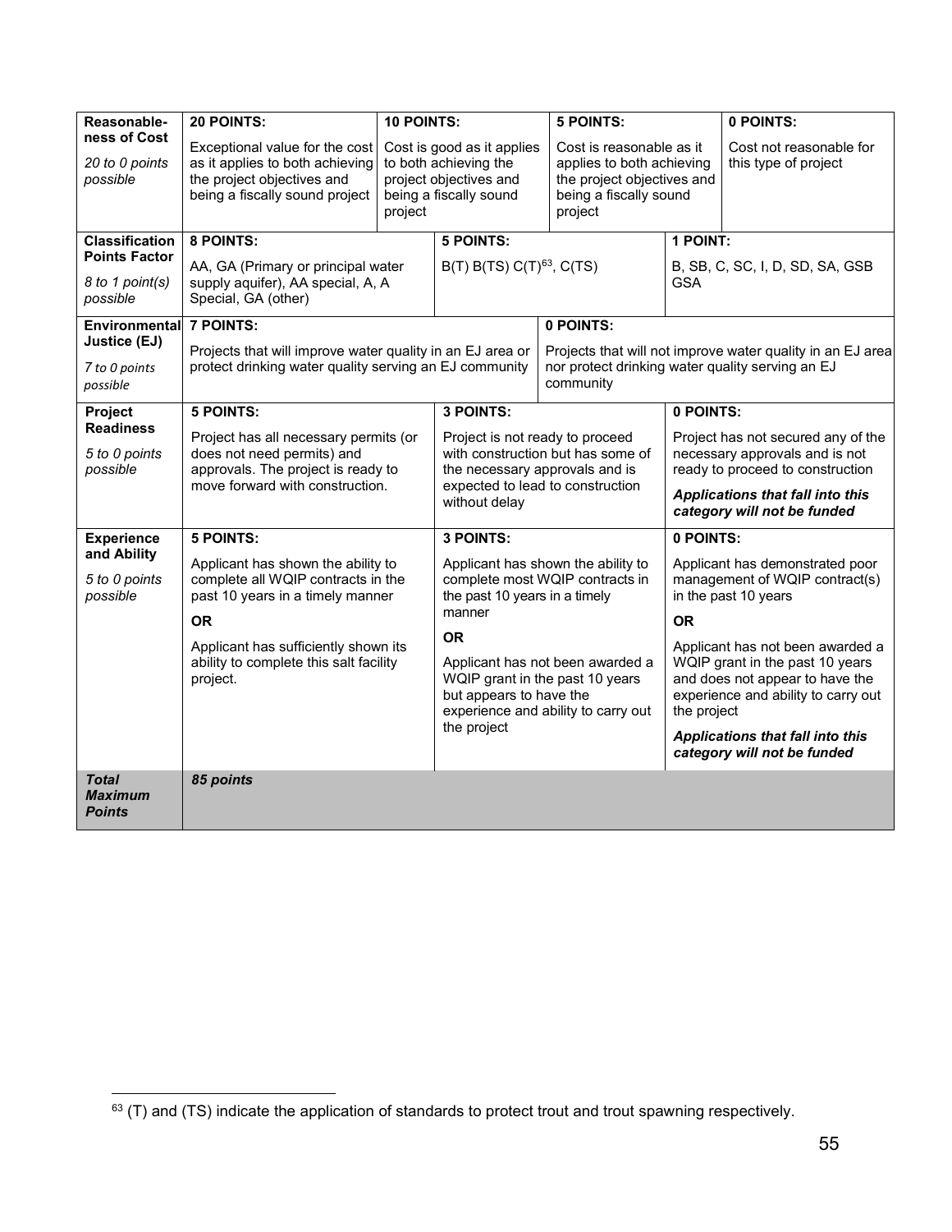| **Reasonable-ness of Cost** *20 to 0 points possible* | **20 POINTS:** Exceptional value for the cost as it applies to both achieving the project objectives and being a fiscally sound project | **10 POINTS:** Cost is good as it applies to both achieving the project objectives and being a fiscally sound project | **5 POINTS:** Cost is reasonable as it applies to both achieving the project objectives and being a fiscally sound project | **0 POINTS:** Cost not reasonable for this type of project |
|---|---|---|---|---|
| **Classification Points Factor** *8 to 1 point(s) possible* | **8 POINTS:** AA, GA (Primary or principal water supply aquifer), AA special, A, A Special, GA (other) | **5 POINTS:** B(T) B(TS) C(T)[63], C(TS) | **1 POINT:** B, SB, C, SC, I, D, SD, SA, GSB GSA | |
| **Environmental Justice (EJ)** *7 to 0 points possible* | **7 POINTS:** Projects that will improve water quality in an EJ area or protect drinking water quality serving an EJ community | **0 POINTS:** Projects that will not improve water quality in an EJ area nor protect drinking water quality serving an EJ community | | |
| **Project Readiness** *5 to 0 points possible* | **5 POINTS:** Project has all necessary permits (or does not need permits) and approvals. The project is ready to move forward with construction. | **3 POINTS:** Project is not ready to proceed with construction but has some of the necessary approvals and is expected to lead to construction without delay | **0 POINTS:** Project has not secured any of the necessary approvals and is not ready to proceed to construction<br>***Applications that fall into this category will not be funded*** | |
| **Experience and Ability** *5 to 0 points possible* | **5 POINTS:** Applicant has shown the ability to complete all WQIP contracts in the past 10 years in a timely manner<br>**OR**<br>Applicant has sufficiently shown its ability to complete this salt facility project. | **3 POINTS:** Applicant has shown the ability to complete most WQIP contracts in the past 10 years in a timely manner<br>**OR**<br>Applicant has not been awarded a WQIP grant in the past 10 years but appears to have the experience and ability to carry out the project | **0 POINTS:** Applicant has demonstrated poor management of WQIP contract(s) in the past 10 years<br>**OR**<br>Applicant has not been awarded a WQIP grant in the past 10 years and does not appear to have the experience and ability to carry out the project<br>***Applications that fall into this category will not be funded*** | |
| ***Total Maximum Points*** | ***85 points*** | | | |

[63] (T) and (TS) indicate the application of standards to protect trout and trout spawning respectively.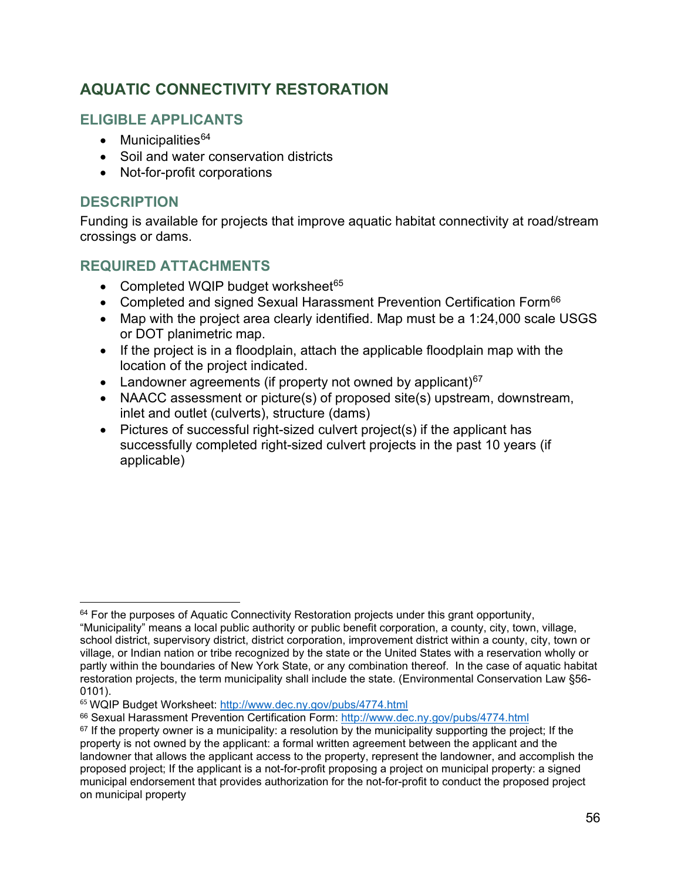## AQUATIC CONNECTIVITY RESTORATION

### ELIGIBLE APPLICANTS

- Municipalities[64]
- Soil and water conservation districts
- Not-for-profit corporations

### DESCRIPTION

Funding is available for projects that improve aquatic habitat connectivity at road/stream crossings or dams.

### REQUIRED ATTACHMENTS

- Completed WQIP budget worksheet[65]
- Completed and signed Sexual Harassment Prevention Certification Form[66]
- Map with the project area clearly identified. Map must be a 1:24,000 scale USGS or DOT planimetric map.
- If the project is in a floodplain, attach the applicable floodplain map with the location of the project indicated.
- Landowner agreements (if property not owned by applicant)[67]
- NAACC assessment or picture(s) of proposed site(s) upstream, downstream, inlet and outlet (culverts), structure (dams)
- Pictures of successful right-sized culvert project(s) if the applicant has successfully completed right-sized culvert projects in the past 10 years (if applicable)

---

[64] For the purposes of Aquatic Connectivity Restoration projects under this grant opportunity, "Municipality" means a local public authority or public benefit corporation, a county, city, town, village, school district, supervisory district, district corporation, improvement district within a county, city, town or village, or Indian nation or tribe recognized by the state or the United States with a reservation wholly or partly within the boundaries of New York State, or any combination thereof. In the case of aquatic habitat restoration projects, the term municipality shall include the state. (Environmental Conservation Law §56-0101).

[65] WQIP Budget Worksheet: http://www.dec.ny.gov/pubs/4774.html

[66] Sexual Harassment Prevention Certification Form: http://www.dec.ny.gov/pubs/4774.html

[67] If the property owner is a municipality: a resolution by the municipality supporting the project; If the property is not owned by the applicant: a formal written agreement between the applicant and the landowner that allows the applicant access to the property, represent the landowner, and accomplish the proposed project; If the applicant is a not-for-profit proposing a project on municipal property: a signed municipal endorsement that provides authorization for the not-for-profit to conduct the proposed project on municipal property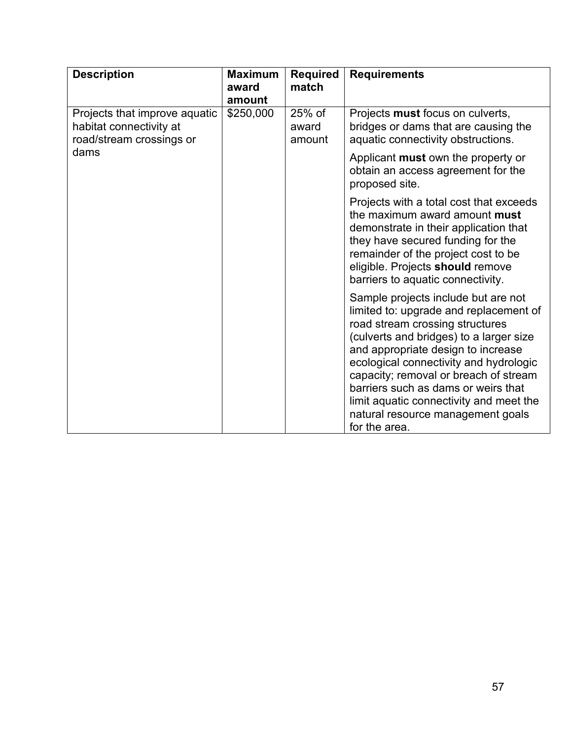| Description | Maximum award amount | Required match | Requirements |
| --- | --- | --- | --- |
| Projects that improve aquatic habitat connectivity at road/stream crossings or dams | $250,000 | 25% of award amount | Projects **must** focus on culverts, bridges or dams that are causing the aquatic connectivity obstructions.<br><br>Applicant **must** own the property or obtain an access agreement for the proposed site.<br><br>Projects with a total cost that exceeds the maximum award amount **must** demonstrate in their application that they have secured funding for the remainder of the project cost to be eligible. Projects **should** remove barriers to aquatic connectivity.<br><br>Sample projects include but are not limited to: upgrade and replacement of road stream crossing structures (culverts and bridges) to a larger size and appropriate design to increase ecological connectivity and hydrologic capacity; removal or breach of stream barriers such as dams or weirs that limit aquatic connectivity and meet the natural resource management goals for the area. |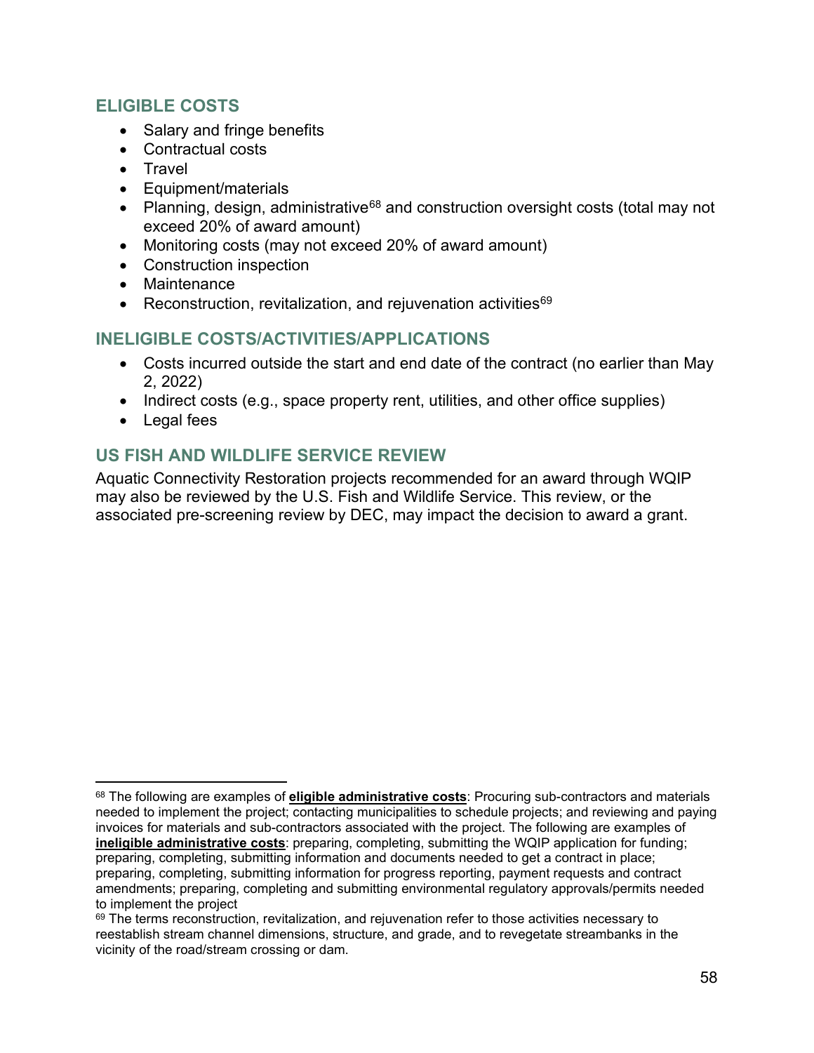## ELIGIBLE COSTS

- Salary and fringe benefits
- Contractual costs
- Travel
- Equipment/materials
- Planning, design, administrative[68] and construction oversight costs (total may not exceed 20% of award amount)
- Monitoring costs (may not exceed 20% of award amount)
- Construction inspection
- Maintenance
- Reconstruction, revitalization, and rejuvenation activities[69]

## INELIGIBLE COSTS/ACTIVITIES/APPLICATIONS

- Costs incurred outside the start and end date of the contract (no earlier than May 2, 2022)
- Indirect costs (e.g., space property rent, utilities, and other office supplies)
- Legal fees

## US FISH AND WILDLIFE SERVICE REVIEW

Aquatic Connectivity Restoration projects recommended for an award through WQIP may also be reviewed by the U.S. Fish and Wildlife Service. This review, or the associated pre-screening review by DEC, may impact the decision to award a grant.

---

[68] The following are examples of **eligible administrative costs**: Procuring sub-contractors and materials needed to implement the project; contacting municipalities to schedule projects; and reviewing and paying invoices for materials and sub-contractors associated with the project. The following are examples of **ineligible administrative costs**: preparing, completing, submitting the WQIP application for funding; preparing, completing, submitting information and documents needed to get a contract in place; preparing, completing, submitting information for progress reporting, payment requests and contract amendments; preparing, completing and submitting environmental regulatory approvals/permits needed to implement the project

[69] The terms reconstruction, revitalization, and rejuvenation refer to those activities necessary to reestablish stream channel dimensions, structure, and grade, and to revegetate streambanks in the vicinity of the road/stream crossing or dam.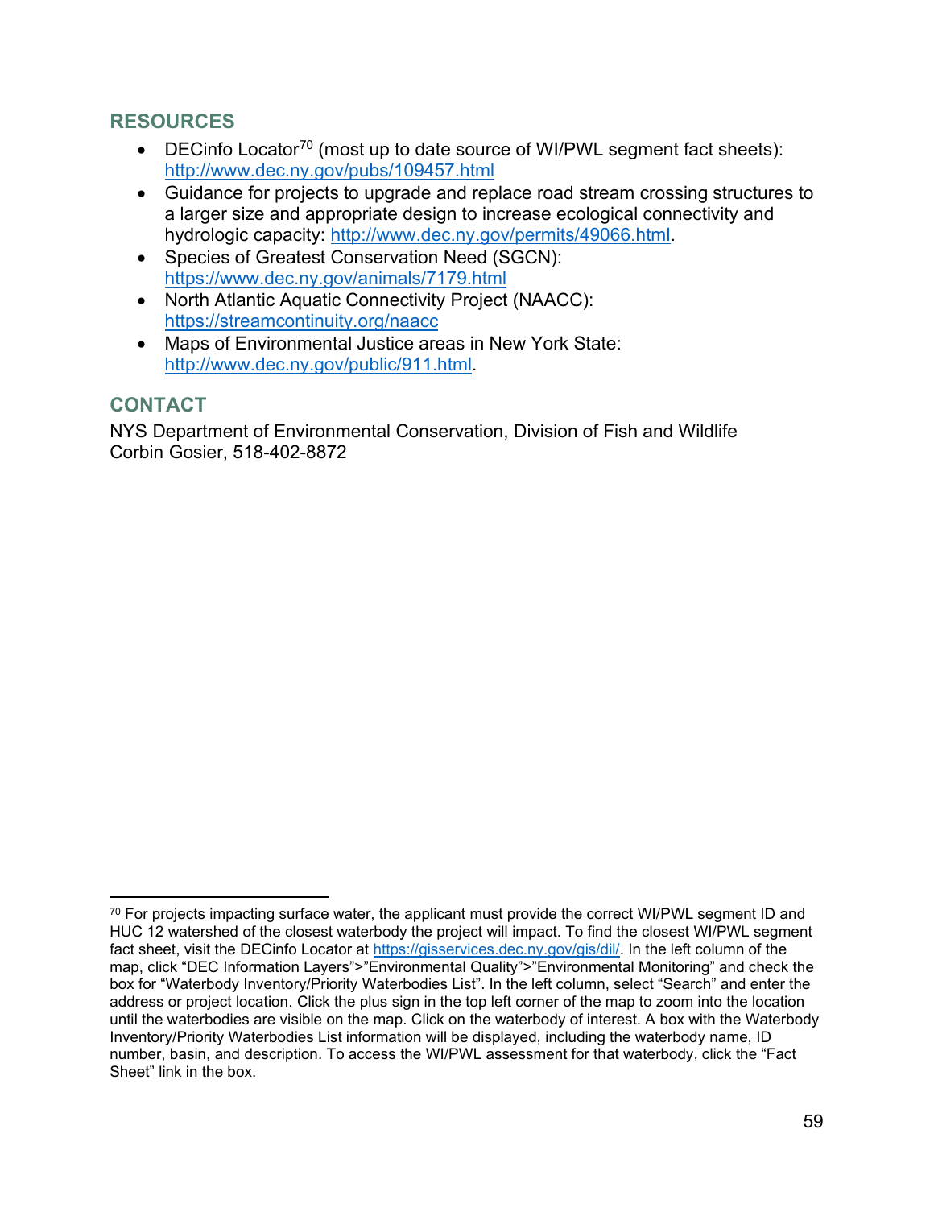## RESOURCES

- DECinfo Locator[70] (most up to date source of WI/PWL segment fact sheets): http://www.dec.ny.gov/pubs/109457.html
- Guidance for projects to upgrade and replace road stream crossing structures to a larger size and appropriate design to increase ecological connectivity and hydrologic capacity: http://www.dec.ny.gov/permits/49066.html.
- Species of Greatest Conservation Need (SGCN): https://www.dec.ny.gov/animals/7179.html
- North Atlantic Aquatic Connectivity Project (NAACC): https://streamcontinuity.org/naacc
- Maps of Environmental Justice areas in New York State: http://www.dec.ny.gov/public/911.html.

## CONTACT

NYS Department of Environmental Conservation, Division of Fish and Wildlife
Corbin Gosier, 518-402-8872

[70] For projects impacting surface water, the applicant must provide the correct WI/PWL segment ID and HUC 12 watershed of the closest waterbody the project will impact. To find the closest WI/PWL segment fact sheet, visit the DECinfo Locator at https://gisservices.dec.ny.gov/gis/dil/. In the left column of the map, click "DEC Information Layers">"Environmental Quality">"Environmental Monitoring" and check the box for "Waterbody Inventory/Priority Waterbodies List". In the left column, select "Search" and enter the address or project location. Click the plus sign in the top left corner of the map to zoom into the location until the waterbodies are visible on the map. Click on the waterbody of interest. A box with the Waterbody Inventory/Priority Waterbodies List information will be displayed, including the waterbody name, ID number, basin, and description. To access the WI/PWL assessment for that waterbody, click the "Fact Sheet" link in the box.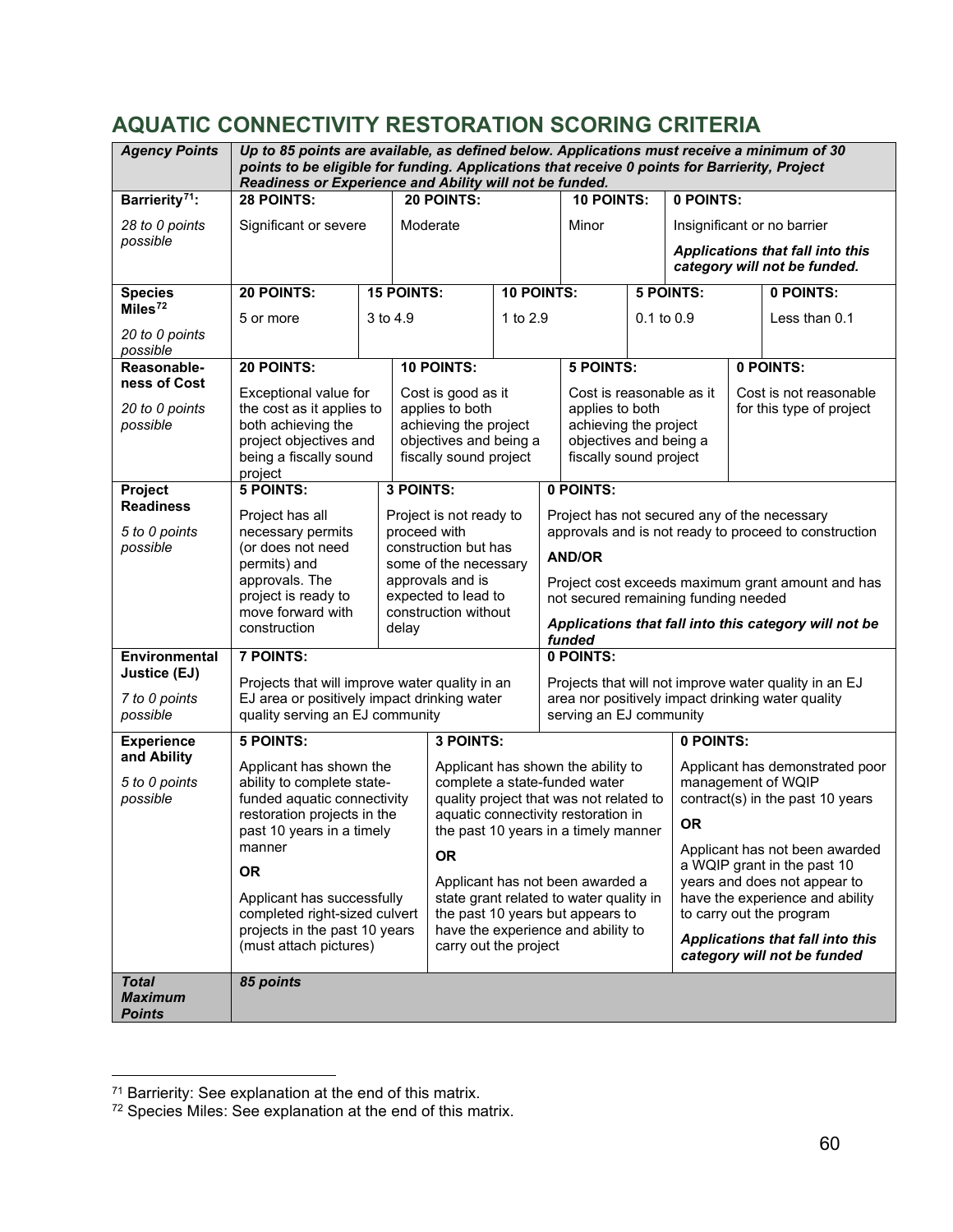## AQUATIC CONNECTIVITY RESTORATION SCORING CRITERIA

| Agency Points | *Up to 85 points are available, as defined below. Applications must receive a minimum of 30 points to be eligible for funding. Applications that receive 0 points for Barrierity, Project Readiness or Experience and Ability will not be funded.* | | | | |
|---|---|---|---|---|---|
| **Barrierity[71]:** *28 to 0 points possible* | **28 POINTS:** Significant or severe | **20 POINTS:** Moderate | **10 POINTS:** Minor | **0 POINTS:** Insignificant or no barrier ***Applications that fall into this category will not be funded.*** | |
| **Species Miles[72]** *20 to 0 points possible* | **20 POINTS:** 5 or more | **15 POINTS:** 3 to 4.9 | **10 POINTS:** 1 to 2.9 | **5 POINTS:** 0.1 to 0.9 | **0 POINTS:** Less than 0.1 |
| **Reasonable-ness of Cost** *20 to 0 points possible* | **20 POINTS:** Exceptional value for the cost as it applies to both achieving the project objectives and being a fiscally sound project | **10 POINTS:** Cost is good as it applies to both achieving the project objectives and being a fiscally sound project | **5 POINTS:** Cost is reasonable as it applies to both achieving the project objectives and being a fiscally sound project | **0 POINTS:** Cost is not reasonable for this type of project | |
| **Project Readiness** *5 to 0 points possible* | **5 POINTS:** Project has all necessary permits (or does not need permits) and approvals. The project is ready to move forward with construction | **3 POINTS:** Project is not ready to proceed with construction but has some of the necessary approvals and is expected to lead to construction without delay | **0 POINTS:** Project has not secured any of the necessary approvals and is not ready to proceed to construction **AND/OR** Project cost exceeds maximum grant amount and has not secured remaining funding needed ***Applications that fall into this category will not be funded*** | | |
| **Environmental Justice (EJ)** *7 to 0 points possible* | **7 POINTS:** Projects that will improve water quality in an EJ area or positively impact drinking water quality serving an EJ community | **0 POINTS:** Projects that will not improve water quality in an EJ area nor positively impact drinking water quality serving an EJ community | | | |
| **Experience and Ability** *5 to 0 points possible* | **5 POINTS:** Applicant has shown the ability to complete state-funded aquatic connectivity restoration projects in the past 10 years in a timely manner **OR** Applicant has successfully completed right-sized culvert projects in the past 10 years (must attach pictures) | **3 POINTS:** Applicant has shown the ability to complete a state-funded water quality project that was not related to aquatic connectivity restoration in the past 10 years in a timely manner **OR** Applicant has not been awarded a state grant related to water quality in the past 10 years but appears to have the experience and ability to carry out the project | **0 POINTS:** Applicant has demonstrated poor management of WQIP contract(s) in the past 10 years **OR** Applicant has not been awarded a WQIP grant in the past 10 years and does not appear to have the experience and ability to carry out the program ***Applications that fall into this category will not be funded*** | | |
| ***Total Maximum Points*** | ***85 points*** | | | | |

[71] Barrierity: See explanation at the end of this matrix.

[72] Species Miles: See explanation at the end of this matrix.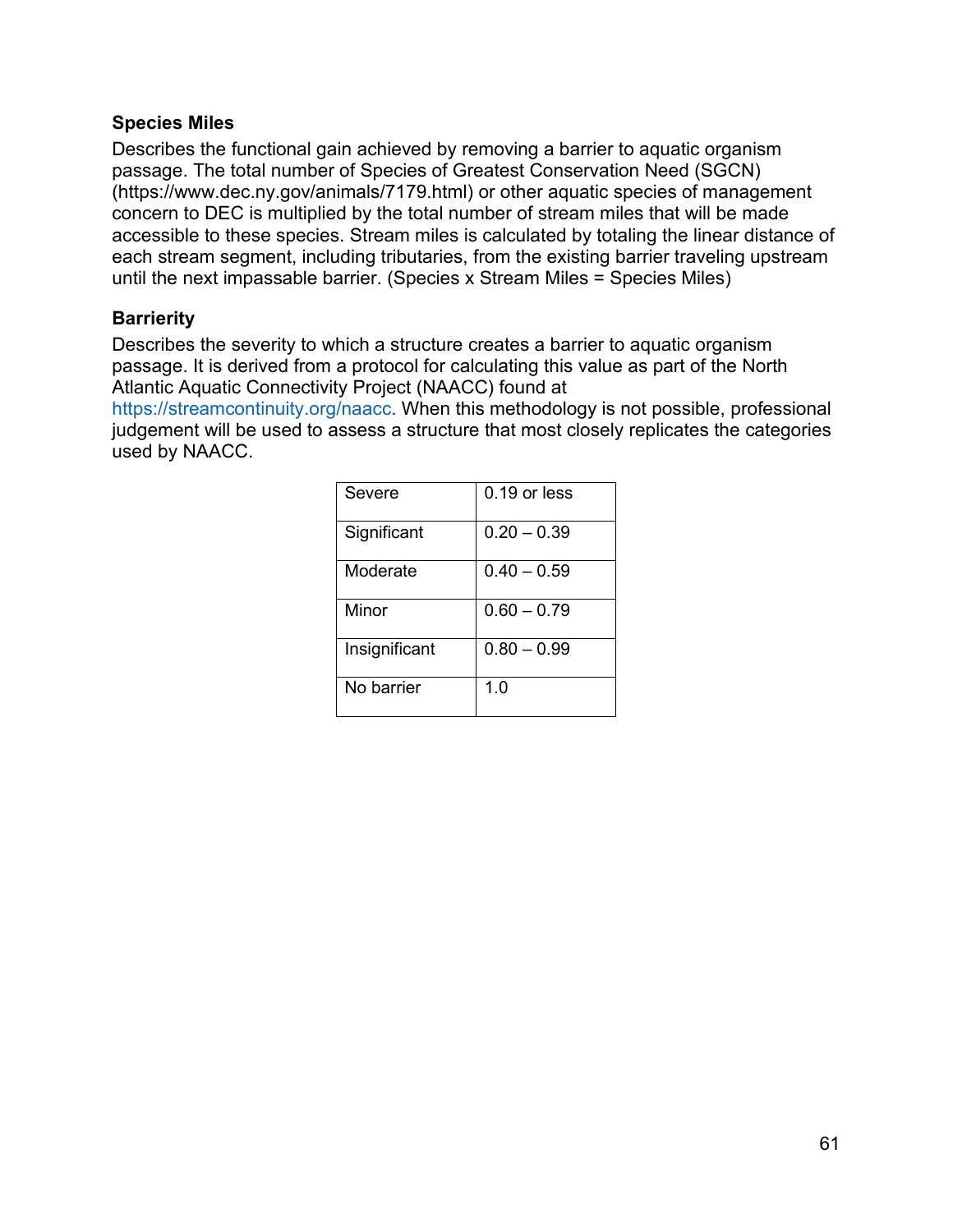### Species Miles

Describes the functional gain achieved by removing a barrier to aquatic organism passage. The total number of Species of Greatest Conservation Need (SGCN) (https://www.dec.ny.gov/animals/7179.html) or other aquatic species of management concern to DEC is multiplied by the total number of stream miles that will be made accessible to these species. Stream miles is calculated by totaling the linear distance of each stream segment, including tributaries, from the existing barrier traveling upstream until the next impassable barrier. (Species x Stream Miles = Species Miles)

### Barrierity

Describes the severity to which a structure creates a barrier to aquatic organism passage. It is derived from a protocol for calculating this value as part of the North Atlantic Aquatic Connectivity Project (NAACC) found at https://streamcontinuity.org/naacc. When this methodology is not possible, professional judgement will be used to assess a structure that most closely replicates the categories used by NAACC.

| | |
|---|---|
| Severe | 0.19 or less |
| Significant | 0.20 – 0.39 |
| Moderate | 0.40 – 0.59 |
| Minor | 0.60 – 0.79 |
| Insignificant | 0.80 – 0.99 |
| No barrier | 1.0 |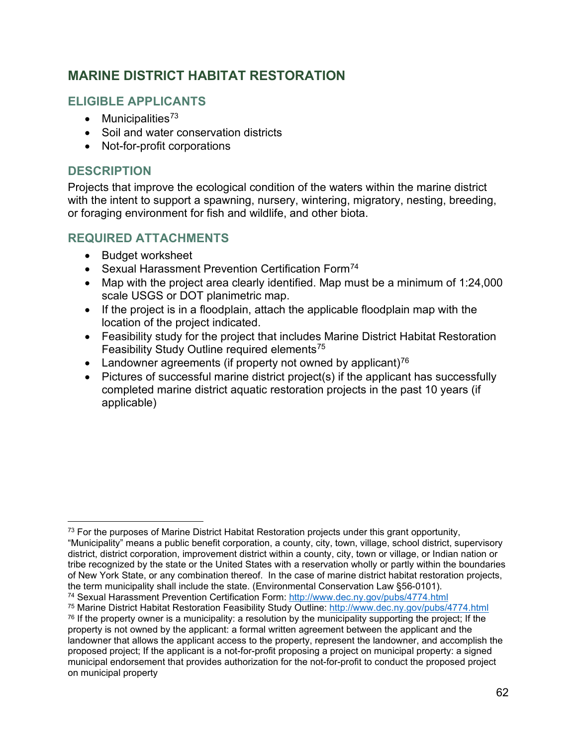## MARINE DISTRICT HABITAT RESTORATION

### ELIGIBLE APPLICANTS

- Municipalities[73]
- Soil and water conservation districts
- Not-for-profit corporations

### DESCRIPTION

Projects that improve the ecological condition of the waters within the marine district with the intent to support a spawning, nursery, wintering, migratory, nesting, breeding, or foraging environment for fish and wildlife, and other biota.

### REQUIRED ATTACHMENTS

- Budget worksheet
- Sexual Harassment Prevention Certification Form[74]
- Map with the project area clearly identified. Map must be a minimum of 1:24,000 scale USGS or DOT planimetric map.
- If the project is in a floodplain, attach the applicable floodplain map with the location of the project indicated.
- Feasibility study for the project that includes Marine District Habitat Restoration Feasibility Study Outline required elements[75]
- Landowner agreements (if property not owned by applicant)[76]
- Pictures of successful marine district project(s) if the applicant has successfully completed marine district aquatic restoration projects in the past 10 years (if applicable)

---

[73] For the purposes of Marine District Habitat Restoration projects under this grant opportunity, "Municipality" means a public benefit corporation, a county, city, town, village, school district, supervisory district, district corporation, improvement district within a county, city, town or village, or Indian nation or tribe recognized by the state or the United States with a reservation wholly or partly within the boundaries of New York State, or any combination thereof. In the case of marine district habitat restoration projects, the term municipality shall include the state. (Environmental Conservation Law §56-0101).

[74] Sexual Harassment Prevention Certification Form: http://www.dec.ny.gov/pubs/4774.html

[75] Marine District Habitat Restoration Feasibility Study Outline: http://www.dec.ny.gov/pubs/4774.html

[76] If the property owner is a municipality: a resolution by the municipality supporting the project; If the property is not owned by the applicant: a formal written agreement between the applicant and the landowner that allows the applicant access to the property, represent the landowner, and accomplish the proposed project; If the applicant is a not-for-profit proposing a project on municipal property: a signed municipal endorsement that provides authorization for the not-for-profit to conduct the proposed project on municipal property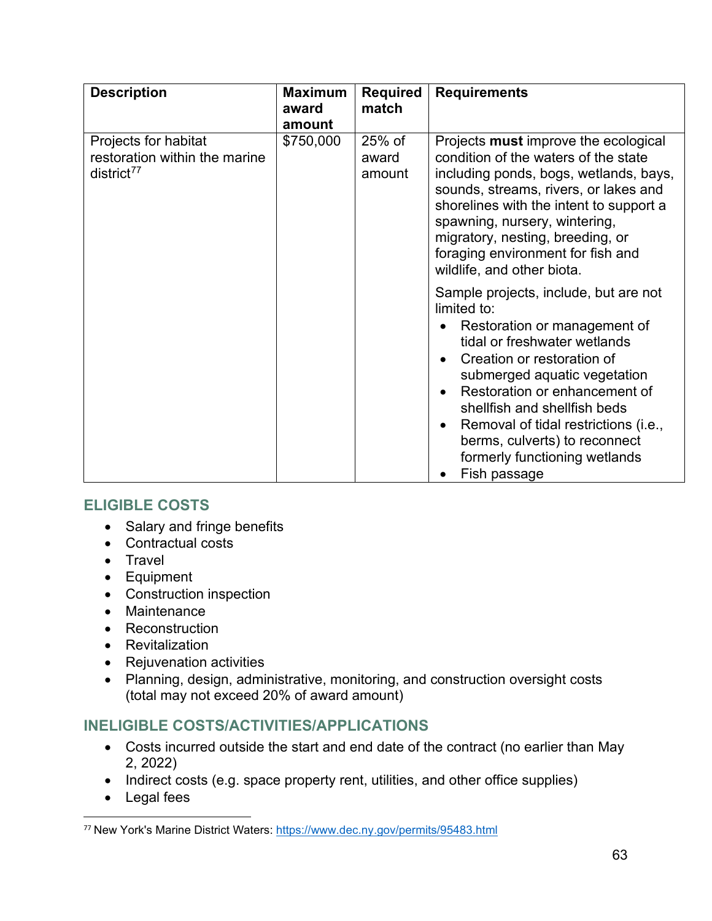| Description | Maximum award amount | Required match | Requirements |
|---|---|---|---|
| Projects for habitat restoration within the marine district[77] | $750,000 | 25% of award amount | Projects **must** improve the ecological condition of the waters of the state including ponds, bogs, wetlands, bays, sounds, streams, rivers, or lakes and shorelines with the intent to support a spawning, nursery, wintering, migratory, nesting, breeding, or foraging environment for fish and wildlife, and other biota.<br><br>Sample projects, include, but are not limited to:<br>• Restoration or management of tidal or freshwater wetlands<br>• Creation or restoration of submerged aquatic vegetation<br>• Restoration or enhancement of shellfish and shellfish beds<br>• Removal of tidal restrictions (i.e., berms, culverts) to reconnect formerly functioning wetlands<br>• Fish passage |

## ELIGIBLE COSTS

- Salary and fringe benefits
- Contractual costs
- Travel
- Equipment
- Construction inspection
- Maintenance
- Reconstruction
- Revitalization
- Rejuvenation activities
- Planning, design, administrative, monitoring, and construction oversight costs (total may not exceed 20% of award amount)

## INELIGIBLE COSTS/ACTIVITIES/APPLICATIONS

- Costs incurred outside the start and end date of the contract (no earlier than May 2, 2022)
- Indirect costs (e.g. space property rent, utilities, and other office supplies)
- Legal fees

---

[77] New York's Marine District Waters: https://www.dec.ny.gov/permits/95483.html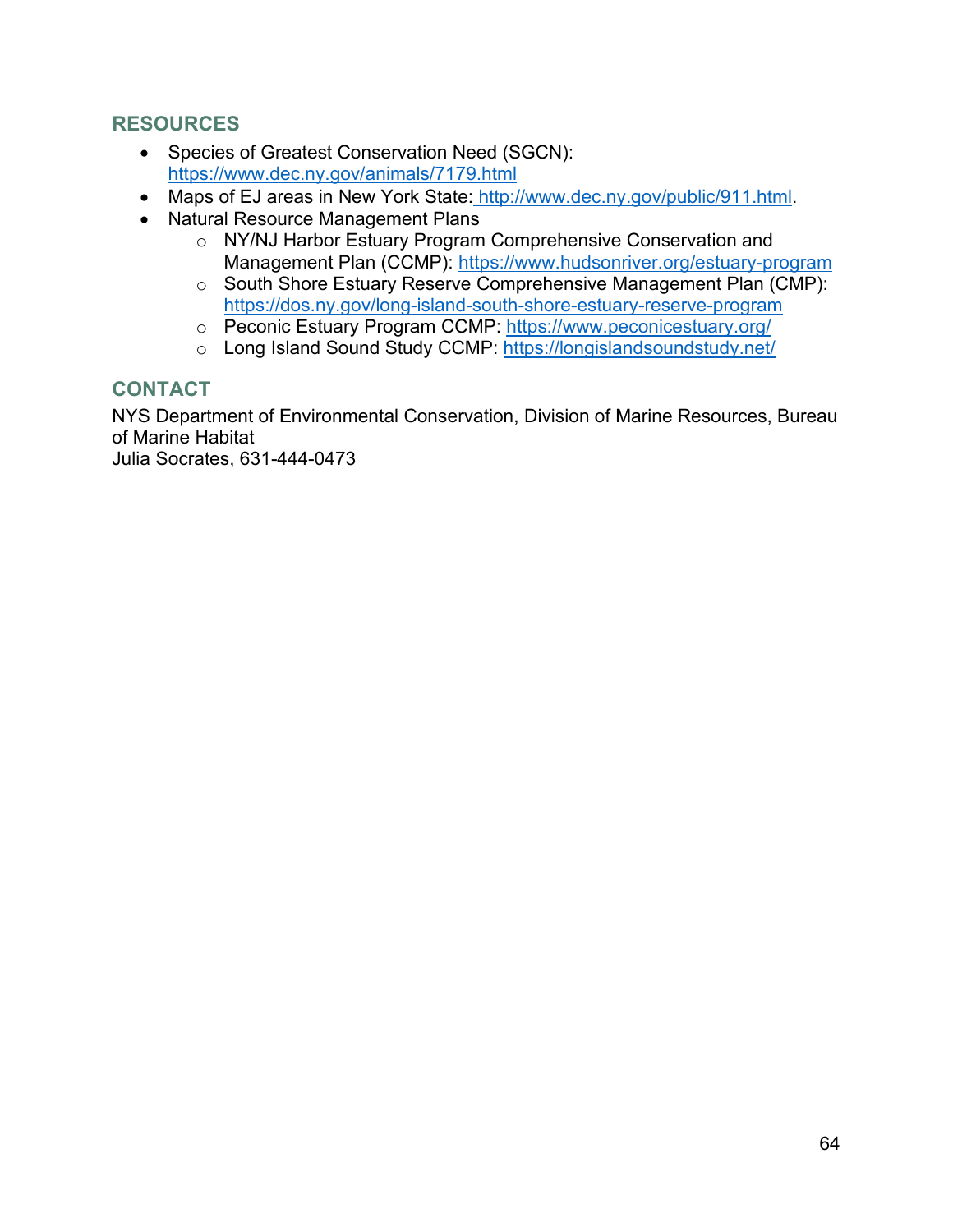## RESOURCES

- Species of Greatest Conservation Need (SGCN): https://www.dec.ny.gov/animals/7179.html
- Maps of EJ areas in New York State: http://www.dec.ny.gov/public/911.html.
- Natural Resource Management Plans
  - NY/NJ Harbor Estuary Program Comprehensive Conservation and Management Plan (CCMP): https://www.hudsonriver.org/estuary-program
  - South Shore Estuary Reserve Comprehensive Management Plan (CMP): https://dos.ny.gov/long-island-south-shore-estuary-reserve-program
  - Peconic Estuary Program CCMP: https://www.peconicestuary.org/
  - Long Island Sound Study CCMP: https://longislandsoundstudy.net/

## CONTACT

NYS Department of Environmental Conservation, Division of Marine Resources, Bureau of Marine Habitat
Julia Socrates, 631-444-0473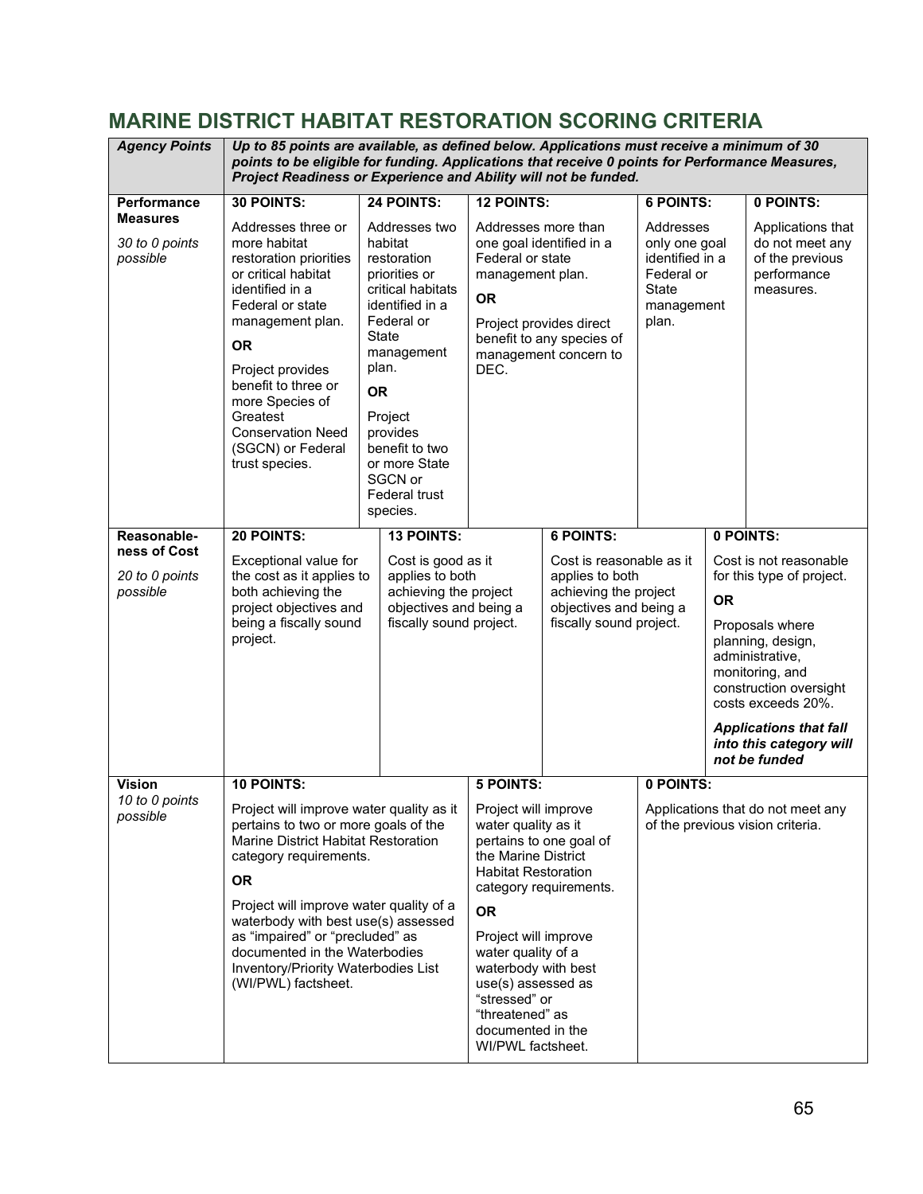## MARINE DISTRICT HABITAT RESTORATION SCORING CRITERIA

| *Agency Points* | ***Up to 85 points are available, as defined below. Applications must receive a minimum of 30 points to be eligible for funding. Applications that receive 0 points for Performance Measures, Project Readiness or Experience and Ability will not be funded.*** | | | | |
|---|---|---|---|---|---|
| **Performance Measures**<br>*30 to 0 points possible* | **30 POINTS:**<br>Addresses three or more habitat restoration priorities or critical habitat identified in a Federal or state management plan.<br>**OR**<br>Project provides benefit to three or more Species of Greatest Conservation Need (SGCN) or Federal trust species. | **24 POINTS:**<br>Addresses two habitat restoration priorities or critical habitats identified in a Federal or State management plan.<br>**OR**<br>Project provides benefit to two or more State SGCN or Federal trust species. | **12 POINTS:**<br>Addresses more than one goal identified in a Federal or state management plan.<br>**OR**<br>Project provides direct benefit to any species of management concern to DEC. | **6 POINTS:**<br>Addresses only one goal identified in a Federal or State management plan. | **0 POINTS:**<br>Applications that do not meet any of the previous performance measures. |
| **Reasonable-ness of Cost**<br>*20 to 0 points possible* | **20 POINTS:**<br>Exceptional value for the cost as it applies to both achieving the project objectives and being a fiscally sound project. | **13 POINTS:**<br>Cost is good as it applies to both achieving the project objectives and being a fiscally sound project. | **6 POINTS:**<br>Cost is reasonable as it applies to both achieving the project objectives and being a fiscally sound project. | **0 POINTS:**<br>Cost is not reasonable for this type of project.<br>**OR**<br>Proposals where planning, design, administrative, monitoring, and construction oversight costs exceeds 20%.<br>***Applications that fall into this category will not be funded*** | |
| **Vision**<br>*10 to 0 points possible* | **10 POINTS:**<br>Project will improve water quality as it pertains to two or more goals of the Marine District Habitat Restoration category requirements.<br>**OR**<br>Project will improve water quality of a waterbody with best use(s) assessed as "impaired" or "precluded" as documented in the Waterbodies Inventory/Priority Waterbodies List (WI/PWL) factsheet. | **5 POINTS:**<br>Project will improve water quality as it pertains to one goal of the Marine District Habitat Restoration category requirements.<br>**OR**<br>Project will improve water quality of a waterbody with best use(s) assessed as "stressed" or "threatened" as documented in the WI/PWL factsheet. | **0 POINTS:**<br>Applications that do not meet any of the previous vision criteria. | | |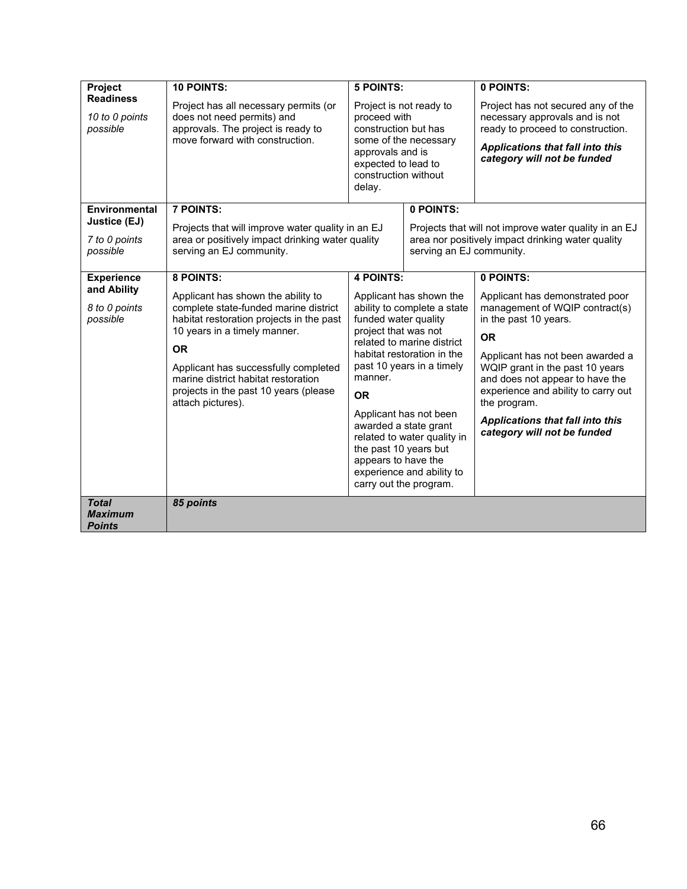| | | | |
|---|---|---|---|
| **Project Readiness**<br>*10 to 0 points possible* | **10 POINTS:**<br>Project has all necessary permits (or does not need permits) and approvals. The project is ready to move forward with construction. | **5 POINTS:**<br>Project is not ready to proceed with construction but has some of the necessary approvals and is expected to lead to construction without delay. | **0 POINTS:**<br>Project has not secured any of the necessary approvals and is not ready to proceed to construction.<br>***Applications that fall into this category will not be funded*** |
| **Environmental Justice (EJ)**<br>*7 to 0 points possible* | **7 POINTS:**<br>Projects that will improve water quality in an EJ area or positively impact drinking water quality serving an EJ community. | **0 POINTS:**<br>Projects that will not improve water quality in an EJ area nor positively impact drinking water quality serving an EJ community. | |
| **Experience and Ability**<br>*8 to 0 points possible* | **8 POINTS:**<br>Applicant has shown the ability to complete state-funded marine district habitat restoration projects in the past 10 years in a timely manner.<br>**OR**<br>Applicant has successfully completed marine district habitat restoration projects in the past 10 years (please attach pictures). | **4 POINTS:**<br>Applicant has shown the ability to complete a state funded water quality project that was not related to marine district habitat restoration in the past 10 years in a timely manner.<br>**OR**<br>Applicant has not been awarded a state grant related to water quality in the past 10 years but appears to have the experience and ability to carry out the program. | **0 POINTS:**<br>Applicant has demonstrated poor management of WQIP contract(s) in the past 10 years.<br>**OR**<br>Applicant has not been awarded a WQIP grant in the past 10 years and does not appear to have the experience and ability to carry out the program.<br>***Applications that fall into this category will not be funded*** |
| ***Total Maximum Points*** | ***85 points*** | | |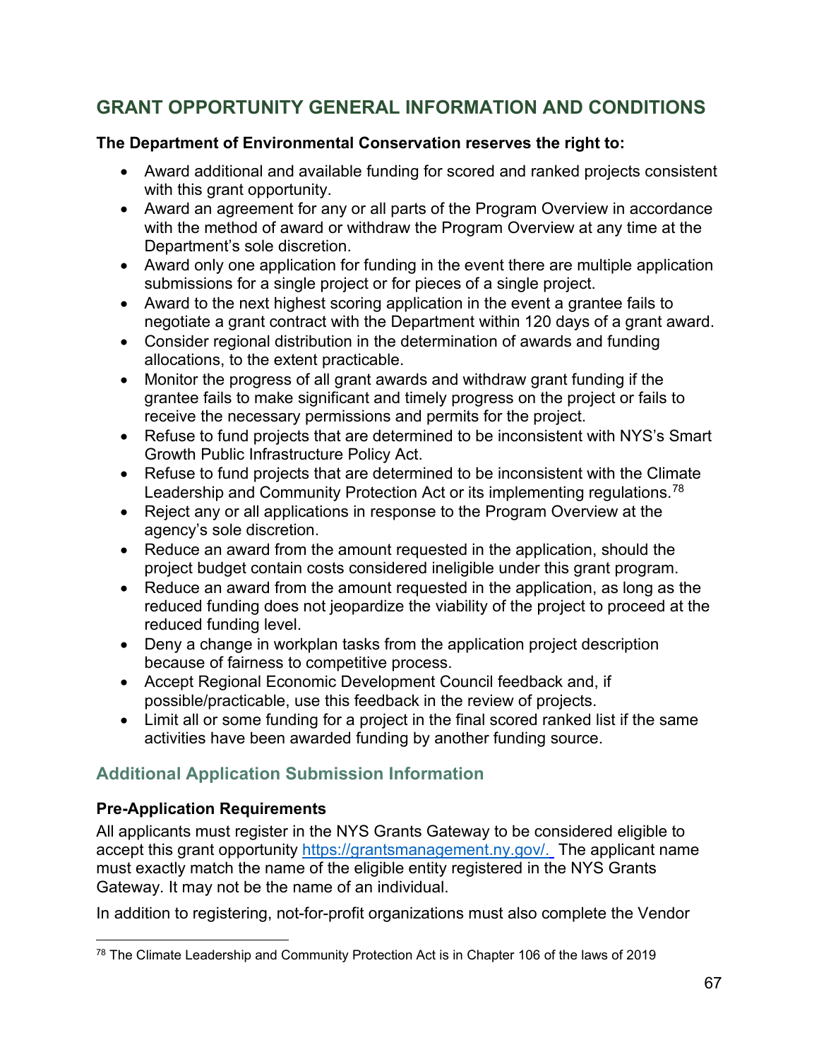## GRANT OPPORTUNITY GENERAL INFORMATION AND CONDITIONS

**The Department of Environmental Conservation reserves the right to:**

- Award additional and available funding for scored and ranked projects consistent with this grant opportunity.
- Award an agreement for any or all parts of the Program Overview in accordance with the method of award or withdraw the Program Overview at any time at the Department's sole discretion.
- Award only one application for funding in the event there are multiple application submissions for a single project or for pieces of a single project.
- Award to the next highest scoring application in the event a grantee fails to negotiate a grant contract with the Department within 120 days of a grant award.
- Consider regional distribution in the determination of awards and funding allocations, to the extent practicable.
- Monitor the progress of all grant awards and withdraw grant funding if the grantee fails to make significant and timely progress on the project or fails to receive the necessary permissions and permits for the project.
- Refuse to fund projects that are determined to be inconsistent with NYS's Smart Growth Public Infrastructure Policy Act.
- Refuse to fund projects that are determined to be inconsistent with the Climate Leadership and Community Protection Act or its implementing regulations.[78]
- Reject any or all applications in response to the Program Overview at the agency's sole discretion.
- Reduce an award from the amount requested in the application, should the project budget contain costs considered ineligible under this grant program.
- Reduce an award from the amount requested in the application, as long as the reduced funding does not jeopardize the viability of the project to proceed at the reduced funding level.
- Deny a change in workplan tasks from the application project description because of fairness to competitive process.
- Accept Regional Economic Development Council feedback and, if possible/practicable, use this feedback in the review of projects.
- Limit all or some funding for a project in the final scored ranked list if the same activities have been awarded funding by another funding source.

### Additional Application Submission Information

**Pre-Application Requirements**

All applicants must register in the NYS Grants Gateway to be considered eligible to accept this grant opportunity https://grantsmanagement.ny.gov/. The applicant name must exactly match the name of the eligible entity registered in the NYS Grants Gateway. It may not be the name of an individual.

In addition to registering, not-for-profit organizations must also complete the Vendor

[78] The Climate Leadership and Community Protection Act is in Chapter 106 of the laws of 2019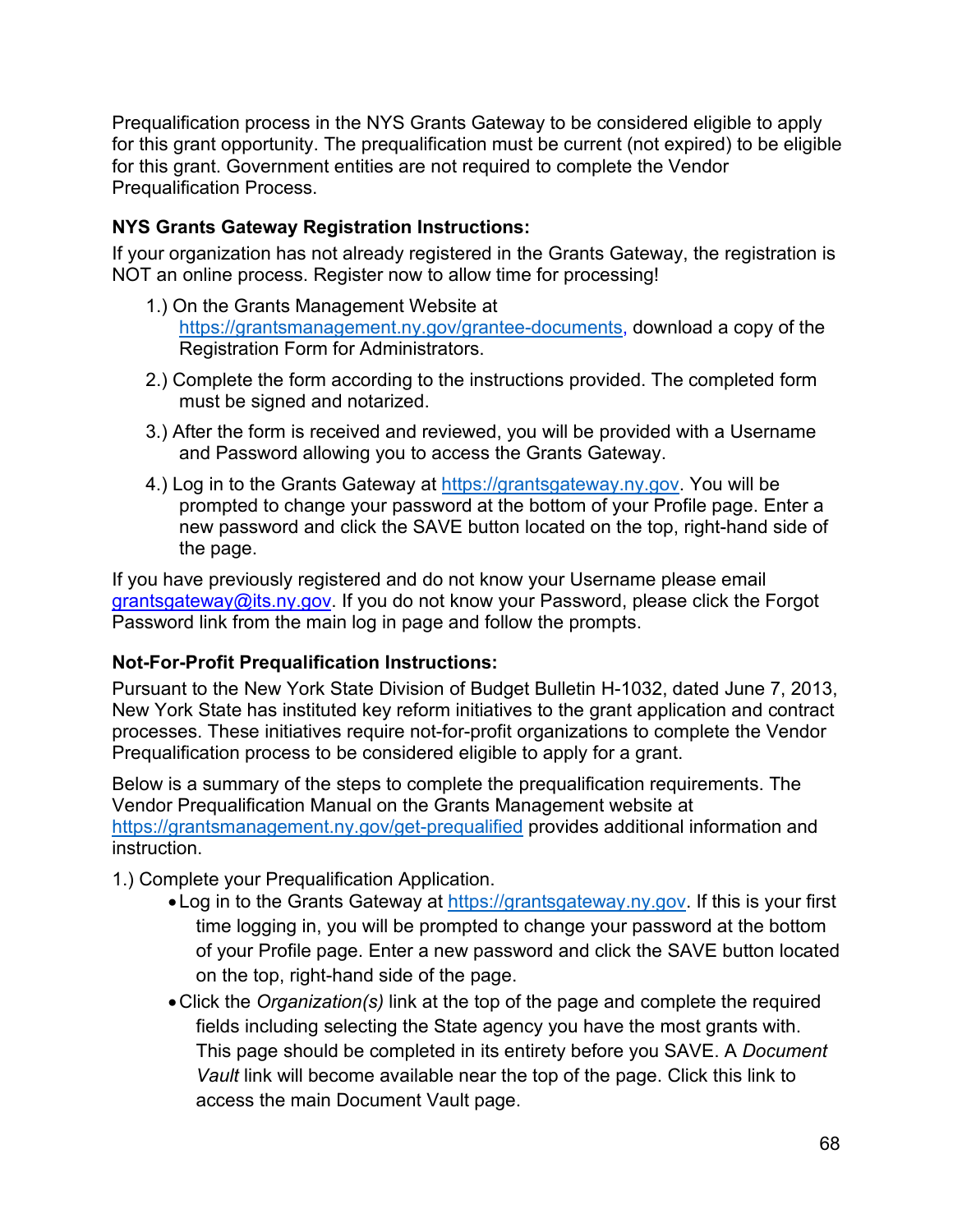Prequalification process in the NYS Grants Gateway to be considered eligible to apply for this grant opportunity. The prequalification must be current (not expired) to be eligible for this grant. Government entities are not required to complete the Vendor Prequalification Process.

**NYS Grants Gateway Registration Instructions:**

If your organization has not already registered in the Grants Gateway, the registration is NOT an online process. Register now to allow time for processing!

1.) On the Grants Management Website at https://grantsmanagement.ny.gov/grantee-documents, download a copy of the Registration Form for Administrators.

2.) Complete the form according to the instructions provided. The completed form must be signed and notarized.

3.) After the form is received and reviewed, you will be provided with a Username and Password allowing you to access the Grants Gateway.

4.) Log in to the Grants Gateway at https://grantsgateway.ny.gov. You will be prompted to change your password at the bottom of your Profile page. Enter a new password and click the SAVE button located on the top, right-hand side of the page.

If you have previously registered and do not know your Username please email grantsgateway@its.ny.gov. If you do not know your Password, please click the Forgot Password link from the main log in page and follow the prompts.

**Not-For-Profit Prequalification Instructions:**

Pursuant to the New York State Division of Budget Bulletin H-1032, dated June 7, 2013, New York State has instituted key reform initiatives to the grant application and contract processes. These initiatives require not-for-profit organizations to complete the Vendor Prequalification process to be considered eligible to apply for a grant.

Below is a summary of the steps to complete the prequalification requirements. The Vendor Prequalification Manual on the Grants Management website at https://grantsmanagement.ny.gov/get-prequalified provides additional information and instruction.

1.) Complete your Prequalification Application.

- Log in to the Grants Gateway at https://grantsgateway.ny.gov. If this is your first time logging in, you will be prompted to change your password at the bottom of your Profile page. Enter a new password and click the SAVE button located on the top, right-hand side of the page.
- Click the *Organization(s)* link at the top of the page and complete the required fields including selecting the State agency you have the most grants with. This page should be completed in its entirety before you SAVE. A *Document Vault* link will become available near the top of the page. Click this link to access the main Document Vault page.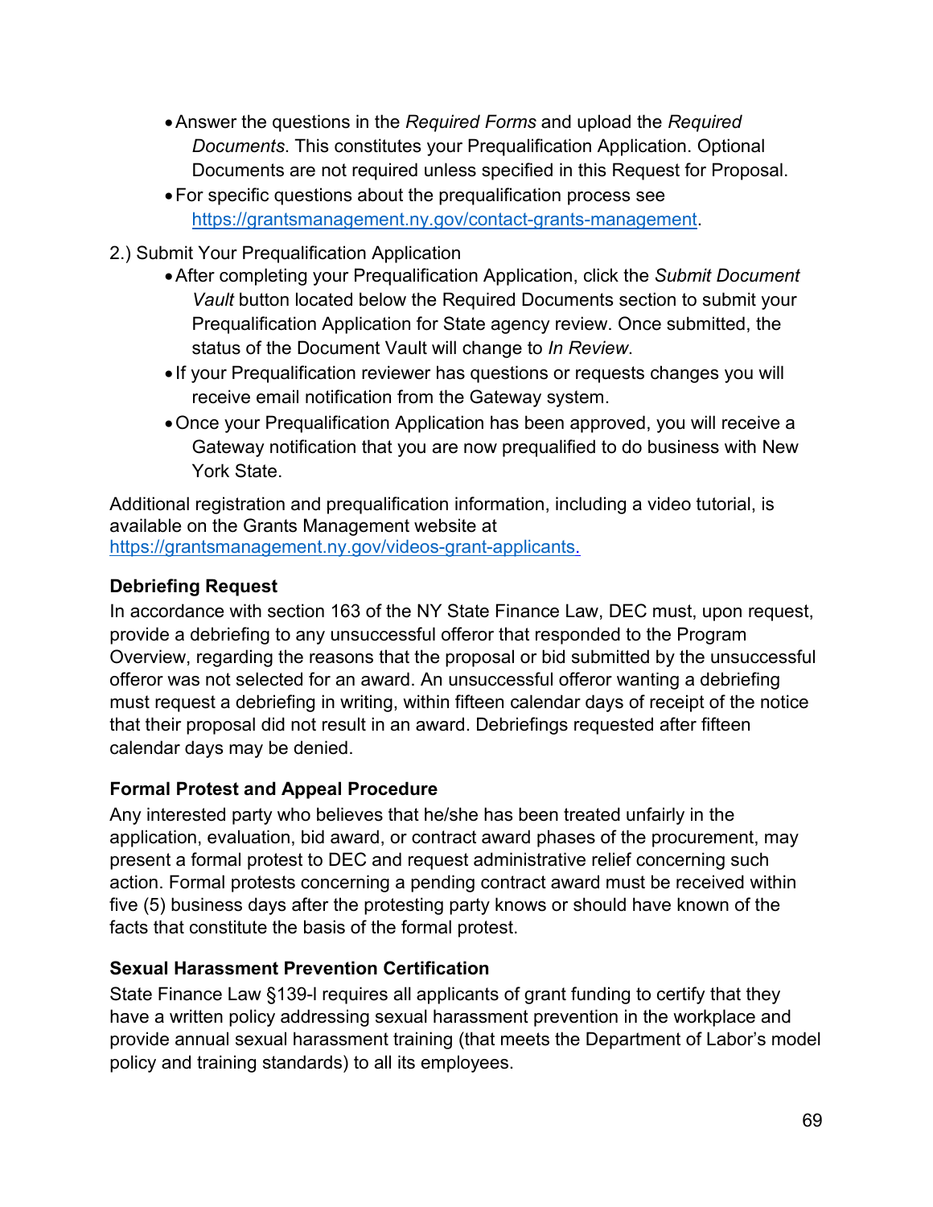- Answer the questions in the *Required Forms* and upload the *Required Documents*. This constitutes your Prequalification Application. Optional Documents are not required unless specified in this Request for Proposal.
- For specific questions about the prequalification process see https://grantsmanagement.ny.gov/contact-grants-management.

2.) Submit Your Prequalification Application

- After completing your Prequalification Application, click the *Submit Document Vault* button located below the Required Documents section to submit your Prequalification Application for State agency review. Once submitted, the status of the Document Vault will change to *In Review*.
- If your Prequalification reviewer has questions or requests changes you will receive email notification from the Gateway system.
- Once your Prequalification Application has been approved, you will receive a Gateway notification that you are now prequalified to do business with New York State.

Additional registration and prequalification information, including a video tutorial, is available on the Grants Management website at https://grantsmanagement.ny.gov/videos-grant-applicants.

**Debriefing Request**

In accordance with section 163 of the NY State Finance Law, DEC must, upon request, provide a debriefing to any unsuccessful offeror that responded to the Program Overview, regarding the reasons that the proposal or bid submitted by the unsuccessful offeror was not selected for an award. An unsuccessful offeror wanting a debriefing must request a debriefing in writing, within fifteen calendar days of receipt of the notice that their proposal did not result in an award. Debriefings requested after fifteen calendar days may be denied.

**Formal Protest and Appeal Procedure**

Any interested party who believes that he/she has been treated unfairly in the application, evaluation, bid award, or contract award phases of the procurement, may present a formal protest to DEC and request administrative relief concerning such action. Formal protests concerning a pending contract award must be received within five (5) business days after the protesting party knows or should have known of the facts that constitute the basis of the formal protest.

**Sexual Harassment Prevention Certification**

State Finance Law §139-l requires all applicants of grant funding to certify that they have a written policy addressing sexual harassment prevention in the workplace and provide annual sexual harassment training (that meets the Department of Labor's model policy and training standards) to all its employees.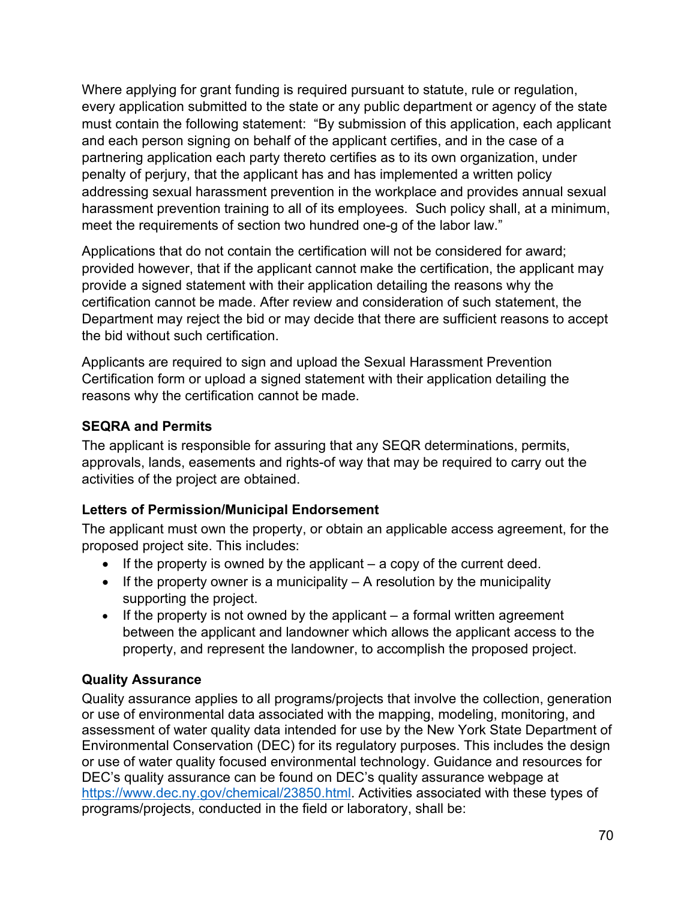Where applying for grant funding is required pursuant to statute, rule or regulation, every application submitted to the state or any public department or agency of the state must contain the following statement: "By submission of this application, each applicant and each person signing on behalf of the applicant certifies, and in the case of a partnering application each party thereto certifies as to its own organization, under penalty of perjury, that the applicant has and has implemented a written policy addressing sexual harassment prevention in the workplace and provides annual sexual harassment prevention training to all of its employees. Such policy shall, at a minimum, meet the requirements of section two hundred one-g of the labor law."

Applications that do not contain the certification will not be considered for award; provided however, that if the applicant cannot make the certification, the applicant may provide a signed statement with their application detailing the reasons why the certification cannot be made. After review and consideration of such statement, the Department may reject the bid or may decide that there are sufficient reasons to accept the bid without such certification.

Applicants are required to sign and upload the Sexual Harassment Prevention Certification form or upload a signed statement with their application detailing the reasons why the certification cannot be made.

### SEQRA and Permits

The applicant is responsible for assuring that any SEQR determinations, permits, approvals, lands, easements and rights-of way that may be required to carry out the activities of the project are obtained.

### Letters of Permission/Municipal Endorsement

The applicant must own the property, or obtain an applicable access agreement, for the proposed project site. This includes:

- If the property is owned by the applicant – a copy of the current deed.
- If the property owner is a municipality – A resolution by the municipality supporting the project.
- If the property is not owned by the applicant – a formal written agreement between the applicant and landowner which allows the applicant access to the property, and represent the landowner, to accomplish the proposed project.

### Quality Assurance

Quality assurance applies to all programs/projects that involve the collection, generation or use of environmental data associated with the mapping, modeling, monitoring, and assessment of water quality data intended for use by the New York State Department of Environmental Conservation (DEC) for its regulatory purposes. This includes the design or use of water quality focused environmental technology. Guidance and resources for DEC's quality assurance can be found on DEC's quality assurance webpage at https://www.dec.ny.gov/chemical/23850.html. Activities associated with these types of programs/projects, conducted in the field or laboratory, shall be: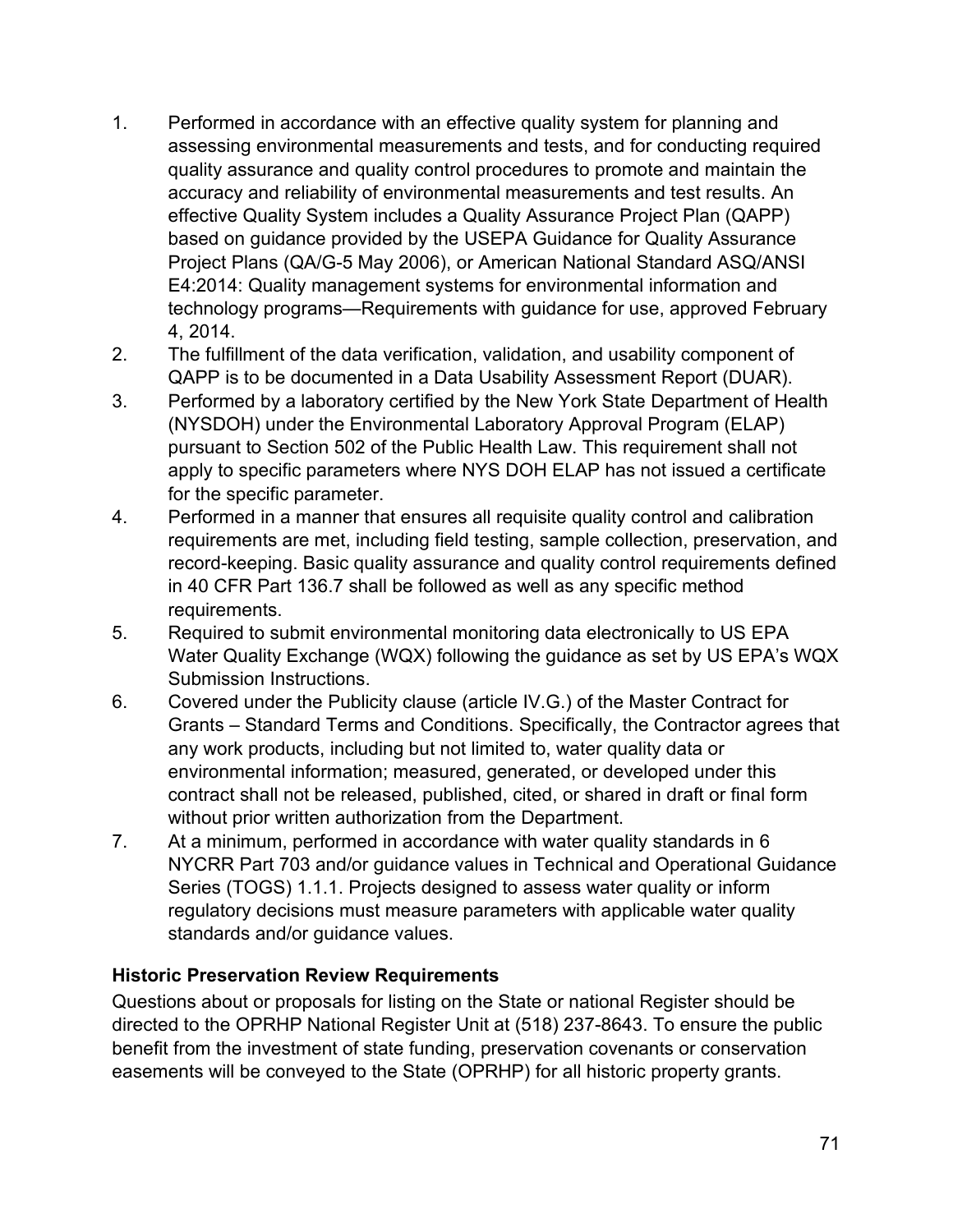1. Performed in accordance with an effective quality system for planning and assessing environmental measurements and tests, and for conducting required quality assurance and quality control procedures to promote and maintain the accuracy and reliability of environmental measurements and test results. An effective Quality System includes a Quality Assurance Project Plan (QAPP) based on guidance provided by the USEPA Guidance for Quality Assurance Project Plans (QA/G-5 May 2006), or American National Standard ASQ/ANSI E4:2014: Quality management systems for environmental information and technology programs—Requirements with guidance for use, approved February 4, 2014.
2. The fulfillment of the data verification, validation, and usability component of QAPP is to be documented in a Data Usability Assessment Report (DUAR).
3. Performed by a laboratory certified by the New York State Department of Health (NYSDOH) under the Environmental Laboratory Approval Program (ELAP) pursuant to Section 502 of the Public Health Law. This requirement shall not apply to specific parameters where NYS DOH ELAP has not issued a certificate for the specific parameter.
4. Performed in a manner that ensures all requisite quality control and calibration requirements are met, including field testing, sample collection, preservation, and record-keeping. Basic quality assurance and quality control requirements defined in 40 CFR Part 136.7 shall be followed as well as any specific method requirements.
5. Required to submit environmental monitoring data electronically to US EPA Water Quality Exchange (WQX) following the guidance as set by US EPA's WQX Submission Instructions.
6. Covered under the Publicity clause (article IV.G.) of the Master Contract for Grants – Standard Terms and Conditions. Specifically, the Contractor agrees that any work products, including but not limited to, water quality data or environmental information; measured, generated, or developed under this contract shall not be released, published, cited, or shared in draft or final form without prior written authorization from the Department.
7. At a minimum, performed in accordance with water quality standards in 6 NYCRR Part 703 and/or guidance values in Technical and Operational Guidance Series (TOGS) 1.1.1. Projects designed to assess water quality or inform regulatory decisions must measure parameters with applicable water quality standards and/or guidance values.

**Historic Preservation Review Requirements**

Questions about or proposals for listing on the State or national Register should be directed to the OPRHP National Register Unit at (518) 237-8643. To ensure the public benefit from the investment of state funding, preservation covenants or conservation easements will be conveyed to the State (OPRHP) for all historic property grants.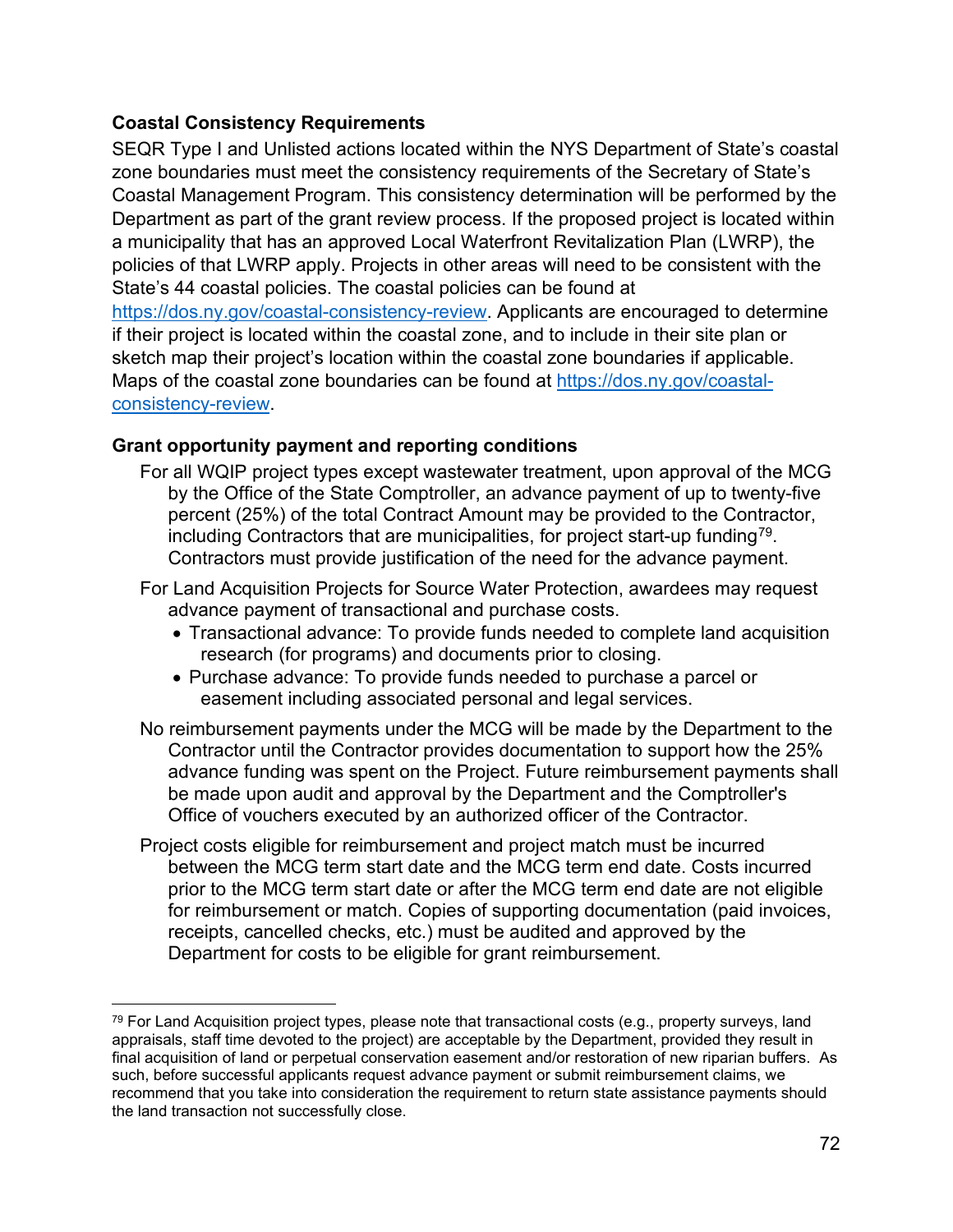**Coastal Consistency Requirements**

SEQR Type I and Unlisted actions located within the NYS Department of State's coastal zone boundaries must meet the consistency requirements of the Secretary of State's Coastal Management Program. This consistency determination will be performed by the Department as part of the grant review process. If the proposed project is located within a municipality that has an approved Local Waterfront Revitalization Plan (LWRP), the policies of that LWRP apply. Projects in other areas will need to be consistent with the State's 44 coastal policies. The coastal policies can be found at https://dos.ny.gov/coastal-consistency-review. Applicants are encouraged to determine if their project is located within the coastal zone, and to include in their site plan or sketch map their project's location within the coastal zone boundaries if applicable. Maps of the coastal zone boundaries can be found at https://dos.ny.gov/coastal-consistency-review.

**Grant opportunity payment and reporting conditions**

For all WQIP project types except wastewater treatment, upon approval of the MCG by the Office of the State Comptroller, an advance payment of up to twenty-five percent (25%) of the total Contract Amount may be provided to the Contractor, including Contractors that are municipalities, for project start-up funding[79]. Contractors must provide justification of the need for the advance payment.

For Land Acquisition Projects for Source Water Protection, awardees may request advance payment of transactional and purchase costs.

- Transactional advance: To provide funds needed to complete land acquisition research (for programs) and documents prior to closing.
- Purchase advance: To provide funds needed to purchase a parcel or easement including associated personal and legal services.

No reimbursement payments under the MCG will be made by the Department to the Contractor until the Contractor provides documentation to support how the 25% advance funding was spent on the Project. Future reimbursement payments shall be made upon audit and approval by the Department and the Comptroller's Office of vouchers executed by an authorized officer of the Contractor.

Project costs eligible for reimbursement and project match must be incurred between the MCG term start date and the MCG term end date. Costs incurred prior to the MCG term start date or after the MCG term end date are not eligible for reimbursement or match. Copies of supporting documentation (paid invoices, receipts, cancelled checks, etc.) must be audited and approved by the Department for costs to be eligible for grant reimbursement.

---

[79] For Land Acquisition project types, please note that transactional costs (e.g., property surveys, land appraisals, staff time devoted to the project) are acceptable by the Department, provided they result in final acquisition of land or perpetual conservation easement and/or restoration of new riparian buffers. As such, before successful applicants request advance payment or submit reimbursement claims, we recommend that you take into consideration the requirement to return state assistance payments should the land transaction not successfully close.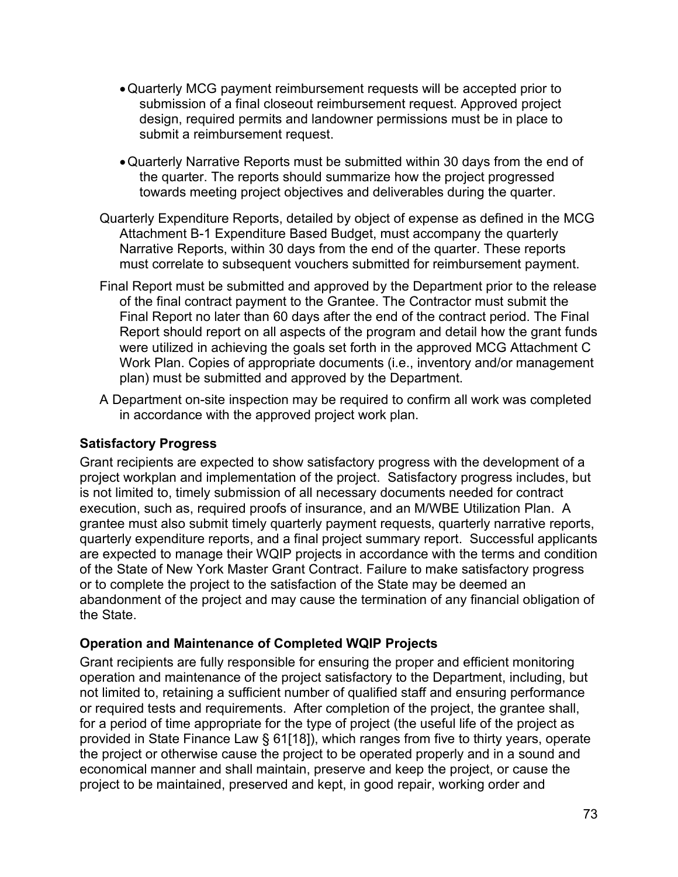- Quarterly MCG payment reimbursement requests will be accepted prior to submission of a final closeout reimbursement request. Approved project design, required permits and landowner permissions must be in place to submit a reimbursement request.

- Quarterly Narrative Reports must be submitted within 30 days from the end of the quarter. The reports should summarize how the project progressed towards meeting project objectives and deliverables during the quarter.

Quarterly Expenditure Reports, detailed by object of expense as defined in the MCG Attachment B-1 Expenditure Based Budget, must accompany the quarterly Narrative Reports, within 30 days from the end of the quarter. These reports must correlate to subsequent vouchers submitted for reimbursement payment.

Final Report must be submitted and approved by the Department prior to the release of the final contract payment to the Grantee. The Contractor must submit the Final Report no later than 60 days after the end of the contract period. The Final Report should report on all aspects of the program and detail how the grant funds were utilized in achieving the goals set forth in the approved MCG Attachment C Work Plan. Copies of appropriate documents (i.e., inventory and/or management plan) must be submitted and approved by the Department.

A Department on-site inspection may be required to confirm all work was completed in accordance with the approved project work plan.

### Satisfactory Progress

Grant recipients are expected to show satisfactory progress with the development of a project workplan and implementation of the project. Satisfactory progress includes, but is not limited to, timely submission of all necessary documents needed for contract execution, such as, required proofs of insurance, and an M/WBE Utilization Plan. A grantee must also submit timely quarterly payment requests, quarterly narrative reports, quarterly expenditure reports, and a final project summary report. Successful applicants are expected to manage their WQIP projects in accordance with the terms and condition of the State of New York Master Grant Contract. Failure to make satisfactory progress or to complete the project to the satisfaction of the State may be deemed an abandonment of the project and may cause the termination of any financial obligation of the State.

### Operation and Maintenance of Completed WQIP Projects

Grant recipients are fully responsible for ensuring the proper and efficient monitoring operation and maintenance of the project satisfactory to the Department, including, but not limited to, retaining a sufficient number of qualified staff and ensuring performance or required tests and requirements. After completion of the project, the grantee shall, for a period of time appropriate for the type of project (the useful life of the project as provided in State Finance Law § 61[18]), which ranges from five to thirty years, operate the project or otherwise cause the project to be operated properly and in a sound and economical manner and shall maintain, preserve and keep the project, or cause the project to be maintained, preserved and kept, in good repair, working order and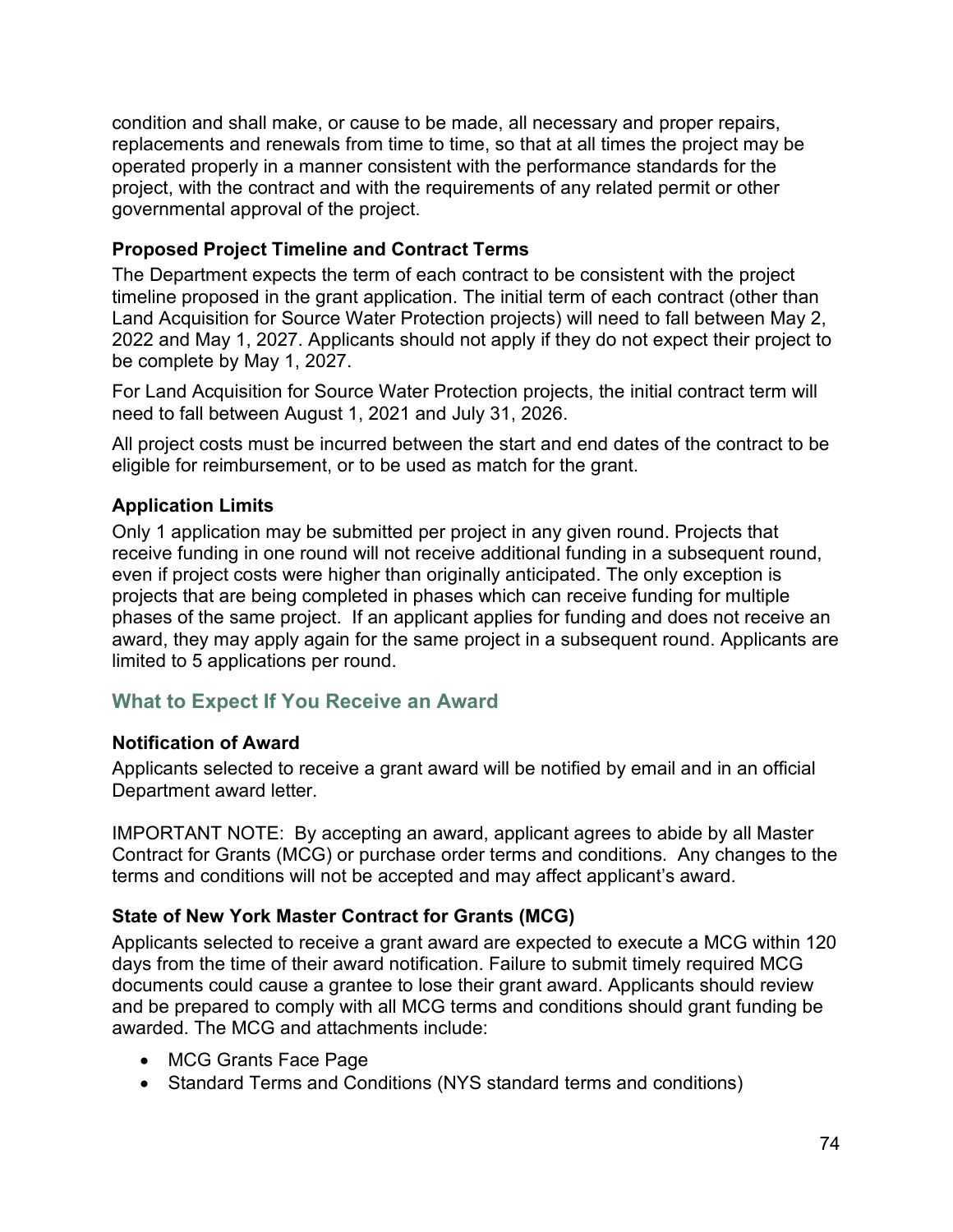condition and shall make, or cause to be made, all necessary and proper repairs, replacements and renewals from time to time, so that at all times the project may be operated properly in a manner consistent with the performance standards for the project, with the contract and with the requirements of any related permit or other governmental approval of the project.

**Proposed Project Timeline and Contract Terms**

The Department expects the term of each contract to be consistent with the project timeline proposed in the grant application. The initial term of each contract (other than Land Acquisition for Source Water Protection projects) will need to fall between May 2, 2022 and May 1, 2027. Applicants should not apply if they do not expect their project to be complete by May 1, 2027.

For Land Acquisition for Source Water Protection projects, the initial contract term will need to fall between August 1, 2021 and July 31, 2026.

All project costs must be incurred between the start and end dates of the contract to be eligible for reimbursement, or to be used as match for the grant.

**Application Limits**

Only 1 application may be submitted per project in any given round. Projects that receive funding in one round will not receive additional funding in a subsequent round, even if project costs were higher than originally anticipated. The only exception is projects that are being completed in phases which can receive funding for multiple phases of the same project. If an applicant applies for funding and does not receive an award, they may apply again for the same project in a subsequent round. Applicants are limited to 5 applications per round.

## What to Expect If You Receive an Award

**Notification of Award**

Applicants selected to receive a grant award will be notified by email and in an official Department award letter.

IMPORTANT NOTE: By accepting an award, applicant agrees to abide by all Master Contract for Grants (MCG) or purchase order terms and conditions. Any changes to the terms and conditions will not be accepted and may affect applicant's award.

**State of New York Master Contract for Grants (MCG)**

Applicants selected to receive a grant award are expected to execute a MCG within 120 days from the time of their award notification. Failure to submit timely required MCG documents could cause a grantee to lose their grant award. Applicants should review and be prepared to comply with all MCG terms and conditions should grant funding be awarded. The MCG and attachments include:

- MCG Grants Face Page
- Standard Terms and Conditions (NYS standard terms and conditions)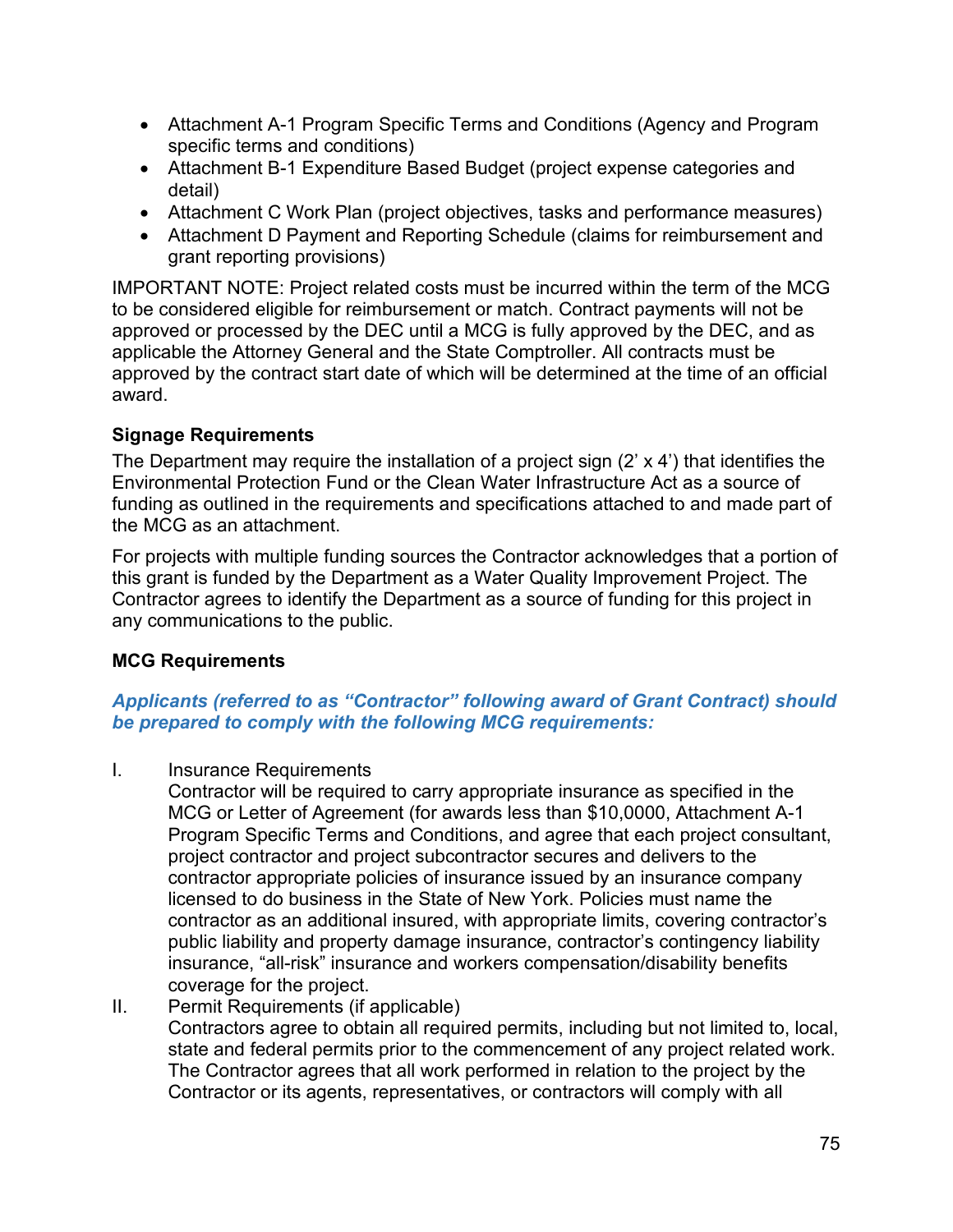- Attachment A-1 Program Specific Terms and Conditions (Agency and Program specific terms and conditions)
- Attachment B-1 Expenditure Based Budget (project expense categories and detail)
- Attachment C Work Plan (project objectives, tasks and performance measures)
- Attachment D Payment and Reporting Schedule (claims for reimbursement and grant reporting provisions)

IMPORTANT NOTE: Project related costs must be incurred within the term of the MCG to be considered eligible for reimbursement or match. Contract payments will not be approved or processed by the DEC until a MCG is fully approved by the DEC, and as applicable the Attorney General and the State Comptroller. All contracts must be approved by the contract start date of which will be determined at the time of an official award.

**Signage Requirements**

The Department may require the installation of a project sign (2' x 4') that identifies the Environmental Protection Fund or the Clean Water Infrastructure Act as a source of funding as outlined in the requirements and specifications attached to and made part of the MCG as an attachment.

For projects with multiple funding sources the Contractor acknowledges that a portion of this grant is funded by the Department as a Water Quality Improvement Project. The Contractor agrees to identify the Department as a source of funding for this project in any communications to the public.

**MCG Requirements**

***Applicants (referred to as "Contractor" following award of Grant Contract) should be prepared to comply with the following MCG requirements:***

I. Insurance Requirements
Contractor will be required to carry appropriate insurance as specified in the MCG or Letter of Agreement (for awards less than $10,0000, Attachment A-1 Program Specific Terms and Conditions, and agree that each project consultant, project contractor and project subcontractor secures and delivers to the contractor appropriate policies of insurance issued by an insurance company licensed to do business in the State of New York. Policies must name the contractor as an additional insured, with appropriate limits, covering contractor's public liability and property damage insurance, contractor's contingency liability insurance, "all-risk" insurance and workers compensation/disability benefits coverage for the project.

II. Permit Requirements (if applicable)
Contractors agree to obtain all required permits, including but not limited to, local, state and federal permits prior to the commencement of any project related work. The Contractor agrees that all work performed in relation to the project by the Contractor or its agents, representatives, or contractors will comply with all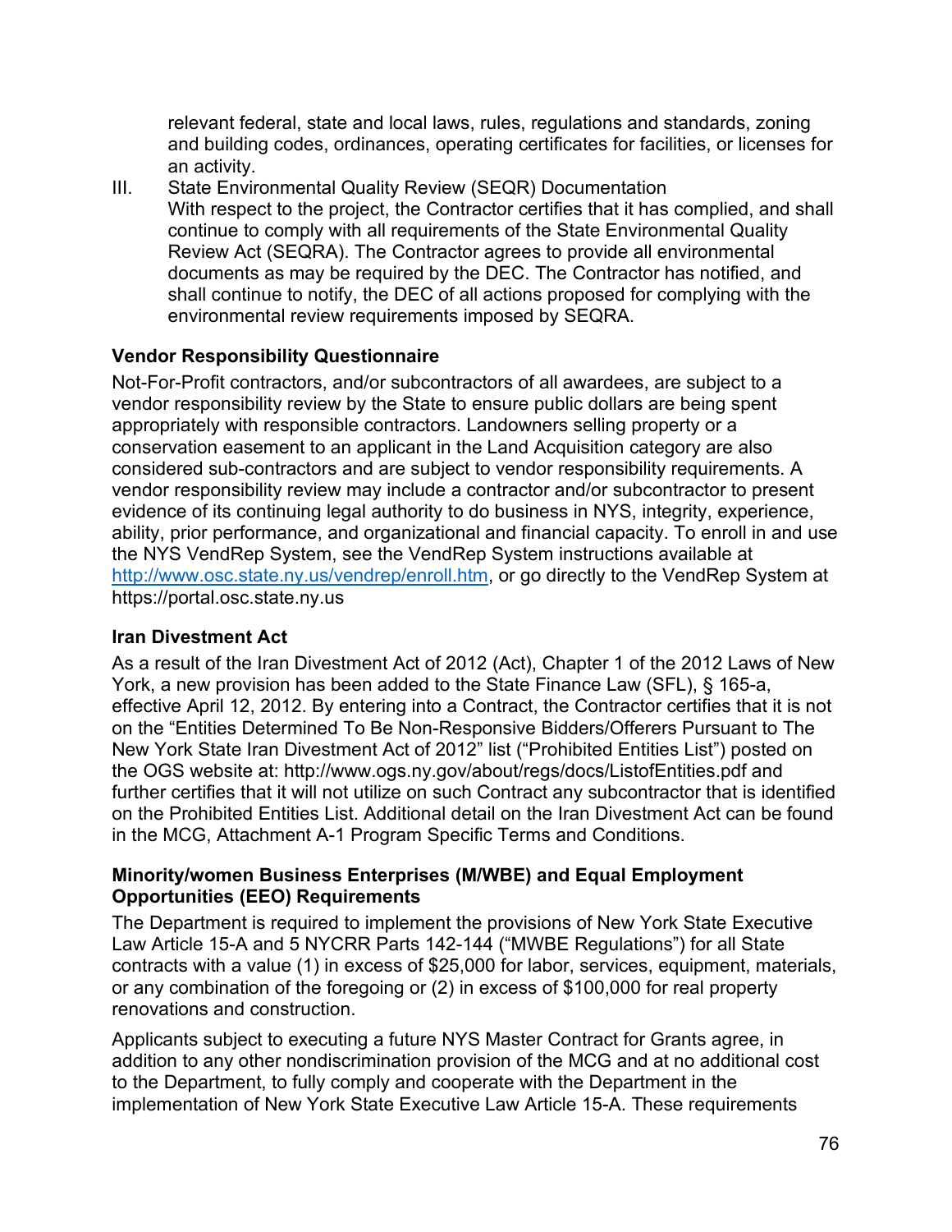relevant federal, state and local laws, rules, regulations and standards, zoning and building codes, ordinances, operating certificates for facilities, or licenses for an activity.

III. State Environmental Quality Review (SEQR) Documentation
With respect to the project, the Contractor certifies that it has complied, and shall continue to comply with all requirements of the State Environmental Quality Review Act (SEQRA). The Contractor agrees to provide all environmental documents as may be required by the DEC. The Contractor has notified, and shall continue to notify, the DEC of all actions proposed for complying with the environmental review requirements imposed by SEQRA.

**Vendor Responsibility Questionnaire**

Not-For-Profit contractors, and/or subcontractors of all awardees, are subject to a vendor responsibility review by the State to ensure public dollars are being spent appropriately with responsible contractors. Landowners selling property or a conservation easement to an applicant in the Land Acquisition category are also considered sub-contractors and are subject to vendor responsibility requirements. A vendor responsibility review may include a contractor and/or subcontractor to present evidence of its continuing legal authority to do business in NYS, integrity, experience, ability, prior performance, and organizational and financial capacity. To enroll in and use the NYS VendRep System, see the VendRep System instructions available at [http://www.osc.state.ny.us/vendrep/enroll.htm](http://www.osc.state.ny.us/vendrep/enroll.htm), or go directly to the VendRep System at https://portal.osc.state.ny.us

**Iran Divestment Act**

As a result of the Iran Divestment Act of 2012 (Act), Chapter 1 of the 2012 Laws of New York, a new provision has been added to the State Finance Law (SFL), § 165-a, effective April 12, 2012. By entering into a Contract, the Contractor certifies that it is not on the "Entities Determined To Be Non-Responsive Bidders/Offerers Pursuant to The New York State Iran Divestment Act of 2012" list ("Prohibited Entities List") posted on the OGS website at: http://www.ogs.ny.gov/about/regs/docs/ListofEntities.pdf and further certifies that it will not utilize on such Contract any subcontractor that is identified on the Prohibited Entities List. Additional detail on the Iran Divestment Act can be found in the MCG, Attachment A-1 Program Specific Terms and Conditions.

**Minority/women Business Enterprises (M/WBE) and Equal Employment Opportunities (EEO) Requirements**

The Department is required to implement the provisions of New York State Executive Law Article 15-A and 5 NYCRR Parts 142-144 ("MWBE Regulations") for all State contracts with a value (1) in excess of $25,000 for labor, services, equipment, materials, or any combination of the foregoing or (2) in excess of $100,000 for real property renovations and construction.

Applicants subject to executing a future NYS Master Contract for Grants agree, in addition to any other nondiscrimination provision of the MCG and at no additional cost to the Department, to fully comply and cooperate with the Department in the implementation of New York State Executive Law Article 15-A. These requirements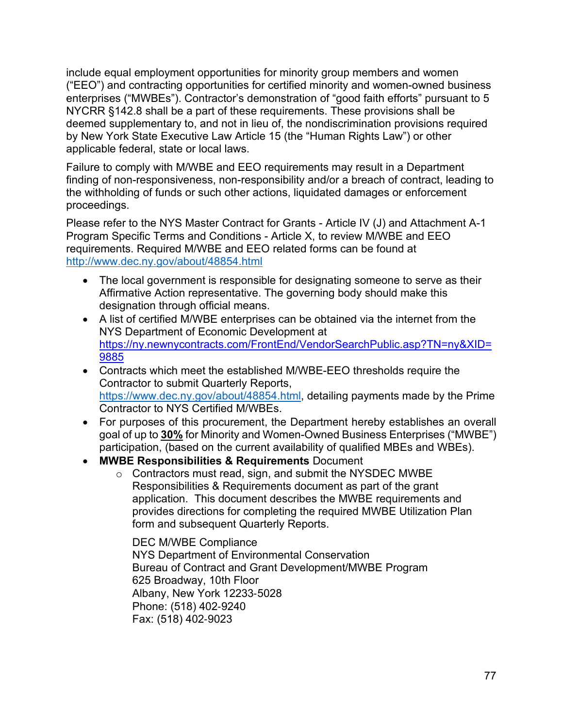include equal employment opportunities for minority group members and women ("EEO") and contracting opportunities for certified minority and women-owned business enterprises ("MWBEs"). Contractor's demonstration of "good faith efforts" pursuant to 5 NYCRR §142.8 shall be a part of these requirements. These provisions shall be deemed supplementary to, and not in lieu of, the nondiscrimination provisions required by New York State Executive Law Article 15 (the "Human Rights Law") or other applicable federal, state or local laws.

Failure to comply with M/WBE and EEO requirements may result in a Department finding of non-responsiveness, non-responsibility and/or a breach of contract, leading to the withholding of funds or such other actions, liquidated damages or enforcement proceedings.

Please refer to the NYS Master Contract for Grants - Article IV (J) and Attachment A-1 Program Specific Terms and Conditions - Article X, to review M/WBE and EEO requirements. Required M/WBE and EEO related forms can be found at http://www.dec.ny.gov/about/48854.html

- The local government is responsible for designating someone to serve as their Affirmative Action representative. The governing body should make this designation through official means.
- A list of certified M/WBE enterprises can be obtained via the internet from the NYS Department of Economic Development at https://ny.newnycontracts.com/FrontEnd/VendorSearchPublic.asp?TN=ny&XID=9885
- Contracts which meet the established M/WBE-EEO thresholds require the Contractor to submit Quarterly Reports, https://www.dec.ny.gov/about/48854.html, detailing payments made by the Prime Contractor to NYS Certified M/WBEs.
- For purposes of this procurement, the Department hereby establishes an overall goal of up to **30%** for Minority and Women-Owned Business Enterprises ("MWBE") participation, (based on the current availability of qualified MBEs and WBEs).
- **MWBE Responsibilities & Requirements** Document
  - Contractors must read, sign, and submit the NYSDEC MWBE Responsibilities & Requirements document as part of the grant application. This document describes the MWBE requirements and provides directions for completing the required MWBE Utilization Plan form and subsequent Quarterly Reports.

    DEC M/WBE Compliance  
    NYS Department of Environmental Conservation  
    Bureau of Contract and Grant Development/MWBE Program  
    625 Broadway, 10th Floor  
    Albany, New York 12233-5028  
    Phone: (518) 402-9240  
    Fax: (518) 402-9023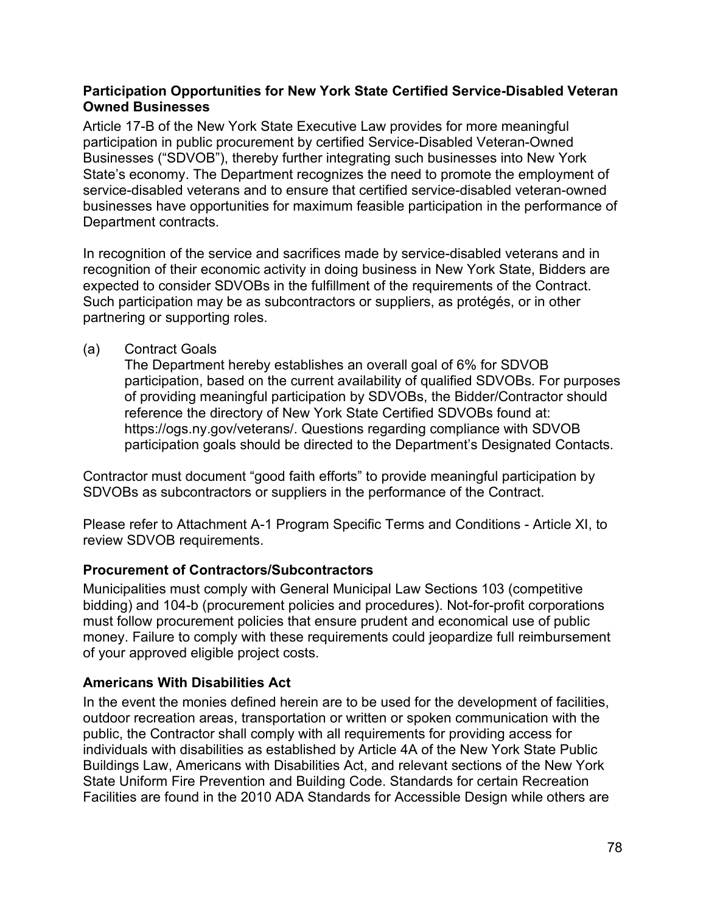**Participation Opportunities for New York State Certified Service-Disabled Veteran Owned Businesses**

Article 17-B of the New York State Executive Law provides for more meaningful participation in public procurement by certified Service-Disabled Veteran-Owned Businesses ("SDVOB"), thereby further integrating such businesses into New York State's economy. The Department recognizes the need to promote the employment of service-disabled veterans and to ensure that certified service-disabled veteran-owned businesses have opportunities for maximum feasible participation in the performance of Department contracts.

In recognition of the service and sacrifices made by service-disabled veterans and in recognition of their economic activity in doing business in New York State, Bidders are expected to consider SDVOBs in the fulfillment of the requirements of the Contract. Such participation may be as subcontractors or suppliers, as protégés, or in other partnering or supporting roles.

(a) Contract Goals
The Department hereby establishes an overall goal of 6% for SDVOB participation, based on the current availability of qualified SDVOBs. For purposes of providing meaningful participation by SDVOBs, the Bidder/Contractor should reference the directory of New York State Certified SDVOBs found at: https://ogs.ny.gov/veterans/. Questions regarding compliance with SDVOB participation goals should be directed to the Department's Designated Contacts.

Contractor must document "good faith efforts" to provide meaningful participation by SDVOBs as subcontractors or suppliers in the performance of the Contract.

Please refer to Attachment A-1 Program Specific Terms and Conditions - Article XI, to review SDVOB requirements.

**Procurement of Contractors/Subcontractors**

Municipalities must comply with General Municipal Law Sections 103 (competitive bidding) and 104-b (procurement policies and procedures). Not-for-profit corporations must follow procurement policies that ensure prudent and economical use of public money. Failure to comply with these requirements could jeopardize full reimbursement of your approved eligible project costs.

**Americans With Disabilities Act**

In the event the monies defined herein are to be used for the development of facilities, outdoor recreation areas, transportation or written or spoken communication with the public, the Contractor shall comply with all requirements for providing access for individuals with disabilities as established by Article 4A of the New York State Public Buildings Law, Americans with Disabilities Act, and relevant sections of the New York State Uniform Fire Prevention and Building Code. Standards for certain Recreation Facilities are found in the 2010 ADA Standards for Accessible Design while others are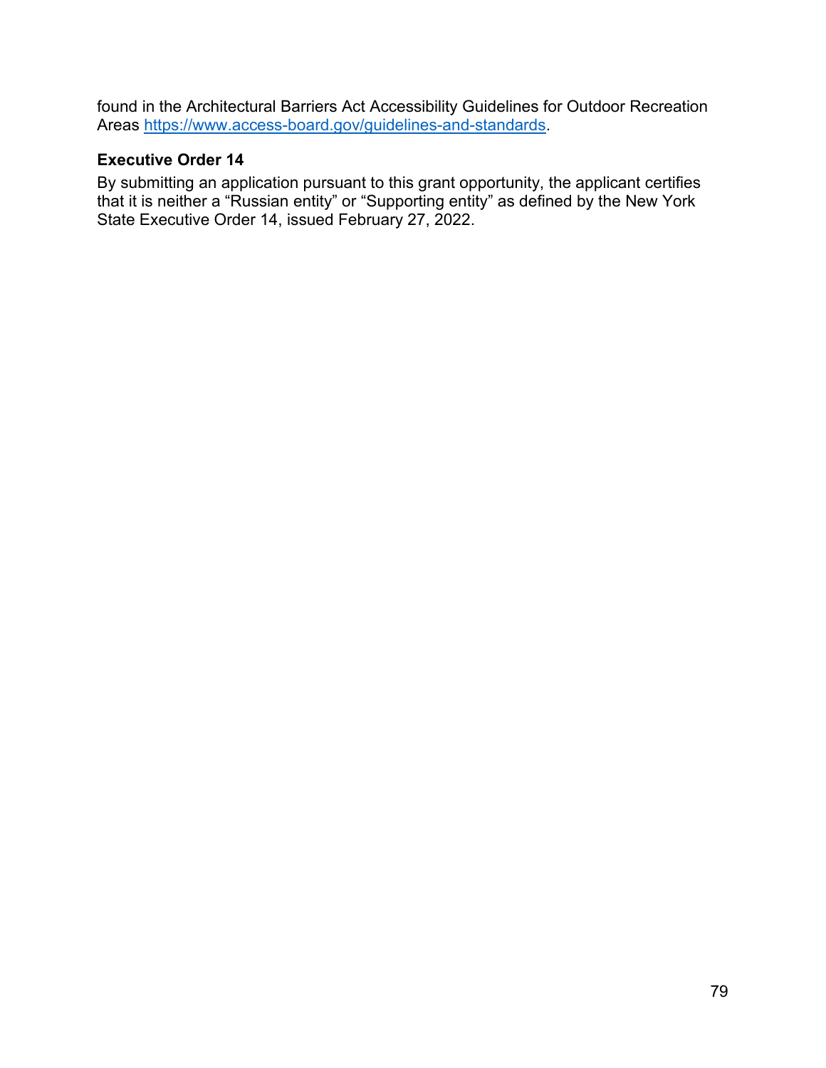found in the Architectural Barriers Act Accessibility Guidelines for Outdoor Recreation Areas [https://www.access-board.gov/guidelines-and-standards](https://www.access-board.gov/guidelines-and-standards).

**Executive Order 14**

By submitting an application pursuant to this grant opportunity, the applicant certifies that it is neither a "Russian entity" or "Supporting entity" as defined by the New York State Executive Order 14, issued February 27, 2022.